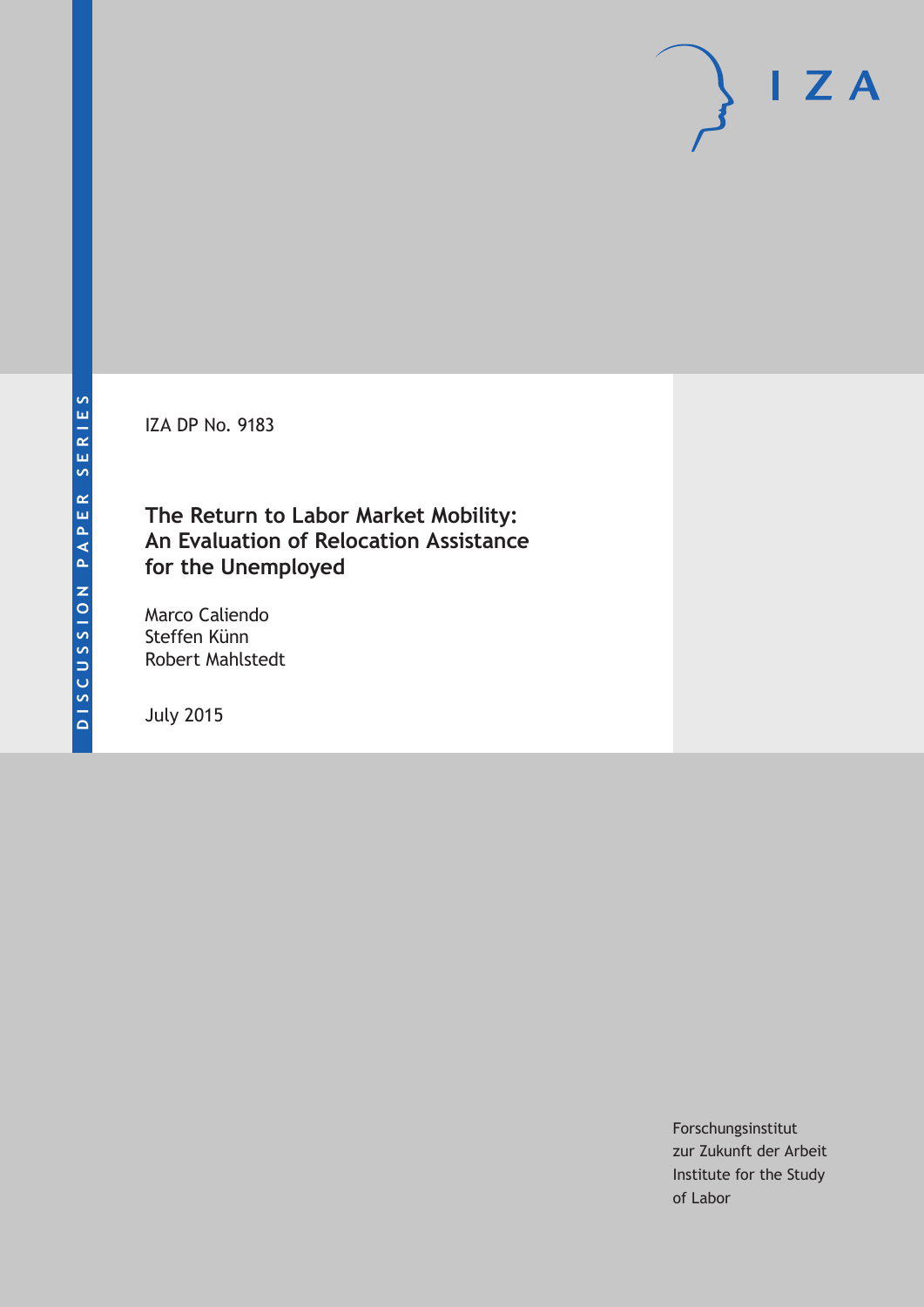DISCUSSION PAPER SERIES

IZA

IZA DP No. 9183

# The Return to Labor Market Mobility: An Evaluation of Relocation Assistance for the Unemployed

Marco Caliendo
Steffen Künn
Robert Mahlstedt

July 2015

Forschungsinstitut
zur Zukunft der Arbeit
Institute for the Study
of Labor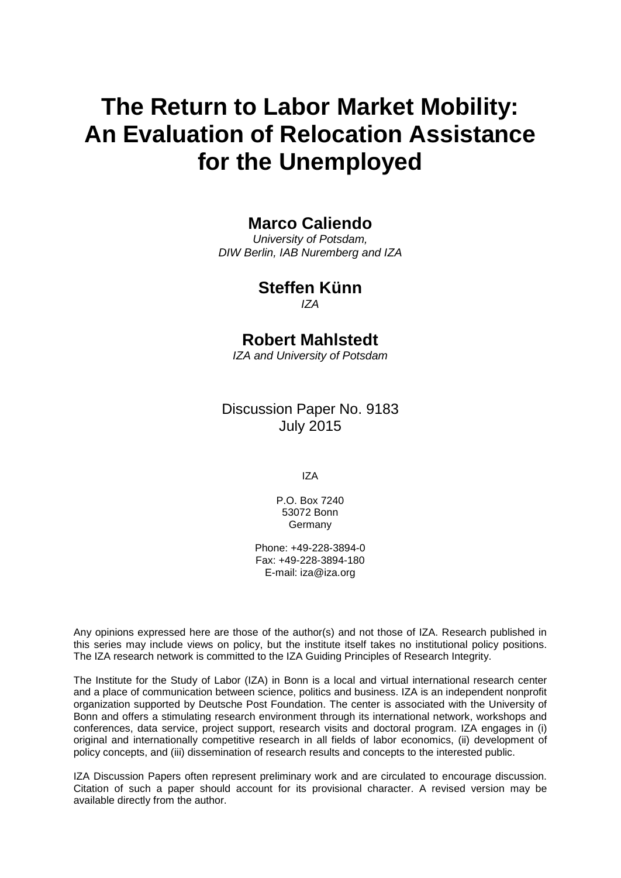# The Return to Labor Market Mobility: An Evaluation of Relocation Assistance for the Unemployed

**Marco Caliendo**
*University of Potsdam, DIW Berlin, IAB Nuremberg and IZA*

**Steffen Künn**
*IZA*

**Robert Mahlstedt**
*IZA and University of Potsdam*

Discussion Paper No. 9183
July 2015

IZA

P.O. Box 7240
53072 Bonn
Germany

Phone: +49-228-3894-0
Fax: +49-228-3894-180
E-mail: iza@iza.org

Any opinions expressed here are those of the author(s) and not those of IZA. Research published in this series may include views on policy, but the institute itself takes no institutional policy positions. The IZA research network is committed to the IZA Guiding Principles of Research Integrity.

The Institute for the Study of Labor (IZA) in Bonn is a local and virtual international research center and a place of communication between science, politics and business. IZA is an independent nonprofit organization supported by Deutsche Post Foundation. The center is associated with the University of Bonn and offers a stimulating research environment through its international network, workshops and conferences, data service, project support, research visits and doctoral program. IZA engages in (i) original and internationally competitive research in all fields of labor economics, (ii) development of policy concepts, and (iii) dissemination of research results and concepts to the interested public.

IZA Discussion Papers often represent preliminary work and are circulated to encourage discussion. Citation of such a paper should account for its provisional character. A revised version may be available directly from the author.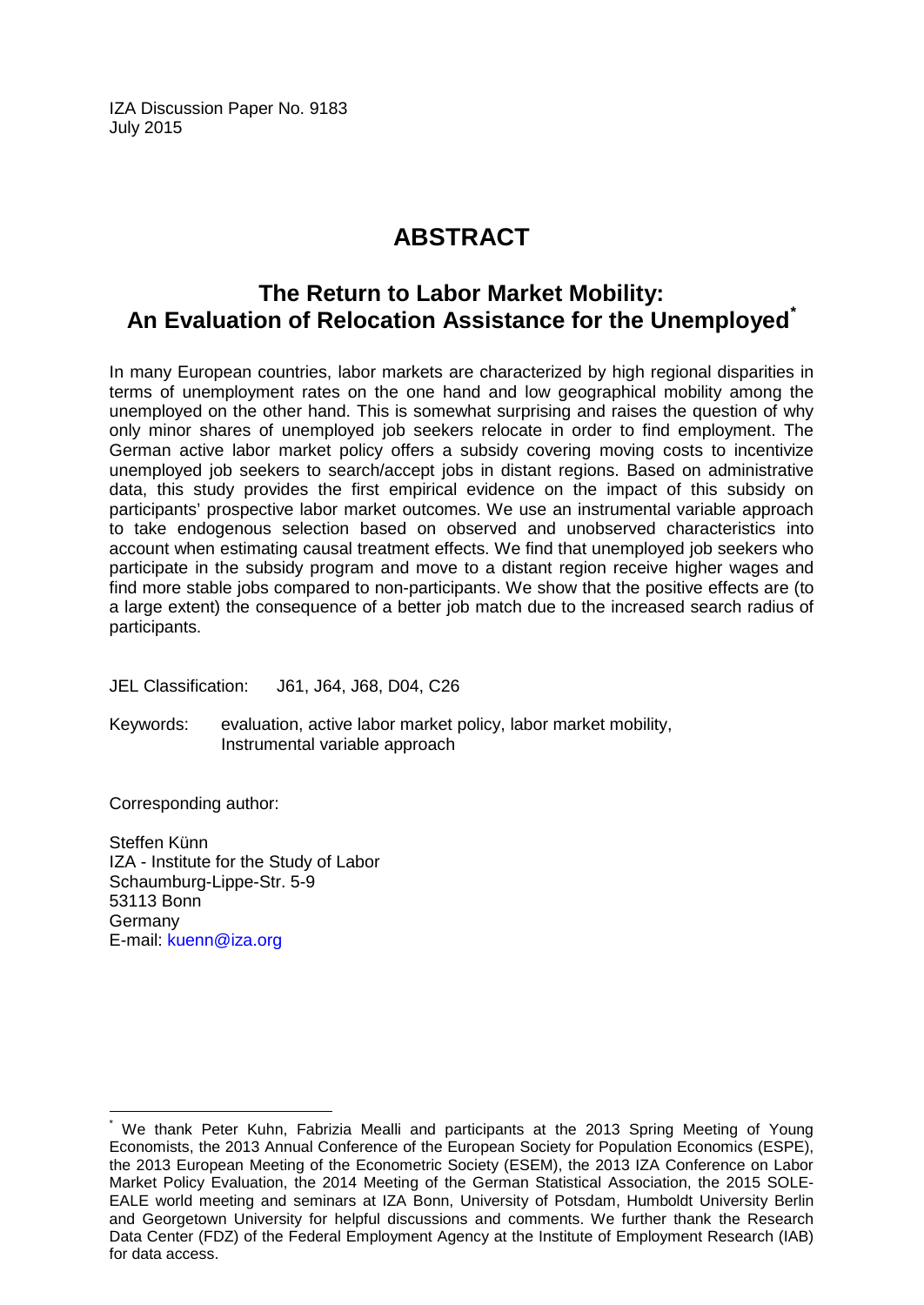IZA Discussion Paper No. 9183
July 2015

# ABSTRACT

## The Return to Labor Market Mobility: An Evaluation of Relocation Assistance for the Unemployed[*]

In many European countries, labor markets are characterized by high regional disparities in terms of unemployment rates on the one hand and low geographical mobility among the unemployed on the other hand. This is somewhat surprising and raises the question of why only minor shares of unemployed job seekers relocate in order to find employment. The German active labor market policy offers a subsidy covering moving costs to incentivize unemployed job seekers to search/accept jobs in distant regions. Based on administrative data, this study provides the first empirical evidence on the impact of this subsidy on participants' prospective labor market outcomes. We use an instrumental variable approach to take endogenous selection based on observed and unobserved characteristics into account when estimating causal treatment effects. We find that unemployed job seekers who participate in the subsidy program and move to a distant region receive higher wages and find more stable jobs compared to non-participants. We show that the positive effects are (to a large extent) the consequence of a better job match due to the increased search radius of participants.

JEL Classification: J61, J64, J68, D04, C26

Keywords: evaluation, active labor market policy, labor market mobility, Instrumental variable approach

Corresponding author:

Steffen Künn
IZA - Institute for the Study of Labor
Schaumburg-Lippe-Str. 5-9
53113 Bonn
Germany
E-mail: kuenn@iza.org

---

[*] We thank Peter Kuhn, Fabrizia Mealli and participants at the 2013 Spring Meeting of Young Economists, the 2013 Annual Conference of the European Society for Population Economics (ESPE), the 2013 European Meeting of the Econometric Society (ESEM), the 2013 IZA Conference on Labor Market Policy Evaluation, the 2014 Meeting of the German Statistical Association, the 2015 SOLE-EALE world meeting and seminars at IZA Bonn, University of Potsdam, Humboldt University Berlin and Georgetown University for helpful discussions and comments. We further thank the Research Data Center (FDZ) of the Federal Employment Agency at the Institute of Employment Research (IAB) for data access.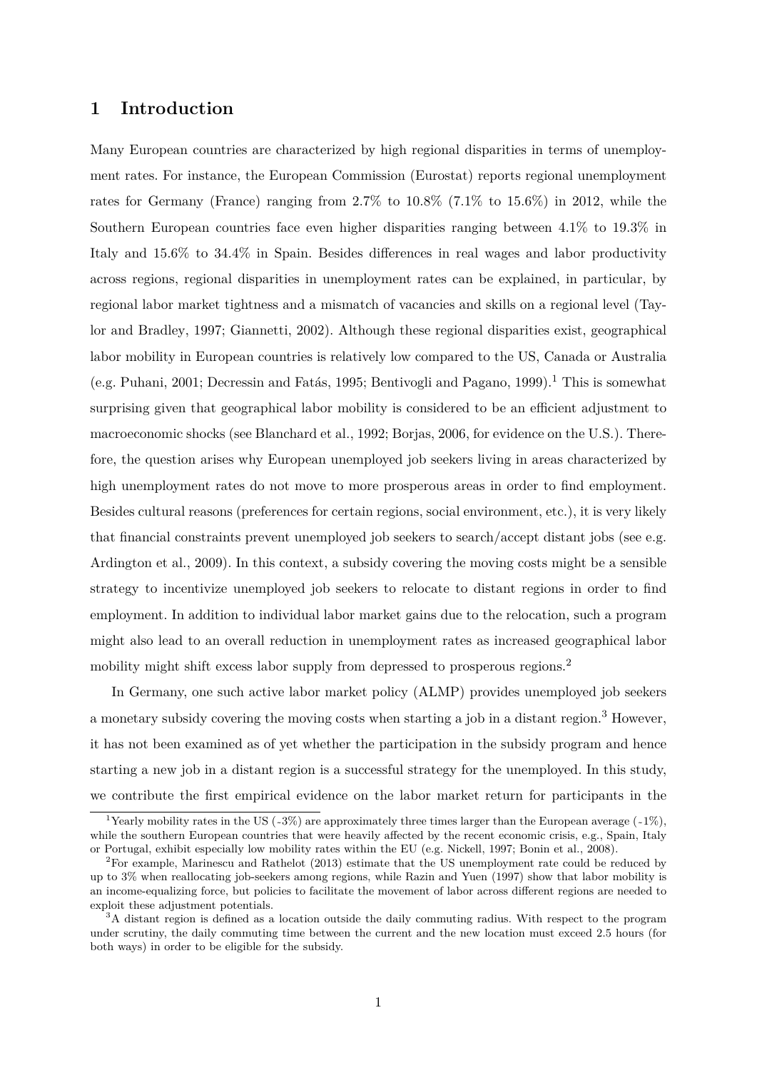## 1 Introduction

Many European countries are characterized by high regional disparities in terms of unemployment rates. For instance, the European Commission (Eurostat) reports regional unemployment rates for Germany (France) ranging from 2.7% to 10.8% (7.1% to 15.6%) in 2012, while the Southern European countries face even higher disparities ranging between 4.1% to 19.3% in Italy and 15.6% to 34.4% in Spain. Besides differences in real wages and labor productivity across regions, regional disparities in unemployment rates can be explained, in particular, by regional labor market tightness and a mismatch of vacancies and skills on a regional level (Taylor and Bradley, 1997; Giannetti, 2002). Although these regional disparities exist, geographical labor mobility in European countries is relatively low compared to the US, Canada or Australia (e.g. Puhani, 2001; Decressin and Fatás, 1995; Bentivogli and Pagano, 1999).[1] This is somewhat surprising given that geographical labor mobility is considered to be an efficient adjustment to macroeconomic shocks (see Blanchard et al., 1992; Borjas, 2006, for evidence on the U.S.). Therefore, the question arises why European unemployed job seekers living in areas characterized by high unemployment rates do not move to more prosperous areas in order to find employment. Besides cultural reasons (preferences for certain regions, social environment, etc.), it is very likely that financial constraints prevent unemployed job seekers to search/accept distant jobs (see e.g. Ardington et al., 2009). In this context, a subsidy covering the moving costs might be a sensible strategy to incentivize unemployed job seekers to relocate to distant regions in order to find employment. In addition to individual labor market gains due to the relocation, such a program might also lead to an overall reduction in unemployment rates as increased geographical labor mobility might shift excess labor supply from depressed to prosperous regions.[2]

In Germany, one such active labor market policy (ALMP) provides unemployed job seekers a monetary subsidy covering the moving costs when starting a job in a distant region.[3] However, it has not been examined as of yet whether the participation in the subsidy program and hence starting a new job in a distant region is a successful strategy for the unemployed. In this study, we contribute the first empirical evidence on the labor market return for participants in the

[1] Yearly mobility rates in the US (~3%) are approximately three times larger than the European average (~1%), while the southern European countries that were heavily affected by the recent economic crisis, e.g., Spain, Italy or Portugal, exhibit especially low mobility rates within the EU (e.g. Nickell, 1997; Bonin et al., 2008).

[2] For example, Marinescu and Rathelot (2013) estimate that the US unemployment rate could be reduced by up to 3% when reallocating job-seekers among regions, while Razin and Yuen (1997) show that labor mobility is an income-equalizing force, but policies to facilitate the movement of labor across different regions are needed to exploit these adjustment potentials.

[3] A distant region is defined as a location outside the daily commuting radius. With respect to the program under scrutiny, the daily commuting time between the current and the new location must exceed 2.5 hours (for both ways) in order to be eligible for the subsidy.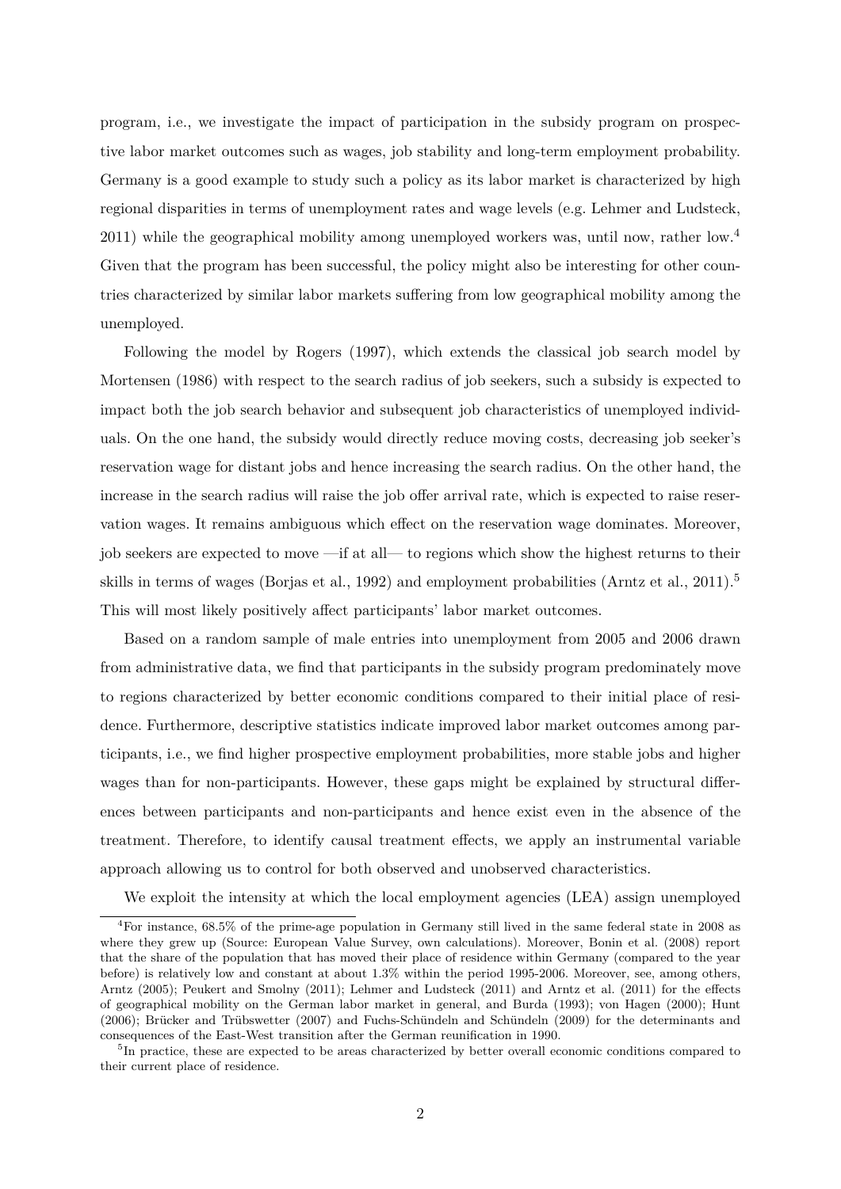program, i.e., we investigate the impact of participation in the subsidy program on prospective labor market outcomes such as wages, job stability and long-term employment probability. Germany is a good example to study such a policy as its labor market is characterized by high regional disparities in terms of unemployment rates and wage levels (e.g. Lehmer and Ludsteck, 2011) while the geographical mobility among unemployed workers was, until now, rather low.[4] Given that the program has been successful, the policy might also be interesting for other countries characterized by similar labor markets suffering from low geographical mobility among the unemployed.

Following the model by Rogers (1997), which extends the classical job search model by Mortensen (1986) with respect to the search radius of job seekers, such a subsidy is expected to impact both the job search behavior and subsequent job characteristics of unemployed individuals. On the one hand, the subsidy would directly reduce moving costs, decreasing job seeker's reservation wage for distant jobs and hence increasing the search radius. On the other hand, the increase in the search radius will raise the job offer arrival rate, which is expected to raise reservation wages. It remains ambiguous which effect on the reservation wage dominates. Moreover, job seekers are expected to move —if at all— to regions which show the highest returns to their skills in terms of wages (Borjas et al., 1992) and employment probabilities (Arntz et al., 2011).[5] This will most likely positively affect participants' labor market outcomes.

Based on a random sample of male entries into unemployment from 2005 and 2006 drawn from administrative data, we find that participants in the subsidy program predominately move to regions characterized by better economic conditions compared to their initial place of residence. Furthermore, descriptive statistics indicate improved labor market outcomes among participants, i.e., we find higher prospective employment probabilities, more stable jobs and higher wages than for non-participants. However, these gaps might be explained by structural differences between participants and non-participants and hence exist even in the absence of the treatment. Therefore, to identify causal treatment effects, we apply an instrumental variable approach allowing us to control for both observed and unobserved characteristics.

We exploit the intensity at which the local employment agencies (LEA) assign unemployed

[4] For instance, 68.5% of the prime-age population in Germany still lived in the same federal state in 2008 as where they grew up (Source: European Value Survey, own calculations). Moreover, Bonin et al. (2008) report that the share of the population that has moved their place of residence within Germany (compared to the year before) is relatively low and constant at about 1.3% within the period 1995-2006. Moreover, see, among others, Arntz (2005); Peukert and Smolny (2011); Lehmer and Ludsteck (2011) and Arntz et al. (2011) for the effects of geographical mobility on the German labor market in general, and Burda (1993); von Hagen (2000); Hunt (2006); Brücker and Trübswetter (2007) and Fuchs-Schündeln and Schündeln (2009) for the determinants and consequences of the East-West transition after the German reunification in 1990.

[5] In practice, these are expected to be areas characterized by better overall economic conditions compared to their current place of residence.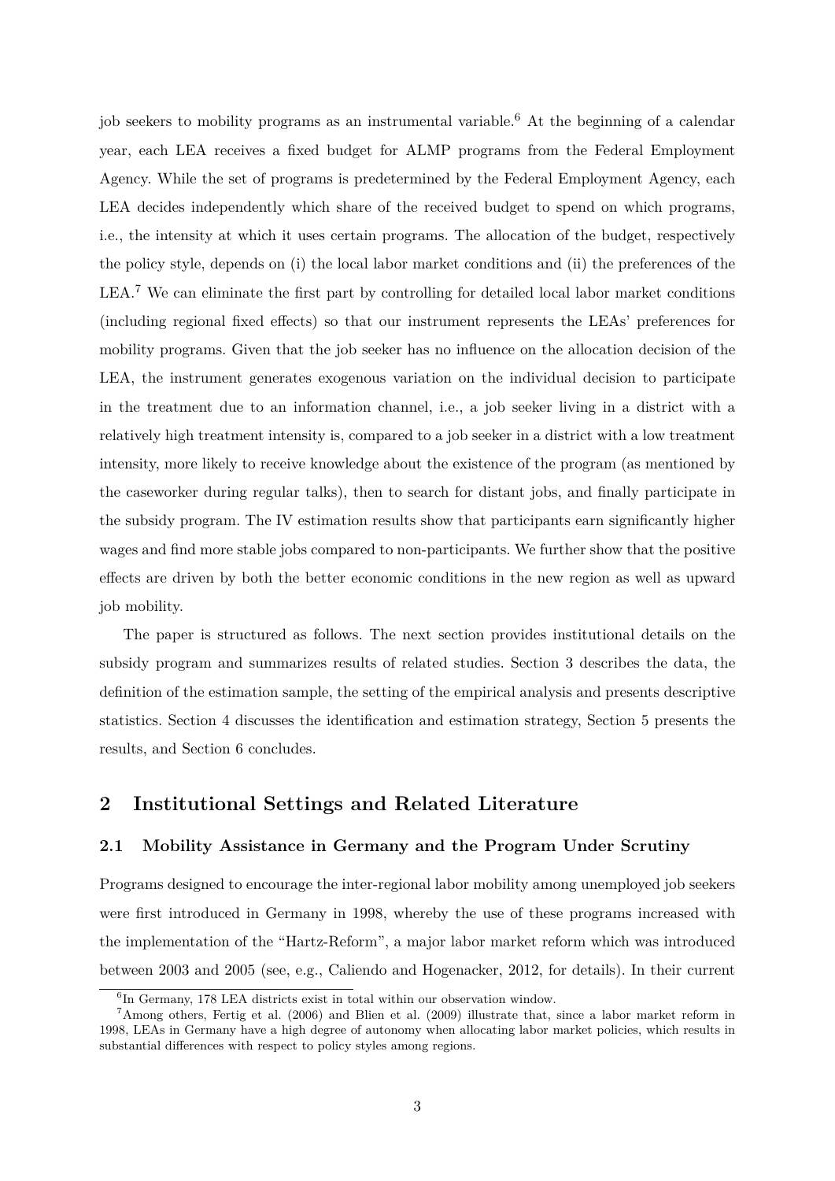job seekers to mobility programs as an instrumental variable.[6] At the beginning of a calendar year, each LEA receives a fixed budget for ALMP programs from the Federal Employment Agency. While the set of programs is predetermined by the Federal Employment Agency, each LEA decides independently which share of the received budget to spend on which programs, i.e., the intensity at which it uses certain programs. The allocation of the budget, respectively the policy style, depends on (i) the local labor market conditions and (ii) the preferences of the LEA.[7] We can eliminate the first part by controlling for detailed local labor market conditions (including regional fixed effects) so that our instrument represents the LEAs' preferences for mobility programs. Given that the job seeker has no influence on the allocation decision of the LEA, the instrument generates exogenous variation on the individual decision to participate in the treatment due to an information channel, i.e., a job seeker living in a district with a relatively high treatment intensity is, compared to a job seeker in a district with a low treatment intensity, more likely to receive knowledge about the existence of the program (as mentioned by the caseworker during regular talks), then to search for distant jobs, and finally participate in the subsidy program. The IV estimation results show that participants earn significantly higher wages and find more stable jobs compared to non-participants. We further show that the positive effects are driven by both the better economic conditions in the new region as well as upward job mobility.

The paper is structured as follows. The next section provides institutional details on the subsidy program and summarizes results of related studies. Section 3 describes the data, the definition of the estimation sample, the setting of the empirical analysis and presents descriptive statistics. Section 4 discusses the identification and estimation strategy, Section 5 presents the results, and Section 6 concludes.

## 2 Institutional Settings and Related Literature

### 2.1 Mobility Assistance in Germany and the Program Under Scrutiny

Programs designed to encourage the inter-regional labor mobility among unemployed job seekers were first introduced in Germany in 1998, whereby the use of these programs increased with the implementation of the "Hartz-Reform", a major labor market reform which was introduced between 2003 and 2005 (see, e.g., Caliendo and Hogenacker, 2012, for details). In their current

[6] In Germany, 178 LEA districts exist in total within our observation window.

[7] Among others, Fertig et al. (2006) and Blien et al. (2009) illustrate that, since a labor market reform in 1998, LEAs in Germany have a high degree of autonomy when allocating labor market policies, which results in substantial differences with respect to policy styles among regions.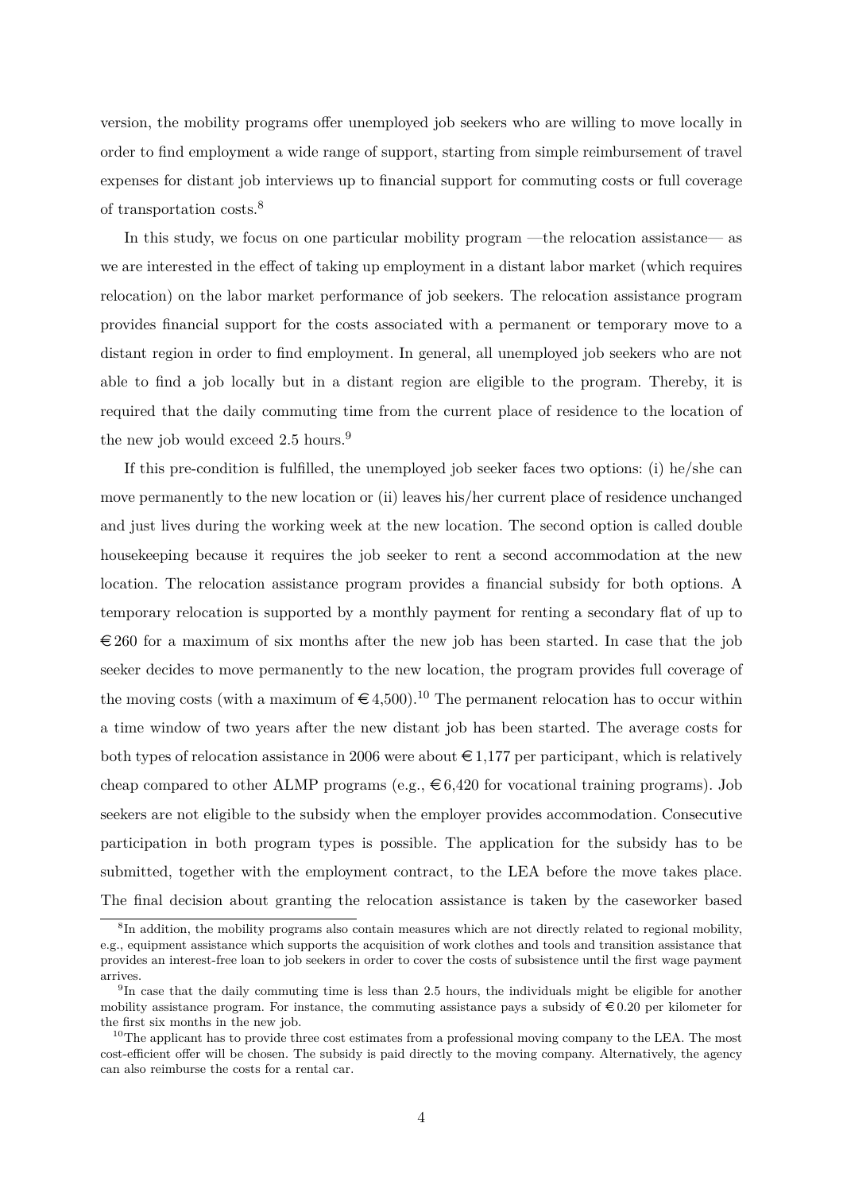version, the mobility programs offer unemployed job seekers who are willing to move locally in order to find employment a wide range of support, starting from simple reimbursement of travel expenses for distant job interviews up to financial support for commuting costs or full coverage of transportation costs.[8]

In this study, we focus on one particular mobility program —the relocation assistance— as we are interested in the effect of taking up employment in a distant labor market (which requires relocation) on the labor market performance of job seekers. The relocation assistance program provides financial support for the costs associated with a permanent or temporary move to a distant region in order to find employment. In general, all unemployed job seekers who are not able to find a job locally but in a distant region are eligible to the program. Thereby, it is required that the daily commuting time from the current place of residence to the location of the new job would exceed 2.5 hours.[9]

If this pre-condition is fulfilled, the unemployed job seeker faces two options: (i) he/she can move permanently to the new location or (ii) leaves his/her current place of residence unchanged and just lives during the working week at the new location. The second option is called double housekeeping because it requires the job seeker to rent a second accommodation at the new location. The relocation assistance program provides a financial subsidy for both options. A temporary relocation is supported by a monthly payment for renting a secondary flat of up to €260 for a maximum of six months after the new job has been started. In case that the job seeker decides to move permanently to the new location, the program provides full coverage of the moving costs (with a maximum of €4,500).[10] The permanent relocation has to occur within a time window of two years after the new distant job has been started. The average costs for both types of relocation assistance in 2006 were about €1,177 per participant, which is relatively cheap compared to other ALMP programs (e.g., €6,420 for vocational training programs). Job seekers are not eligible to the subsidy when the employer provides accommodation. Consecutive participation in both program types is possible. The application for the subsidy has to be submitted, together with the employment contract, to the LEA before the move takes place. The final decision about granting the relocation assistance is taken by the caseworker based

[8] In addition, the mobility programs also contain measures which are not directly related to regional mobility, e.g., equipment assistance which supports the acquisition of work clothes and tools and transition assistance that provides an interest-free loan to job seekers in order to cover the costs of subsistence until the first wage payment arrives.

[9] In case that the daily commuting time is less than 2.5 hours, the individuals might be eligible for another mobility assistance program. For instance, the commuting assistance pays a subsidy of €0.20 per kilometer for the first six months in the new job.

[10] The applicant has to provide three cost estimates from a professional moving company to the LEA. The most cost-efficient offer will be chosen. The subsidy is paid directly to the moving company. Alternatively, the agency can also reimburse the costs for a rental car.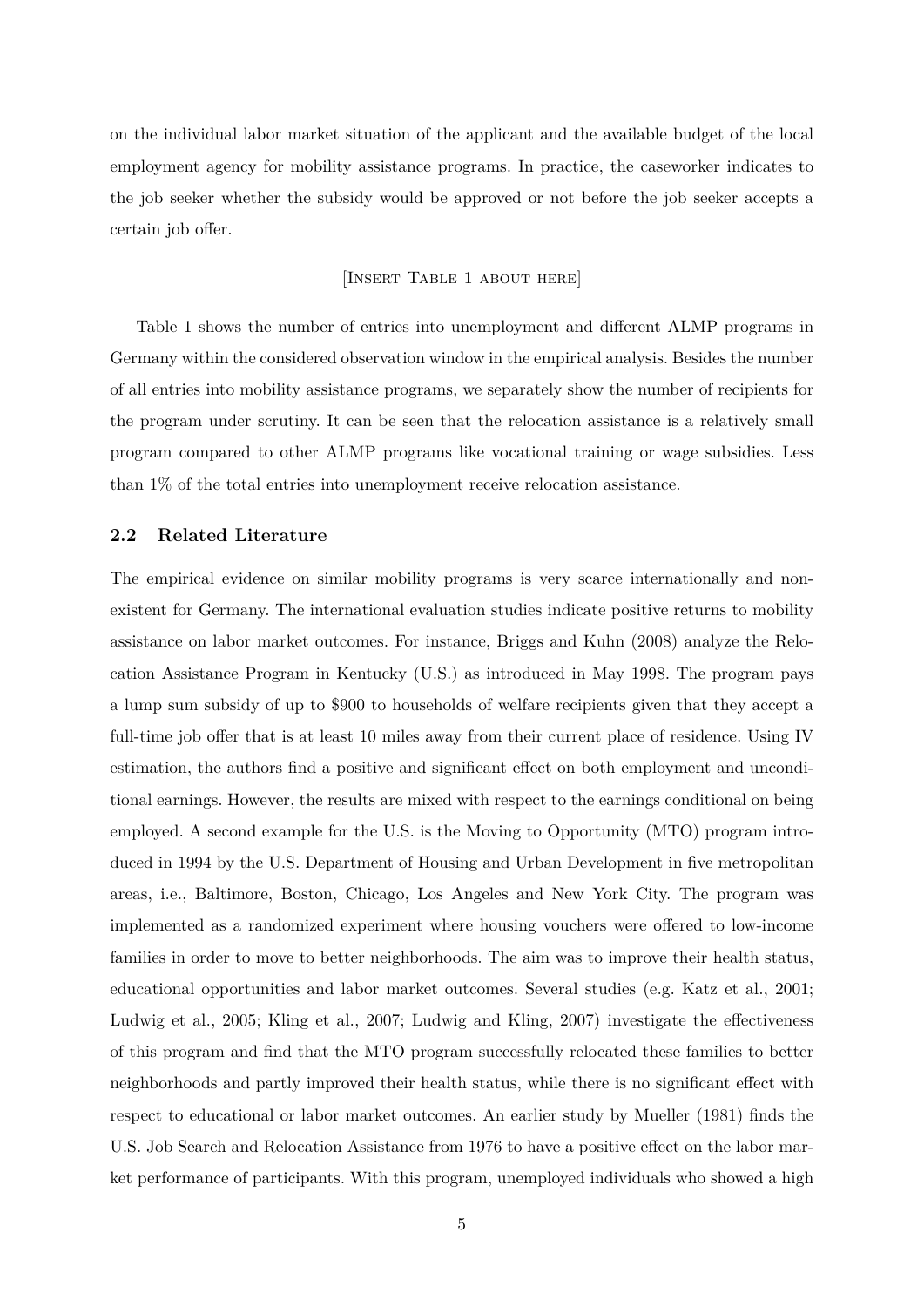on the individual labor market situation of the applicant and the available budget of the local employment agency for mobility assistance programs. In practice, the caseworker indicates to the job seeker whether the subsidy would be approved or not before the job seeker accepts a certain job offer.

[Insert Table 1 about here]

Table 1 shows the number of entries into unemployment and different ALMP programs in Germany within the considered observation window in the empirical analysis. Besides the number of all entries into mobility assistance programs, we separately show the number of recipients for the program under scrutiny. It can be seen that the relocation assistance is a relatively small program compared to other ALMP programs like vocational training or wage subsidies. Less than 1% of the total entries into unemployment receive relocation assistance.

## 2.2 Related Literature

The empirical evidence on similar mobility programs is very scarce internationally and non-existent for Germany. The international evaluation studies indicate positive returns to mobility assistance on labor market outcomes. For instance, Briggs and Kuhn (2008) analyze the Relocation Assistance Program in Kentucky (U.S.) as introduced in May 1998. The program pays a lump sum subsidy of up to $900 to households of welfare recipients given that they accept a full-time job offer that is at least 10 miles away from their current place of residence. Using IV estimation, the authors find a positive and significant effect on both employment and unconditional earnings. However, the results are mixed with respect to the earnings conditional on being employed. A second example for the U.S. is the Moving to Opportunity (MTO) program introduced in 1994 by the U.S. Department of Housing and Urban Development in five metropolitan areas, i.e., Baltimore, Boston, Chicago, Los Angeles and New York City. The program was implemented as a randomized experiment where housing vouchers were offered to low-income families in order to move to better neighborhoods. The aim was to improve their health status, educational opportunities and labor market outcomes. Several studies (e.g. Katz et al., 2001; Ludwig et al., 2005; Kling et al., 2007; Ludwig and Kling, 2007) investigate the effectiveness of this program and find that the MTO program successfully relocated these families to better neighborhoods and partly improved their health status, while there is no significant effect with respect to educational or labor market outcomes. An earlier study by Mueller (1981) finds the U.S. Job Search and Relocation Assistance from 1976 to have a positive effect on the labor market performance of participants. With this program, unemployed individuals who showed a high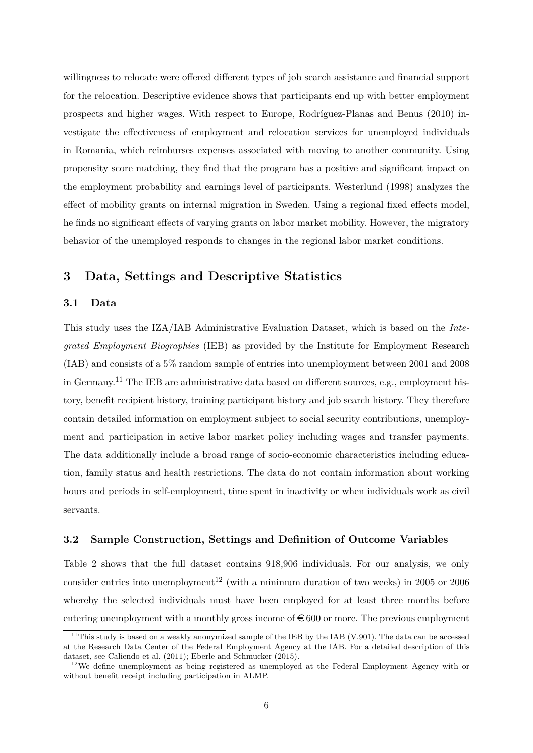willingness to relocate were offered different types of job search assistance and financial support for the relocation. Descriptive evidence shows that participants end up with better employment prospects and higher wages. With respect to Europe, Rodríguez-Planas and Benus (2010) investigate the effectiveness of employment and relocation services for unemployed individuals in Romania, which reimburses expenses associated with moving to another community. Using propensity score matching, they find that the program has a positive and significant impact on the employment probability and earnings level of participants. Westerlund (1998) analyzes the effect of mobility grants on internal migration in Sweden. Using a regional fixed effects model, he finds no significant effects of varying grants on labor market mobility. However, the migratory behavior of the unemployed responds to changes in the regional labor market conditions.

## 3 Data, Settings and Descriptive Statistics

### 3.1 Data

This study uses the IZA/IAB Administrative Evaluation Dataset, which is based on the *Integrated Employment Biographies* (IEB) as provided by the Institute for Employment Research (IAB) and consists of a 5% random sample of entries into unemployment between 2001 and 2008 in Germany.[11] The IEB are administrative data based on different sources, e.g., employment history, benefit recipient history, training participant history and job search history. They therefore contain detailed information on employment subject to social security contributions, unemployment and participation in active labor market policy including wages and transfer payments. The data additionally include a broad range of socio-economic characteristics including education, family status and health restrictions. The data do not contain information about working hours and periods in self-employment, time spent in inactivity or when individuals work as civil servants.

### 3.2 Sample Construction, Settings and Definition of Outcome Variables

Table 2 shows that the full dataset contains 918,906 individuals. For our analysis, we only consider entries into unemployment[12] (with a minimum duration of two weeks) in 2005 or 2006 whereby the selected individuals must have been employed for at least three months before entering unemployment with a monthly gross income of €600 or more. The previous employment

[11] This study is based on a weakly anonymized sample of the IEB by the IAB (V.901). The data can be accessed at the Research Data Center of the Federal Employment Agency at the IAB. For a detailed description of this dataset, see Caliendo et al. (2011); Eberle and Schmucker (2015).

[12] We define unemployment as being registered as unemployed at the Federal Employment Agency with or without benefit receipt including participation in ALMP.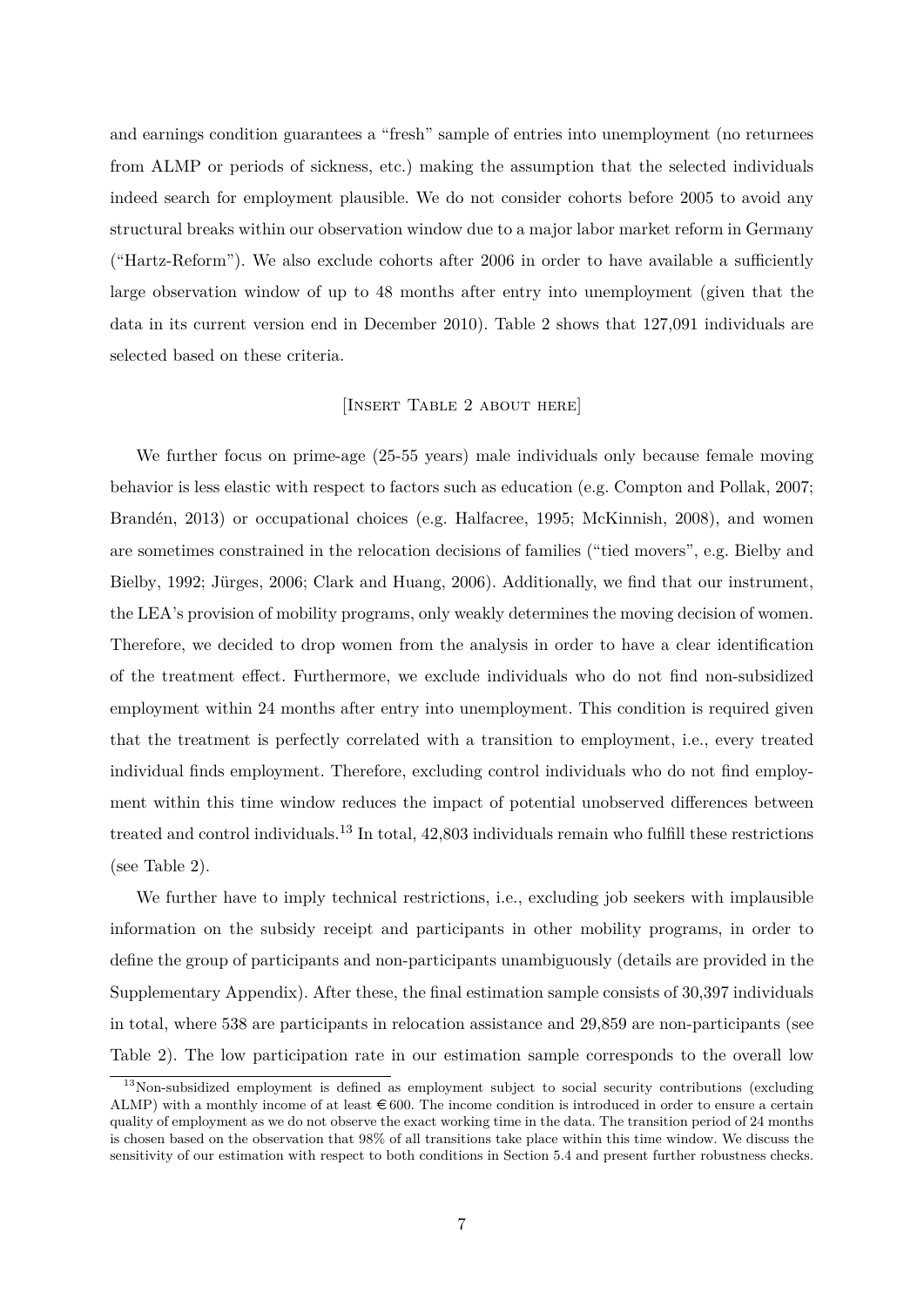and earnings condition guarantees a "fresh" sample of entries into unemployment (no returnees from ALMP or periods of sickness, etc.) making the assumption that the selected individuals indeed search for employment plausible. We do not consider cohorts before 2005 to avoid any structural breaks within our observation window due to a major labor market reform in Germany ("Hartz-Reform"). We also exclude cohorts after 2006 in order to have available a sufficiently large observation window of up to 48 months after entry into unemployment (given that the data in its current version end in December 2010). Table 2 shows that 127,091 individuals are selected based on these criteria.

[Insert Table 2 about here]

We further focus on prime-age (25-55 years) male individuals only because female moving behavior is less elastic with respect to factors such as education (e.g. Compton and Pollak, 2007; Brandén, 2013) or occupational choices (e.g. Halfacree, 1995; McKinnish, 2008), and women are sometimes constrained in the relocation decisions of families ("tied movers", e.g. Bielby and Bielby, 1992; Jürges, 2006; Clark and Huang, 2006). Additionally, we find that our instrument, the LEA's provision of mobility programs, only weakly determines the moving decision of women. Therefore, we decided to drop women from the analysis in order to have a clear identification of the treatment effect. Furthermore, we exclude individuals who do not find non-subsidized employment within 24 months after entry into unemployment. This condition is required given that the treatment is perfectly correlated with a transition to employment, i.e., every treated individual finds employment. Therefore, excluding control individuals who do not find employment within this time window reduces the impact of potential unobserved differences between treated and control individuals.[13] In total, 42,803 individuals remain who fulfill these restrictions (see Table 2).

We further have to imply technical restrictions, i.e., excluding job seekers with implausible information on the subsidy receipt and participants in other mobility programs, in order to define the group of participants and non-participants unambiguously (details are provided in the Supplementary Appendix). After these, the final estimation sample consists of 30,397 individuals in total, where 538 are participants in relocation assistance and 29,859 are non-participants (see Table 2). The low participation rate in our estimation sample corresponds to the overall low

[13] Non-subsidized employment is defined as employment subject to social security contributions (excluding ALMP) with a monthly income of at least € 600. The income condition is introduced in order to ensure a certain quality of employment as we do not observe the exact working time in the data. The transition period of 24 months is chosen based on the observation that 98% of all transitions take place within this time window. We discuss the sensitivity of our estimation with respect to both conditions in Section 5.4 and present further robustness checks.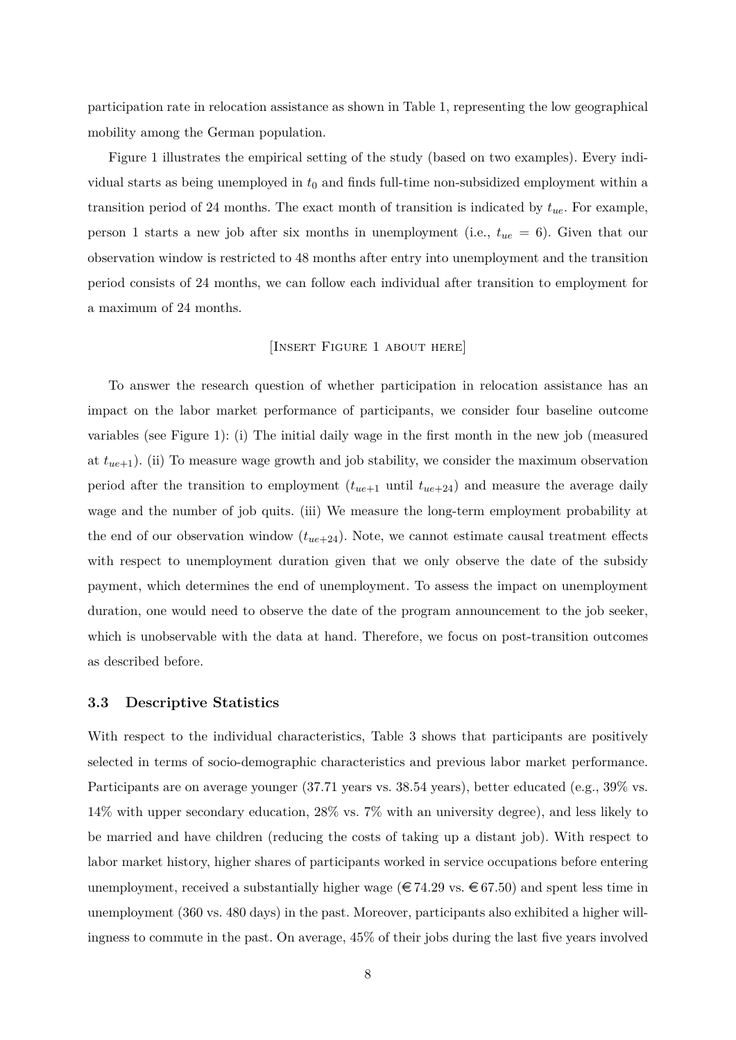participation rate in relocation assistance as shown in Table 1, representing the low geographical mobility among the German population.

Figure 1 illustrates the empirical setting of the study (based on two examples). Every individual starts as being unemployed in $t_0$ and finds full-time non-subsidized employment within a transition period of 24 months. The exact month of transition is indicated by $t_{ue}$. For example, person 1 starts a new job after six months in unemployment (i.e., $t_{ue} = 6$). Given that our observation window is restricted to 48 months after entry into unemployment and the transition period consists of 24 months, we can follow each individual after transition to employment for a maximum of 24 months.

[Insert Figure 1 about here]

To answer the research question of whether participation in relocation assistance has an impact on the labor market performance of participants, we consider four baseline outcome variables (see Figure 1): (i) The initial daily wage in the first month in the new job (measured at $t_{ue+1}$). (ii) To measure wage growth and job stability, we consider the maximum observation period after the transition to employment ($t_{ue+1}$ until $t_{ue+24}$) and measure the average daily wage and the number of job quits. (iii) We measure the long-term employment probability at the end of our observation window ($t_{ue+24}$). Note, we cannot estimate causal treatment effects with respect to unemployment duration given that we only observe the date of the subsidy payment, which determines the end of unemployment. To assess the impact on unemployment duration, one would need to observe the date of the program announcement to the job seeker, which is unobservable with the data at hand. Therefore, we focus on post-transition outcomes as described before.

### 3.3 Descriptive Statistics

With respect to the individual characteristics, Table 3 shows that participants are positively selected in terms of socio-demographic characteristics and previous labor market performance. Participants are on average younger (37.71 years vs. 38.54 years), better educated (e.g., 39% vs. 14% with upper secondary education, 28% vs. 7% with an university degree), and less likely to be married and have children (reducing the costs of taking up a distant job). With respect to labor market history, higher shares of participants worked in service occupations before entering unemployment, received a substantially higher wage (€74.29 vs. €67.50) and spent less time in unemployment (360 vs. 480 days) in the past. Moreover, participants also exhibited a higher willingness to commute in the past. On average, 45% of their jobs during the last five years involved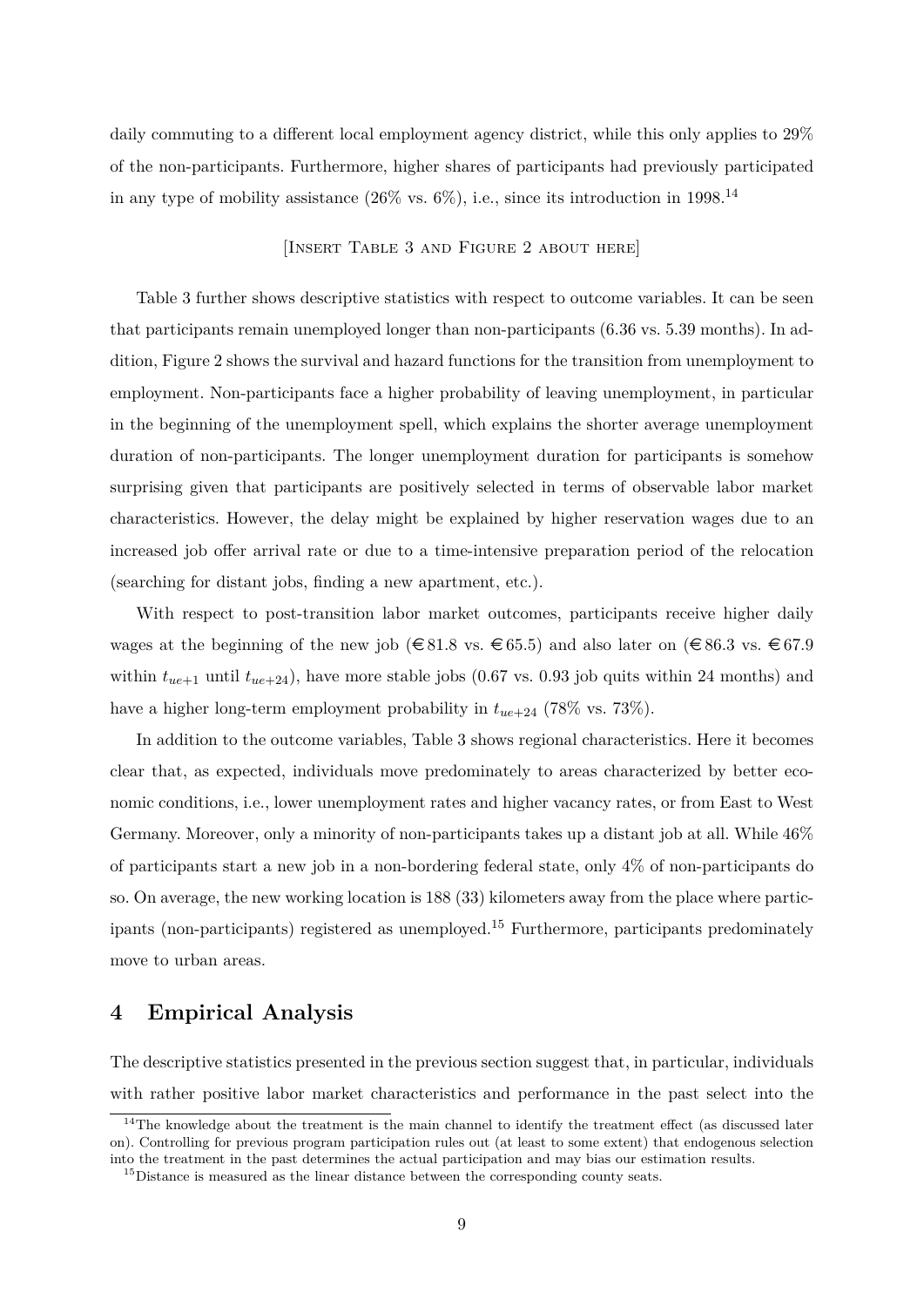daily commuting to a different local employment agency district, while this only applies to 29% of the non-participants. Furthermore, higher shares of participants had previously participated in any type of mobility assistance (26% vs. 6%), i.e., since its introduction in 1998.[14]

[Insert Table 3 and Figure 2 about here]

Table 3 further shows descriptive statistics with respect to outcome variables. It can be seen that participants remain unemployed longer than non-participants (6.36 vs. 5.39 months). In addition, Figure 2 shows the survival and hazard functions for the transition from unemployment to employment. Non-participants face a higher probability of leaving unemployment, in particular in the beginning of the unemployment spell, which explains the shorter average unemployment duration of non-participants. The longer unemployment duration for participants is somehow surprising given that participants are positively selected in terms of observable labor market characteristics. However, the delay might be explained by higher reservation wages due to an increased job offer arrival rate or due to a time-intensive preparation period of the relocation (searching for distant jobs, finding a new apartment, etc.).

With respect to post-transition labor market outcomes, participants receive higher daily wages at the beginning of the new job (€81.8 vs. €65.5) and also later on (€86.3 vs. €67.9 within $t_{ue+1}$ until $t_{ue+24}$), have more stable jobs (0.67 vs. 0.93 job quits within 24 months) and have a higher long-term employment probability in $t_{ue+24}$ (78% vs. 73%).

In addition to the outcome variables, Table 3 shows regional characteristics. Here it becomes clear that, as expected, individuals move predominately to areas characterized by better economic conditions, i.e., lower unemployment rates and higher vacancy rates, or from East to West Germany. Moreover, only a minority of non-participants takes up a distant job at all. While 46% of participants start a new job in a non-bordering federal state, only 4% of non-participants do so. On average, the new working location is 188 (33) kilometers away from the place where participants (non-participants) registered as unemployed.[15] Furthermore, participants predominately move to urban areas.

## 4 Empirical Analysis

The descriptive statistics presented in the previous section suggest that, in particular, individuals with rather positive labor market characteristics and performance in the past select into the

[14] The knowledge about the treatment is the main channel to identify the treatment effect (as discussed later on). Controlling for previous program participation rules out (at least to some extent) that endogenous selection into the treatment in the past determines the actual participation and may bias our estimation results.

[15] Distance is measured as the linear distance between the corresponding county seats.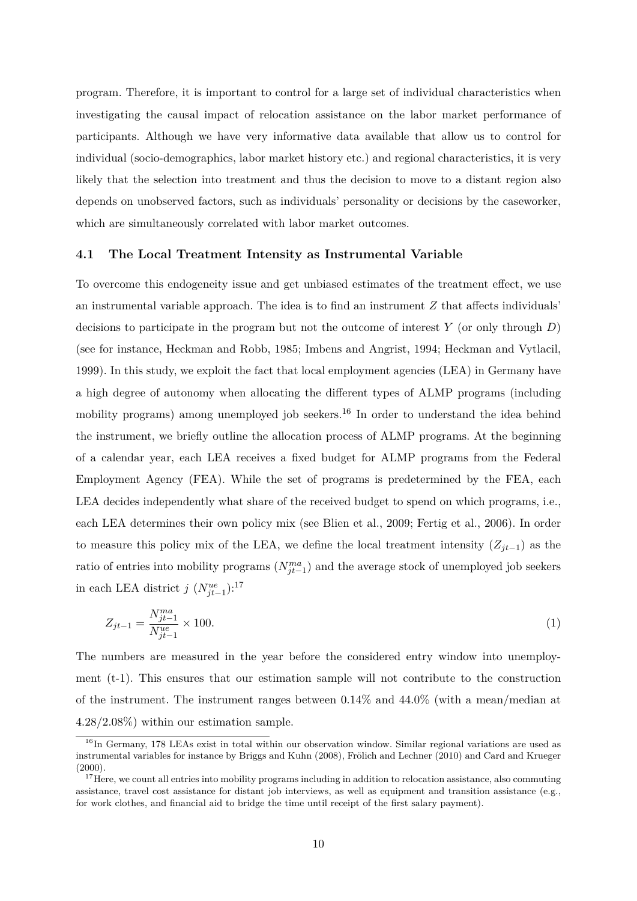program. Therefore, it is important to control for a large set of individual characteristics when investigating the causal impact of relocation assistance on the labor market performance of participants. Although we have very informative data available that allow us to control for individual (socio-demographics, labor market history etc.) and regional characteristics, it is very likely that the selection into treatment and thus the decision to move to a distant region also depends on unobserved factors, such as individuals' personality or decisions by the caseworker, which are simultaneously correlated with labor market outcomes.

### 4.1 The Local Treatment Intensity as Instrumental Variable

To overcome this endogeneity issue and get unbiased estimates of the treatment effect, we use an instrumental variable approach. The idea is to find an instrument $Z$ that affects individuals' decisions to participate in the program but not the outcome of interest $Y$ (or only through $D$) (see for instance, Heckman and Robb, 1985; Imbens and Angrist, 1994; Heckman and Vytlacil, 1999). In this study, we exploit the fact that local employment agencies (LEA) in Germany have a high degree of autonomy when allocating the different types of ALMP programs (including mobility programs) among unemployed job seekers.[16] In order to understand the idea behind the instrument, we briefly outline the allocation process of ALMP programs. At the beginning of a calendar year, each LEA receives a fixed budget for ALMP programs from the Federal Employment Agency (FEA). While the set of programs is predetermined by the FEA, each LEA decides independently what share of the received budget to spend on which programs, i.e., each LEA determines their own policy mix (see Blien et al., 2009; Fertig et al., 2006). In order to measure this policy mix of the LEA, we define the local treatment intensity ($Z_{jt-1}$) as the ratio of entries into mobility programs ($N^{ma}_{jt-1}$) and the average stock of unemployed job seekers in each LEA district $j$ ($N^{ue}_{jt-1}$):[17]

$$Z_{jt-1} = \frac{N^{ma}_{jt-1}}{N^{ue}_{jt-1}} \times 100. \tag{1}$$

The numbers are measured in the year before the considered entry window into unemployment (t-1). This ensures that our estimation sample will not contribute to the construction of the instrument. The instrument ranges between 0.14% and 44.0% (with a mean/median at 4.28/2.08%) within our estimation sample.

[16] In Germany, 178 LEAs exist in total within our observation window. Similar regional variations are used as instrumental variables for instance by Briggs and Kuhn (2008), Frölich and Lechner (2010) and Card and Krueger (2000).

[17] Here, we count all entries into mobility programs including in addition to relocation assistance, also commuting assistance, travel cost assistance for distant job interviews, as well as equipment and transition assistance (e.g., for work clothes, and financial aid to bridge the time until receipt of the first salary payment).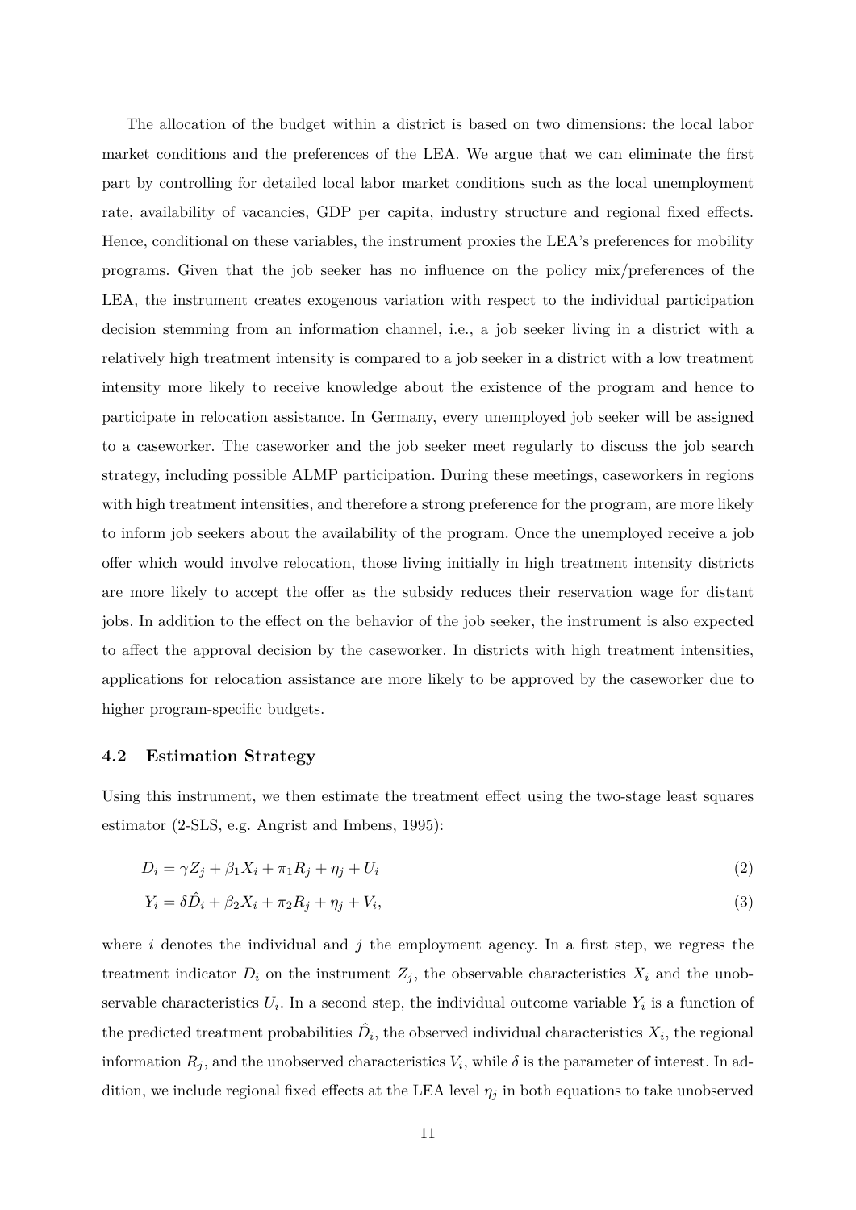The allocation of the budget within a district is based on two dimensions: the local labor market conditions and the preferences of the LEA. We argue that we can eliminate the first part by controlling for detailed local labor market conditions such as the local unemployment rate, availability of vacancies, GDP per capita, industry structure and regional fixed effects. Hence, conditional on these variables, the instrument proxies the LEA's preferences for mobility programs. Given that the job seeker has no influence on the policy mix/preferences of the LEA, the instrument creates exogenous variation with respect to the individual participation decision stemming from an information channel, i.e., a job seeker living in a district with a relatively high treatment intensity is compared to a job seeker in a district with a low treatment intensity more likely to receive knowledge about the existence of the program and hence to participate in relocation assistance. In Germany, every unemployed job seeker will be assigned to a caseworker. The caseworker and the job seeker meet regularly to discuss the job search strategy, including possible ALMP participation. During these meetings, caseworkers in regions with high treatment intensities, and therefore a strong preference for the program, are more likely to inform job seekers about the availability of the program. Once the unemployed receive a job offer which would involve relocation, those living initially in high treatment intensity districts are more likely to accept the offer as the subsidy reduces their reservation wage for distant jobs. In addition to the effect on the behavior of the job seeker, the instrument is also expected to affect the approval decision by the caseworker. In districts with high treatment intensities, applications for relocation assistance are more likely to be approved by the caseworker due to higher program-specific budgets.

### 4.2 Estimation Strategy

Using this instrument, we then estimate the treatment effect using the two-stage least squares estimator (2-SLS, e.g. Angrist and Imbens, 1995):

$$D_i = \gamma Z_j + \beta_1 X_i + \pi_1 R_j + \eta_j + U_i \tag{2}$$

$$Y_i = \delta \hat{D}_i + \beta_2 X_i + \pi_2 R_j + \eta_j + V_i, \tag{3}$$

where $i$ denotes the individual and $j$ the employment agency. In a first step, we regress the treatment indicator $D_i$ on the instrument $Z_j$, the observable characteristics $X_i$ and the unobservable characteristics $U_i$. In a second step, the individual outcome variable $Y_i$ is a function of the predicted treatment probabilities $\hat{D}_i$, the observed individual characteristics $X_i$, the regional information $R_j$, and the unobserved characteristics $V_i$, while $\delta$ is the parameter of interest. In addition, we include regional fixed effects at the LEA level $\eta_j$ in both equations to take unobserved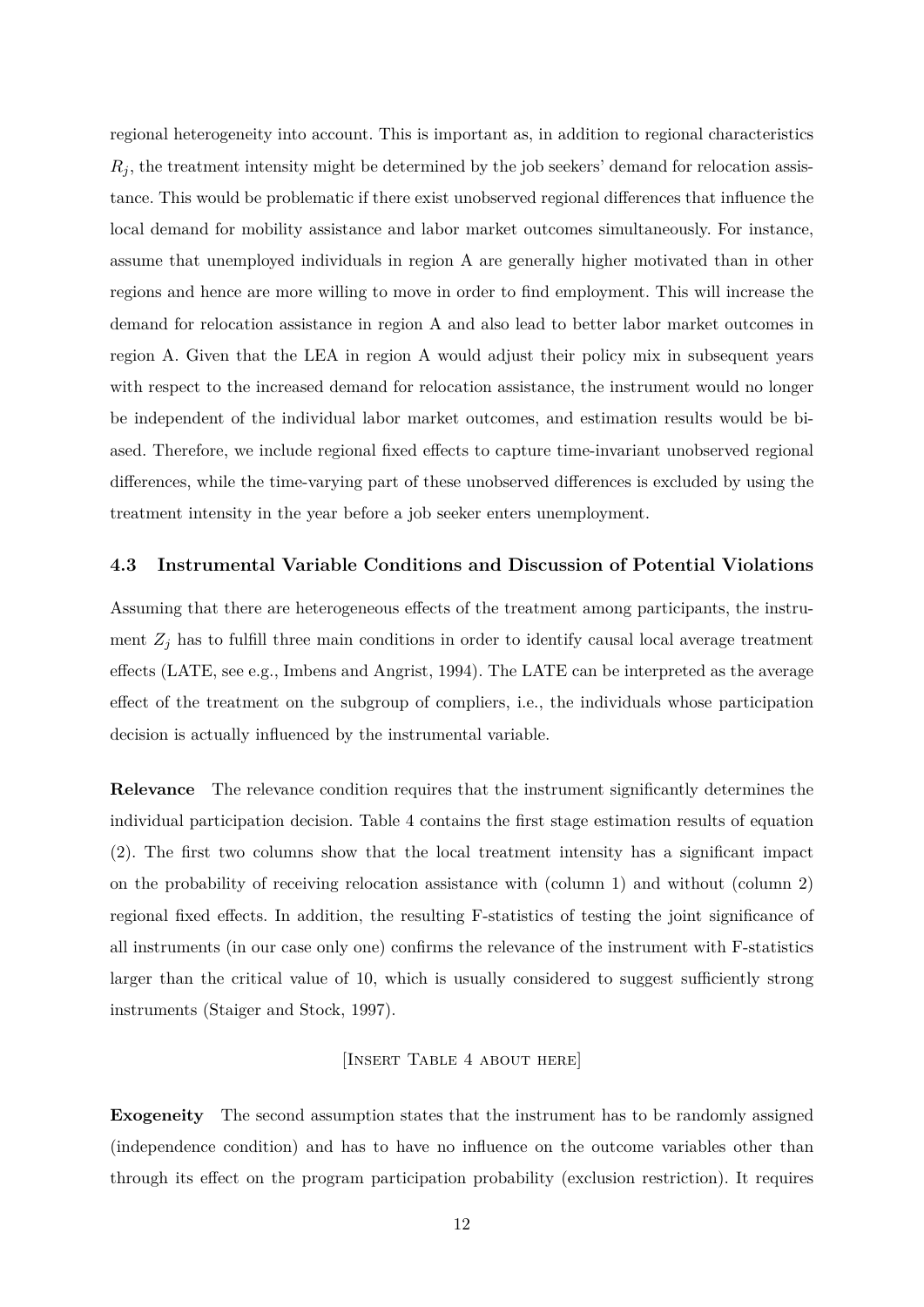regional heterogeneity into account. This is important as, in addition to regional characteristics $R_j$, the treatment intensity might be determined by the job seekers' demand for relocation assistance. This would be problematic if there exist unobserved regional differences that influence the local demand for mobility assistance and labor market outcomes simultaneously. For instance, assume that unemployed individuals in region A are generally higher motivated than in other regions and hence are more willing to move in order to find employment. This will increase the demand for relocation assistance in region A and also lead to better labor market outcomes in region A. Given that the LEA in region A would adjust their policy mix in subsequent years with respect to the increased demand for relocation assistance, the instrument would no longer be independent of the individual labor market outcomes, and estimation results would be biased. Therefore, we include regional fixed effects to capture time-invariant unobserved regional differences, while the time-varying part of these unobserved differences is excluded by using the treatment intensity in the year before a job seeker enters unemployment.

### 4.3 Instrumental Variable Conditions and Discussion of Potential Violations

Assuming that there are heterogeneous effects of the treatment among participants, the instrument $Z_j$ has to fulfill three main conditions in order to identify causal local average treatment effects (LATE, see e.g., Imbens and Angrist, 1994). The LATE can be interpreted as the average effect of the treatment on the subgroup of compliers, i.e., the individuals whose participation decision is actually influenced by the instrumental variable.

**Relevance** The relevance condition requires that the instrument significantly determines the individual participation decision. Table 4 contains the first stage estimation results of equation (2). The first two columns show that the local treatment intensity has a significant impact on the probability of receiving relocation assistance with (column 1) and without (column 2) regional fixed effects. In addition, the resulting F-statistics of testing the joint significance of all instruments (in our case only one) confirms the relevance of the instrument with F-statistics larger than the critical value of 10, which is usually considered to suggest sufficiently strong instruments (Staiger and Stock, 1997).

[Insert Table 4 about here]

**Exogeneity** The second assumption states that the instrument has to be randomly assigned (independence condition) and has to have no influence on the outcome variables other than through its effect on the program participation probability (exclusion restriction). It requires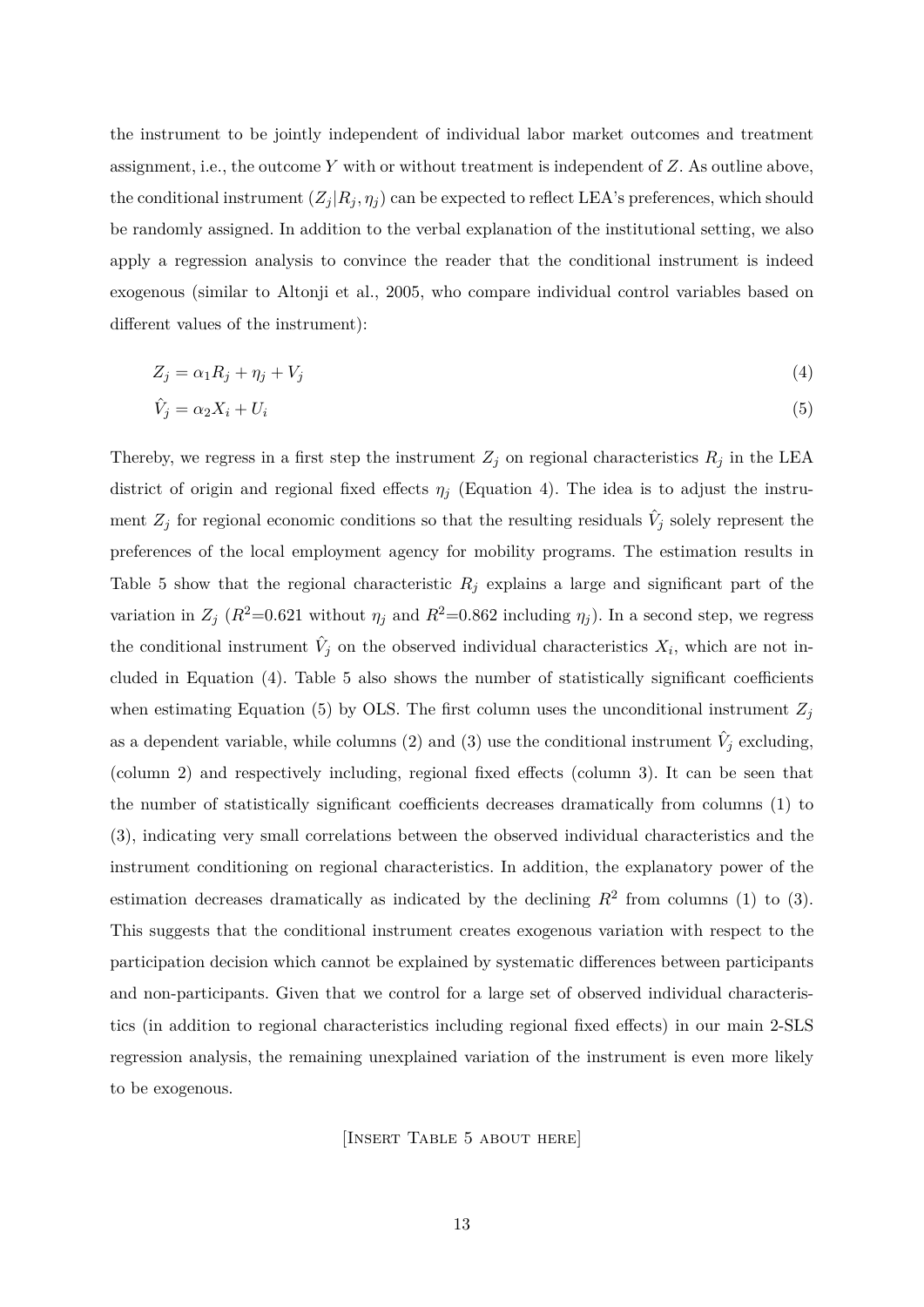the instrument to be jointly independent of individual labor market outcomes and treatment assignment, i.e., the outcome $Y$ with or without treatment is independent of $Z$. As outline above, the conditional instrument $(Z_j|R_j, \eta_j)$ can be expected to reflect LEA's preferences, which should be randomly assigned. In addition to the verbal explanation of the institutional setting, we also apply a regression analysis to convince the reader that the conditional instrument is indeed exogenous (similar to Altonji et al., 2005, who compare individual control variables based on different values of the instrument):

$$Z_j = \alpha_1 R_j + \eta_j + V_j \tag{4}$$

$$\hat{V}_j = \alpha_2 X_i + U_i \tag{5}$$

Thereby, we regress in a first step the instrument $Z_j$ on regional characteristics $R_j$ in the LEA district of origin and regional fixed effects $\eta_j$ (Equation 4). The idea is to adjust the instrument $Z_j$ for regional economic conditions so that the resulting residuals $\hat{V}_j$ solely represent the preferences of the local employment agency for mobility programs. The estimation results in Table 5 show that the regional characteristic $R_j$ explains a large and significant part of the variation in $Z_j$ ($R^2$=0.621 without $\eta_j$ and $R^2$=0.862 including $\eta_j$). In a second step, we regress the conditional instrument $\hat{V}_j$ on the observed individual characteristics $X_i$, which are not included in Equation (4). Table 5 also shows the number of statistically significant coefficients when estimating Equation (5) by OLS. The first column uses the unconditional instrument $Z_j$ as a dependent variable, while columns (2) and (3) use the conditional instrument $\hat{V}_j$ excluding, (column 2) and respectively including, regional fixed effects (column 3). It can be seen that the number of statistically significant coefficients decreases dramatically from columns (1) to (3), indicating very small correlations between the observed individual characteristics and the instrument conditioning on regional characteristics. In addition, the explanatory power of the estimation decreases dramatically as indicated by the declining $R^2$ from columns (1) to (3). This suggests that the conditional instrument creates exogenous variation with respect to the participation decision which cannot be explained by systematic differences between participants and non-participants. Given that we control for a large set of observed individual characteristics (in addition to regional characteristics including regional fixed effects) in our main 2-SLS regression analysis, the remaining unexplained variation of the instrument is even more likely to be exogenous.

[Insert Table 5 about here]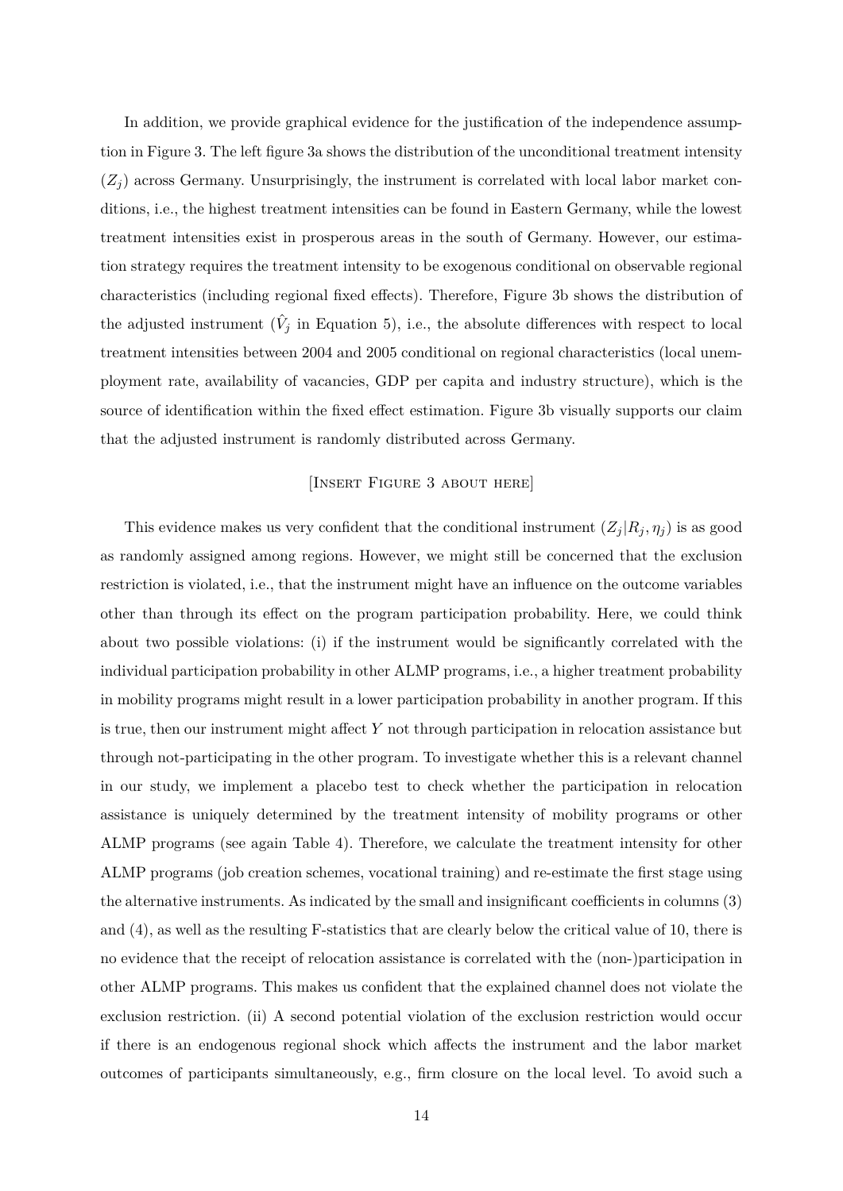In addition, we provide graphical evidence for the justification of the independence assumption in Figure 3. The left figure 3a shows the distribution of the unconditional treatment intensity ($Z_j$) across Germany. Unsurprisingly, the instrument is correlated with local labor market conditions, i.e., the highest treatment intensities can be found in Eastern Germany, while the lowest treatment intensities exist in prosperous areas in the south of Germany. However, our estimation strategy requires the treatment intensity to be exogenous conditional on observable regional characteristics (including regional fixed effects). Therefore, Figure 3b shows the distribution of the adjusted instrument ($\hat{V}_j$ in Equation 5), i.e., the absolute differences with respect to local treatment intensities between 2004 and 2005 conditional on regional characteristics (local unemployment rate, availability of vacancies, GDP per capita and industry structure), which is the source of identification within the fixed effect estimation. Figure 3b visually supports our claim that the adjusted instrument is randomly distributed across Germany.

[Insert Figure 3 about here]

This evidence makes us very confident that the conditional instrument ($Z_j|R_j, \eta_j$) is as good as randomly assigned among regions. However, we might still be concerned that the exclusion restriction is violated, i.e., that the instrument might have an influence on the outcome variables other than through its effect on the program participation probability. Here, we could think about two possible violations: (i) if the instrument would be significantly correlated with the individual participation probability in other ALMP programs, i.e., a higher treatment probability in mobility programs might result in a lower participation probability in another program. If this is true, then our instrument might affect $Y$ not through participation in relocation assistance but through not-participating in the other program. To investigate whether this is a relevant channel in our study, we implement a placebo test to check whether the participation in relocation assistance is uniquely determined by the treatment intensity of mobility programs or other ALMP programs (see again Table 4). Therefore, we calculate the treatment intensity for other ALMP programs (job creation schemes, vocational training) and re-estimate the first stage using the alternative instruments. As indicated by the small and insignificant coefficients in columns (3) and (4), as well as the resulting F-statistics that are clearly below the critical value of 10, there is no evidence that the receipt of relocation assistance is correlated with the (non-)participation in other ALMP programs. This makes us confident that the explained channel does not violate the exclusion restriction. (ii) A second potential violation of the exclusion restriction would occur if there is an endogenous regional shock which affects the instrument and the labor market outcomes of participants simultaneously, e.g., firm closure on the local level. To avoid such a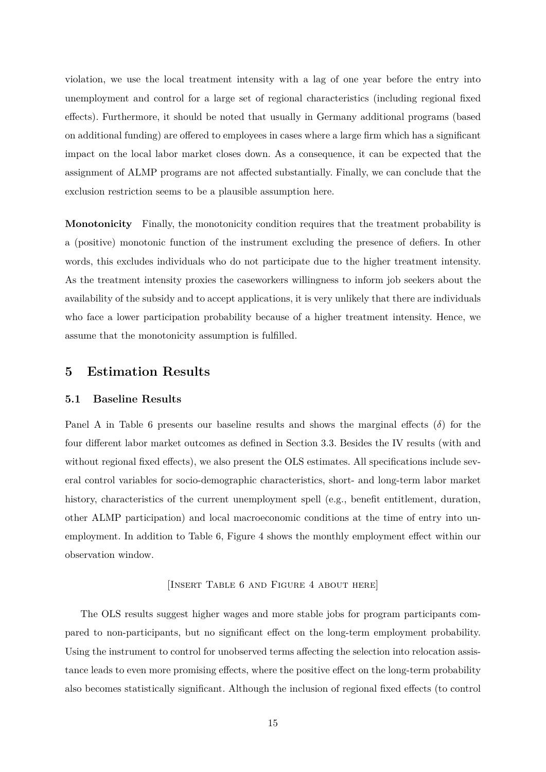violation, we use the local treatment intensity with a lag of one year before the entry into unemployment and control for a large set of regional characteristics (including regional fixed effects). Furthermore, it should be noted that usually in Germany additional programs (based on additional funding) are offered to employees in cases where a large firm which has a significant impact on the local labor market closes down. As a consequence, it can be expected that the assignment of ALMP programs are not affected substantially. Finally, we can conclude that the exclusion restriction seems to be a plausible assumption here.

**Monotonicity** Finally, the monotonicity condition requires that the treatment probability is a (positive) monotonic function of the instrument excluding the presence of defiers. In other words, this excludes individuals who do not participate due to the higher treatment intensity. As the treatment intensity proxies the caseworkers willingness to inform job seekers about the availability of the subsidy and to accept applications, it is very unlikely that there are individuals who face a lower participation probability because of a higher treatment intensity. Hence, we assume that the monotonicity assumption is fulfilled.

# 5 Estimation Results

## 5.1 Baseline Results

Panel A in Table 6 presents our baseline results and shows the marginal effects ($\delta$) for the four different labor market outcomes as defined in Section 3.3. Besides the IV results (with and without regional fixed effects), we also present the OLS estimates. All specifications include several control variables for socio-demographic characteristics, short- and long-term labor market history, characteristics of the current unemployment spell (e.g., benefit entitlement, duration, other ALMP participation) and local macroeconomic conditions at the time of entry into unemployment. In addition to Table 6, Figure 4 shows the monthly employment effect within our observation window.

[Insert Table 6 and Figure 4 about here]

The OLS results suggest higher wages and more stable jobs for program participants compared to non-participants, but no significant effect on the long-term employment probability. Using the instrument to control for unobserved terms affecting the selection into relocation assistance leads to even more promising effects, where the positive effect on the long-term probability also becomes statistically significant. Although the inclusion of regional fixed effects (to control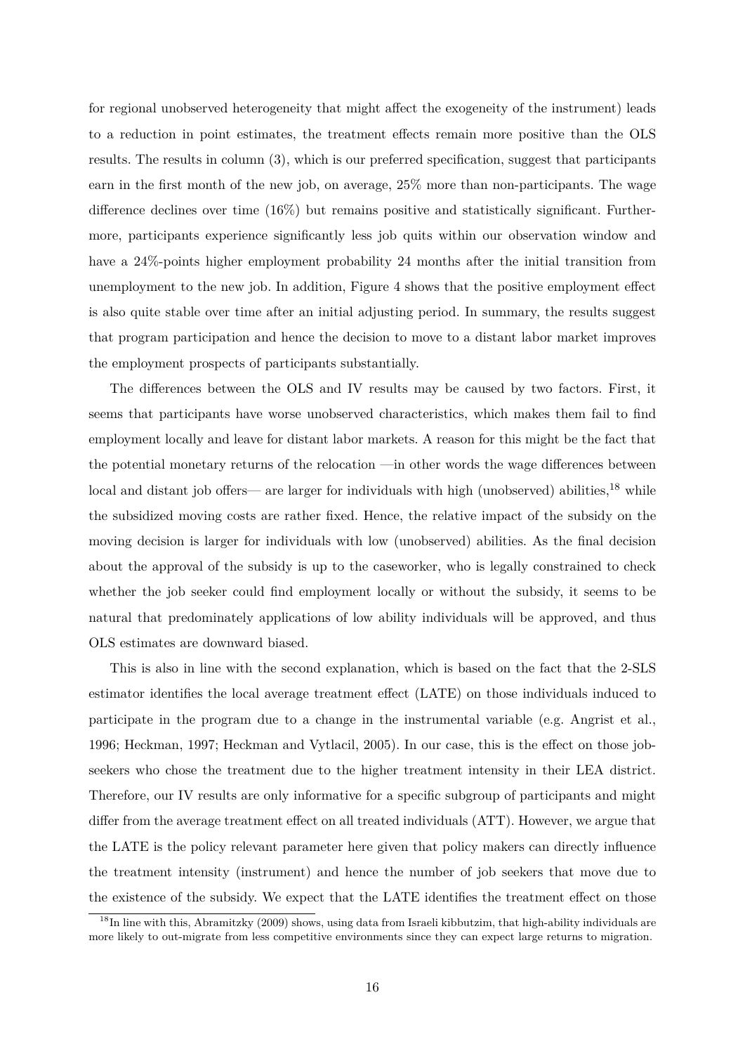for regional unobserved heterogeneity that might affect the exogeneity of the instrument) leads to a reduction in point estimates, the treatment effects remain more positive than the OLS results. The results in column (3), which is our preferred specification, suggest that participants earn in the first month of the new job, on average, 25% more than non-participants. The wage difference declines over time (16%) but remains positive and statistically significant. Furthermore, participants experience significantly less job quits within our observation window and have a 24%-points higher employment probability 24 months after the initial transition from unemployment to the new job. In addition, Figure 4 shows that the positive employment effect is also quite stable over time after an initial adjusting period. In summary, the results suggest that program participation and hence the decision to move to a distant labor market improves the employment prospects of participants substantially.

The differences between the OLS and IV results may be caused by two factors. First, it seems that participants have worse unobserved characteristics, which makes them fail to find employment locally and leave for distant labor markets. A reason for this might be the fact that the potential monetary returns of the relocation —in other words the wage differences between local and distant job offers— are larger for individuals with high (unobserved) abilities,[18] while the subsidized moving costs are rather fixed. Hence, the relative impact of the subsidy on the moving decision is larger for individuals with low (unobserved) abilities. As the final decision about the approval of the subsidy is up to the caseworker, who is legally constrained to check whether the job seeker could find employment locally or without the subsidy, it seems to be natural that predominately applications of low ability individuals will be approved, and thus OLS estimates are downward biased.

This is also in line with the second explanation, which is based on the fact that the 2-SLS estimator identifies the local average treatment effect (LATE) on those individuals induced to participate in the program due to a change in the instrumental variable (e.g. Angrist et al., 1996; Heckman, 1997; Heckman and Vytlacil, 2005). In our case, this is the effect on those job-seekers who chose the treatment due to the higher treatment intensity in their LEA district. Therefore, our IV results are only informative for a specific subgroup of participants and might differ from the average treatment effect on all treated individuals (ATT). However, we argue that the LATE is the policy relevant parameter here given that policy makers can directly influence the treatment intensity (instrument) and hence the number of job seekers that move due to the existence of the subsidy. We expect that the LATE identifies the treatment effect on those

[18] In line with this, Abramitzky (2009) shows, using data from Israeli kibbutzim, that high-ability individuals are more likely to out-migrate from less competitive environments since they can expect large returns to migration.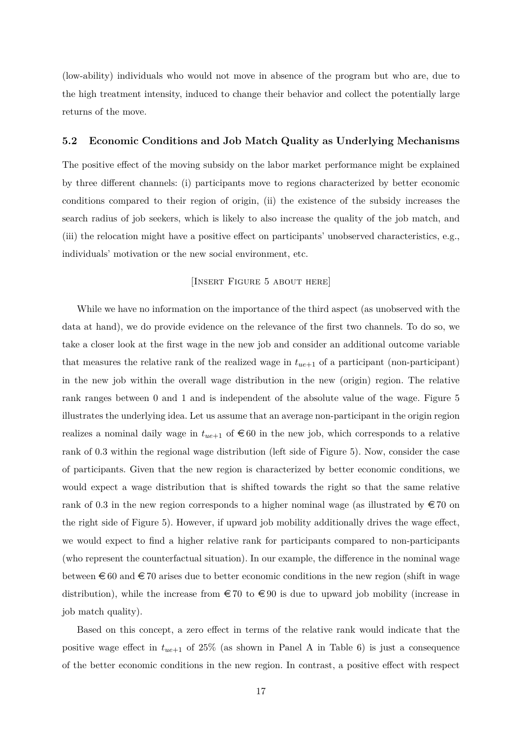(low-ability) individuals who would not move in absence of the program but who are, due to the high treatment intensity, induced to change their behavior and collect the potentially large returns of the move.

### 5.2 Economic Conditions and Job Match Quality as Underlying Mechanisms

The positive effect of the moving subsidy on the labor market performance might be explained by three different channels: (i) participants move to regions characterized by better economic conditions compared to their region of origin, (ii) the existence of the subsidy increases the search radius of job seekers, which is likely to also increase the quality of the job match, and (iii) the relocation might have a positive effect on participants' unobserved characteristics, e.g., individuals' motivation or the new social environment, etc.

[Insert Figure 5 about here]

While we have no information on the importance of the third aspect (as unobserved with the data at hand), we do provide evidence on the relevance of the first two channels. To do so, we take a closer look at the first wage in the new job and consider an additional outcome variable that measures the relative rank of the realized wage in $t_{ue+1}$ of a participant (non-participant) in the new job within the overall wage distribution in the new (origin) region. The relative rank ranges between 0 and 1 and is independent of the absolute value of the wage. Figure 5 illustrates the underlying idea. Let us assume that an average non-participant in the origin region realizes a nominal daily wage in $t_{ue+1}$ of €60 in the new job, which corresponds to a relative rank of 0.3 within the regional wage distribution (left side of Figure 5). Now, consider the case of participants. Given that the new region is characterized by better economic conditions, we would expect a wage distribution that is shifted towards the right so that the same relative rank of 0.3 in the new region corresponds to a higher nominal wage (as illustrated by €70 on the right side of Figure 5). However, if upward job mobility additionally drives the wage effect, we would expect to find a higher relative rank for participants compared to non-participants (who represent the counterfactual situation). In our example, the difference in the nominal wage between €60 and €70 arises due to better economic conditions in the new region (shift in wage distribution), while the increase from €70 to €90 is due to upward job mobility (increase in job match quality).

Based on this concept, a zero effect in terms of the relative rank would indicate that the positive wage effect in $t_{ue+1}$ of 25% (as shown in Panel A in Table 6) is just a consequence of the better economic conditions in the new region. In contrast, a positive effect with respect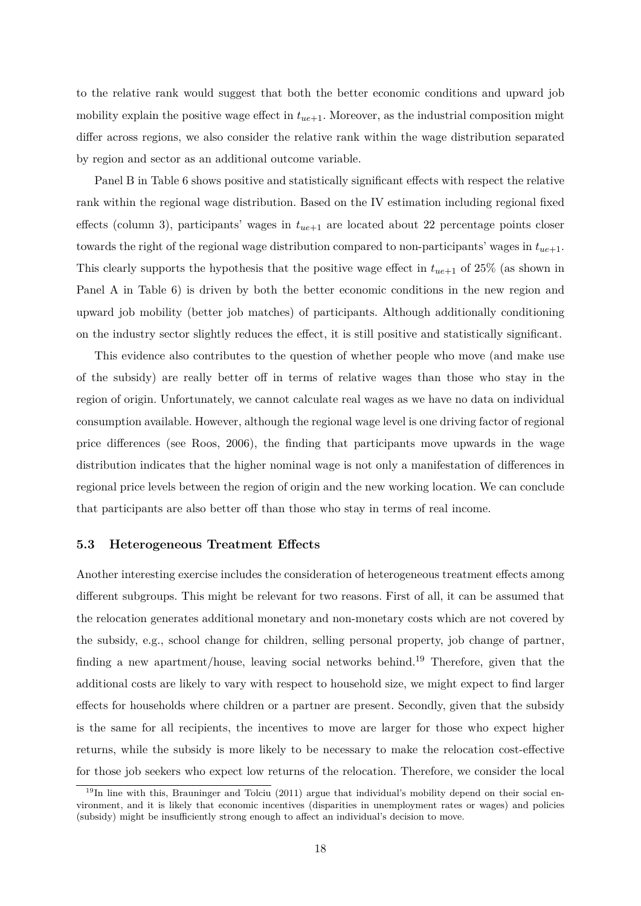to the relative rank would suggest that both the better economic conditions and upward job mobility explain the positive wage effect in $t_{ue+1}$. Moreover, as the industrial composition might differ across regions, we also consider the relative rank within the wage distribution separated by region and sector as an additional outcome variable.

Panel B in Table 6 shows positive and statistically significant effects with respect the relative rank within the regional wage distribution. Based on the IV estimation including regional fixed effects (column 3), participants' wages in $t_{ue+1}$ are located about 22 percentage points closer towards the right of the regional wage distribution compared to non-participants' wages in $t_{ue+1}$. This clearly supports the hypothesis that the positive wage effect in $t_{ue+1}$ of 25% (as shown in Panel A in Table 6) is driven by both the better economic conditions in the new region and upward job mobility (better job matches) of participants. Although additionally conditioning on the industry sector slightly reduces the effect, it is still positive and statistically significant.

This evidence also contributes to the question of whether people who move (and make use of the subsidy) are really better off in terms of relative wages than those who stay in the region of origin. Unfortunately, we cannot calculate real wages as we have no data on individual consumption available. However, although the regional wage level is one driving factor of regional price differences (see Roos, 2006), the finding that participants move upwards in the wage distribution indicates that the higher nominal wage is not only a manifestation of differences in regional price levels between the region of origin and the new working location. We can conclude that participants are also better off than those who stay in terms of real income.

### 5.3 Heterogeneous Treatment Effects

Another interesting exercise includes the consideration of heterogeneous treatment effects among different subgroups. This might be relevant for two reasons. First of all, it can be assumed that the relocation generates additional monetary and non-monetary costs which are not covered by the subsidy, e.g., school change for children, selling personal property, job change of partner, finding a new apartment/house, leaving social networks behind.[19] Therefore, given that the additional costs are likely to vary with respect to household size, we might expect to find larger effects for households where children or a partner are present. Secondly, given that the subsidy is the same for all recipients, the incentives to move are larger for those who expect higher returns, while the subsidy is more likely to be necessary to make the relocation cost-effective for those job seekers who expect low returns of the relocation. Therefore, we consider the local

[19] In line with this, Brauninger and Tolciu (2011) argue that individual's mobility depend on their social environment, and it is likely that economic incentives (disparities in unemployment rates or wages) and policies (subsidy) might be insufficiently strong enough to affect an individual's decision to move.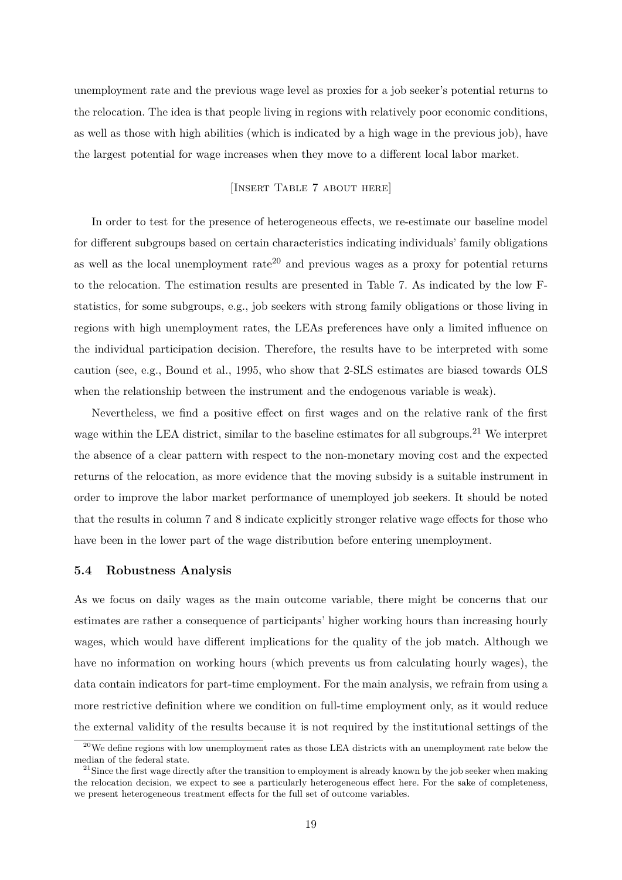unemployment rate and the previous wage level as proxies for a job seeker's potential returns to the relocation. The idea is that people living in regions with relatively poor economic conditions, as well as those with high abilities (which is indicated by a high wage in the previous job), have the largest potential for wage increases when they move to a different local labor market.

[Insert Table 7 about here]

In order to test for the presence of heterogeneous effects, we re-estimate our baseline model for different subgroups based on certain characteristics indicating individuals' family obligations as well as the local unemployment rate[20] and previous wages as a proxy for potential returns to the relocation. The estimation results are presented in Table 7. As indicated by the low F-statistics, for some subgroups, e.g., job seekers with strong family obligations or those living in regions with high unemployment rates, the LEAs preferences have only a limited influence on the individual participation decision. Therefore, the results have to be interpreted with some caution (see, e.g., Bound et al., 1995, who show that 2-SLS estimates are biased towards OLS when the relationship between the instrument and the endogenous variable is weak).

Nevertheless, we find a positive effect on first wages and on the relative rank of the first wage within the LEA district, similar to the baseline estimates for all subgroups.[21] We interpret the absence of a clear pattern with respect to the non-monetary moving cost and the expected returns of the relocation, as more evidence that the moving subsidy is a suitable instrument in order to improve the labor market performance of unemployed job seekers. It should be noted that the results in column 7 and 8 indicate explicitly stronger relative wage effects for those who have been in the lower part of the wage distribution before entering unemployment.

### 5.4 Robustness Analysis

As we focus on daily wages as the main outcome variable, there might be concerns that our estimates are rather a consequence of participants' higher working hours than increasing hourly wages, which would have different implications for the quality of the job match. Although we have no information on working hours (which prevents us from calculating hourly wages), the data contain indicators for part-time employment. For the main analysis, we refrain from using a more restrictive definition where we condition on full-time employment only, as it would reduce the external validity of the results because it is not required by the institutional settings of the

[20] We define regions with low unemployment rates as those LEA districts with an unemployment rate below the median of the federal state.

[21] Since the first wage directly after the transition to employment is already known by the job seeker when making the relocation decision, we expect to see a particularly heterogeneous effect here. For the sake of completeness, we present heterogeneous treatment effects for the full set of outcome variables.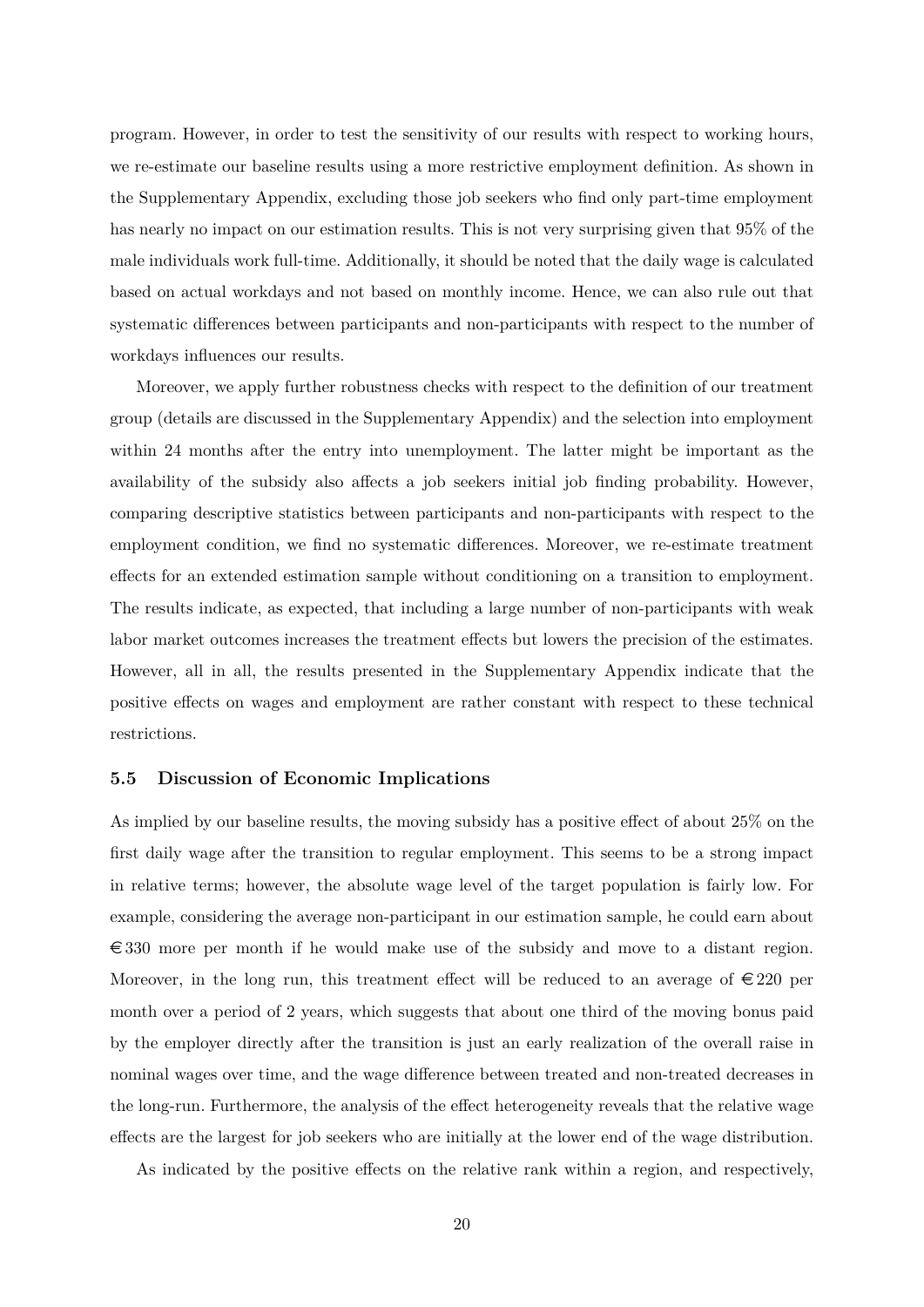program. However, in order to test the sensitivity of our results with respect to working hours, we re-estimate our baseline results using a more restrictive employment definition. As shown in the Supplementary Appendix, excluding those job seekers who find only part-time employment has nearly no impact on our estimation results. This is not very surprising given that 95% of the male individuals work full-time. Additionally, it should be noted that the daily wage is calculated based on actual workdays and not based on monthly income. Hence, we can also rule out that systematic differences between participants and non-participants with respect to the number of workdays influences our results.

Moreover, we apply further robustness checks with respect to the definition of our treatment group (details are discussed in the Supplementary Appendix) and the selection into employment within 24 months after the entry into unemployment. The latter might be important as the availability of the subsidy also affects a job seekers initial job finding probability. However, comparing descriptive statistics between participants and non-participants with respect to the employment condition, we find no systematic differences. Moreover, we re-estimate treatment effects for an extended estimation sample without conditioning on a transition to employment. The results indicate, as expected, that including a large number of non-participants with weak labor market outcomes increases the treatment effects but lowers the precision of the estimates. However, all in all, the results presented in the Supplementary Appendix indicate that the positive effects on wages and employment are rather constant with respect to these technical restrictions.

### 5.5 Discussion of Economic Implications

As implied by our baseline results, the moving subsidy has a positive effect of about 25% on the first daily wage after the transition to regular employment. This seems to be a strong impact in relative terms; however, the absolute wage level of the target population is fairly low. For example, considering the average non-participant in our estimation sample, he could earn about €330 more per month if he would make use of the subsidy and move to a distant region. Moreover, in the long run, this treatment effect will be reduced to an average of €220 per month over a period of 2 years, which suggests that about one third of the moving bonus paid by the employer directly after the transition is just an early realization of the overall raise in nominal wages over time, and the wage difference between treated and non-treated decreases in the long-run. Furthermore, the analysis of the effect heterogeneity reveals that the relative wage effects are the largest for job seekers who are initially at the lower end of the wage distribution.

As indicated by the positive effects on the relative rank within a region, and respectively,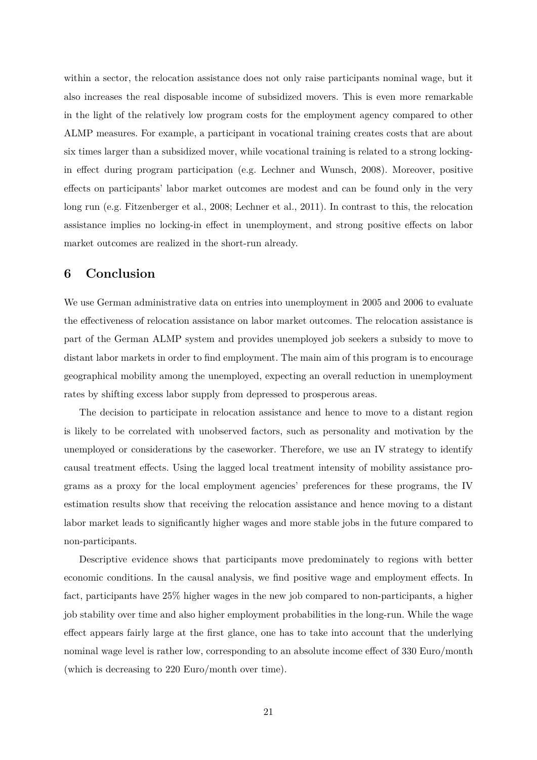within a sector, the relocation assistance does not only raise participants nominal wage, but it also increases the real disposable income of subsidized movers. This is even more remarkable in the light of the relatively low program costs for the employment agency compared to other ALMP measures. For example, a participant in vocational training creates costs that are about six times larger than a subsidized mover, while vocational training is related to a strong locking-in effect during program participation (e.g. Lechner and Wunsch, 2008). Moreover, positive effects on participants' labor market outcomes are modest and can be found only in the very long run (e.g. Fitzenberger et al., 2008; Lechner et al., 2011). In contrast to this, the relocation assistance implies no locking-in effect in unemployment, and strong positive effects on labor market outcomes are realized in the short-run already.

# 6 Conclusion

We use German administrative data on entries into unemployment in 2005 and 2006 to evaluate the effectiveness of relocation assistance on labor market outcomes. The relocation assistance is part of the German ALMP system and provides unemployed job seekers a subsidy to move to distant labor markets in order to find employment. The main aim of this program is to encourage geographical mobility among the unemployed, expecting an overall reduction in unemployment rates by shifting excess labor supply from depressed to prosperous areas.

The decision to participate in relocation assistance and hence to move to a distant region is likely to be correlated with unobserved factors, such as personality and motivation by the unemployed or considerations by the caseworker. Therefore, we use an IV strategy to identify causal treatment effects. Using the lagged local treatment intensity of mobility assistance programs as a proxy for the local employment agencies' preferences for these programs, the IV estimation results show that receiving the relocation assistance and hence moving to a distant labor market leads to significantly higher wages and more stable jobs in the future compared to non-participants.

Descriptive evidence shows that participants move predominately to regions with better economic conditions. In the causal analysis, we find positive wage and employment effects. In fact, participants have 25% higher wages in the new job compared to non-participants, a higher job stability over time and also higher employment probabilities in the long-run. While the wage effect appears fairly large at the first glance, one has to take into account that the underlying nominal wage level is rather low, corresponding to an absolute income effect of 330 Euro/month (which is decreasing to 220 Euro/month over time).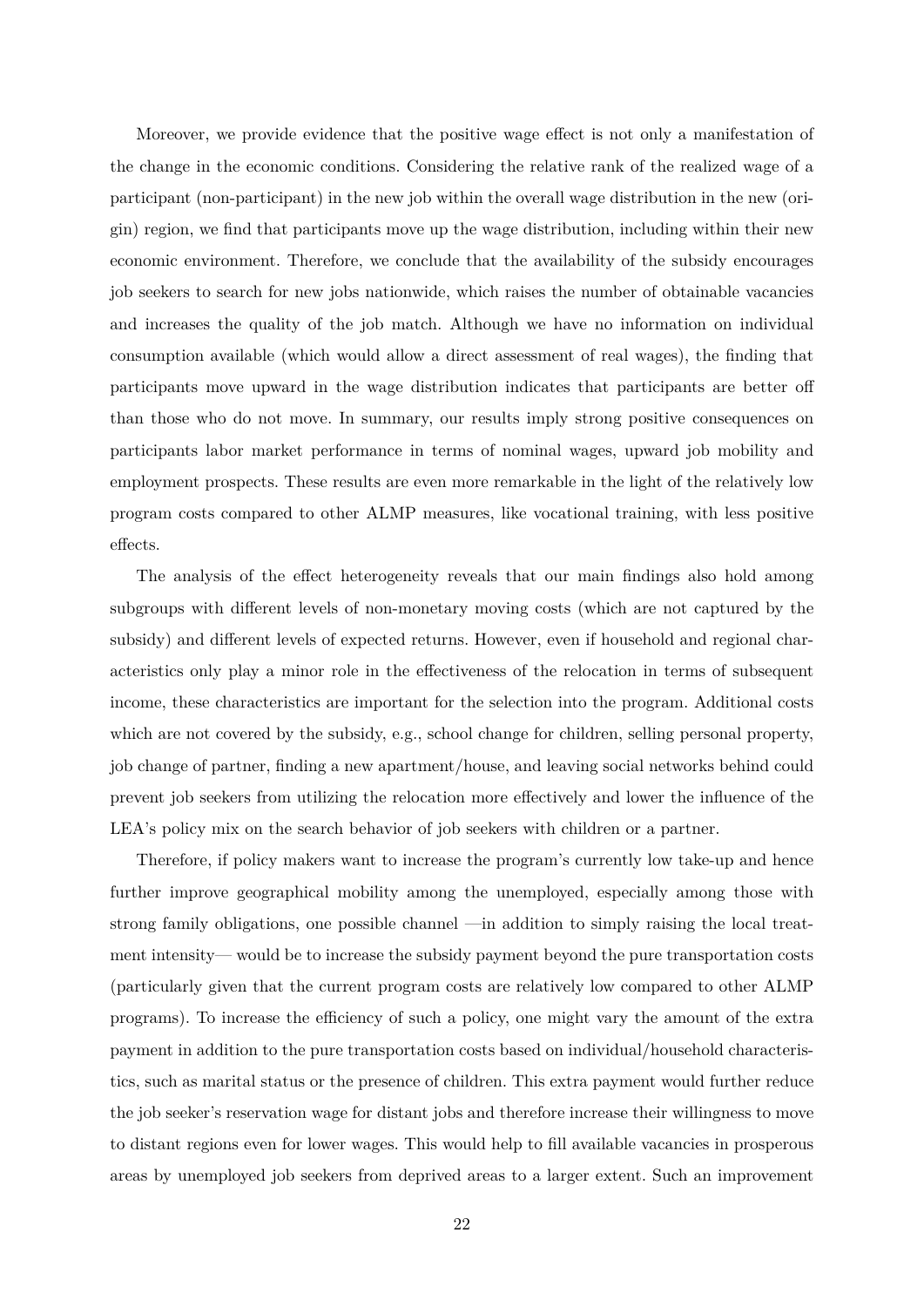Moreover, we provide evidence that the positive wage effect is not only a manifestation of the change in the economic conditions. Considering the relative rank of the realized wage of a participant (non-participant) in the new job within the overall wage distribution in the new (origin) region, we find that participants move up the wage distribution, including within their new economic environment. Therefore, we conclude that the availability of the subsidy encourages job seekers to search for new jobs nationwide, which raises the number of obtainable vacancies and increases the quality of the job match. Although we have no information on individual consumption available (which would allow a direct assessment of real wages), the finding that participants move upward in the wage distribution indicates that participants are better off than those who do not move. In summary, our results imply strong positive consequences on participants labor market performance in terms of nominal wages, upward job mobility and employment prospects. These results are even more remarkable in the light of the relatively low program costs compared to other ALMP measures, like vocational training, with less positive effects.

The analysis of the effect heterogeneity reveals that our main findings also hold among subgroups with different levels of non-monetary moving costs (which are not captured by the subsidy) and different levels of expected returns. However, even if household and regional characteristics only play a minor role in the effectiveness of the relocation in terms of subsequent income, these characteristics are important for the selection into the program. Additional costs which are not covered by the subsidy, e.g., school change for children, selling personal property, job change of partner, finding a new apartment/house, and leaving social networks behind could prevent job seekers from utilizing the relocation more effectively and lower the influence of the LEA's policy mix on the search behavior of job seekers with children or a partner.

Therefore, if policy makers want to increase the program's currently low take-up and hence further improve geographical mobility among the unemployed, especially among those with strong family obligations, one possible channel —in addition to simply raising the local treatment intensity— would be to increase the subsidy payment beyond the pure transportation costs (particularly given that the current program costs are relatively low compared to other ALMP programs). To increase the efficiency of such a policy, one might vary the amount of the extra payment in addition to the pure transportation costs based on individual/household characteristics, such as marital status or the presence of children. This extra payment would further reduce the job seeker's reservation wage for distant jobs and therefore increase their willingness to move to distant regions even for lower wages. This would help to fill available vacancies in prosperous areas by unemployed job seekers from deprived areas to a larger extent. Such an improvement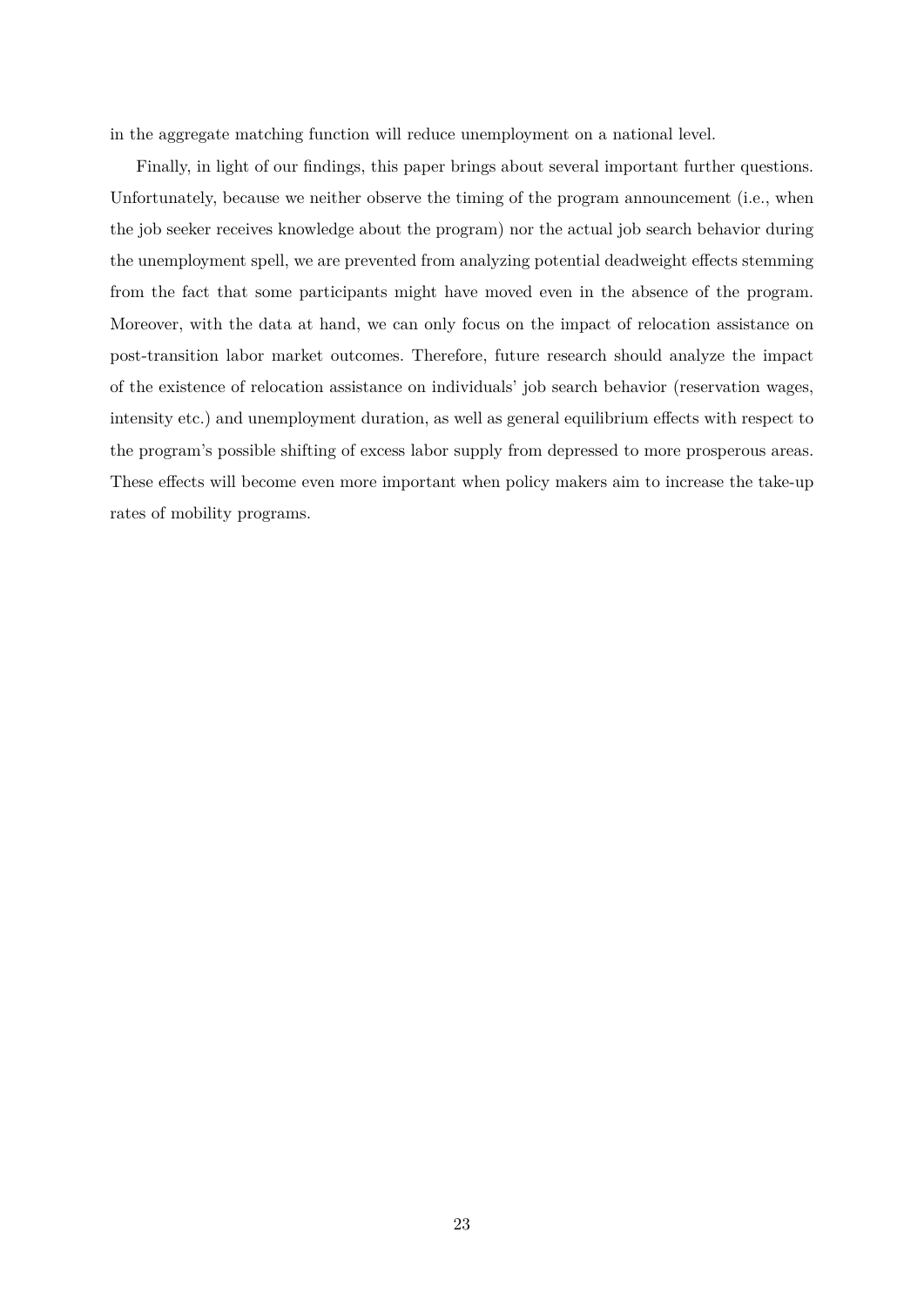in the aggregate matching function will reduce unemployment on a national level.

Finally, in light of our findings, this paper brings about several important further questions. Unfortunately, because we neither observe the timing of the program announcement (i.e., when the job seeker receives knowledge about the program) nor the actual job search behavior during the unemployment spell, we are prevented from analyzing potential deadweight effects stemming from the fact that some participants might have moved even in the absence of the program. Moreover, with the data at hand, we can only focus on the impact of relocation assistance on post-transition labor market outcomes. Therefore, future research should analyze the impact of the existence of relocation assistance on individuals' job search behavior (reservation wages, intensity etc.) and unemployment duration, as well as general equilibrium effects with respect to the program's possible shifting of excess labor supply from depressed to more prosperous areas. These effects will become even more important when policy makers aim to increase the take-up rates of mobility programs.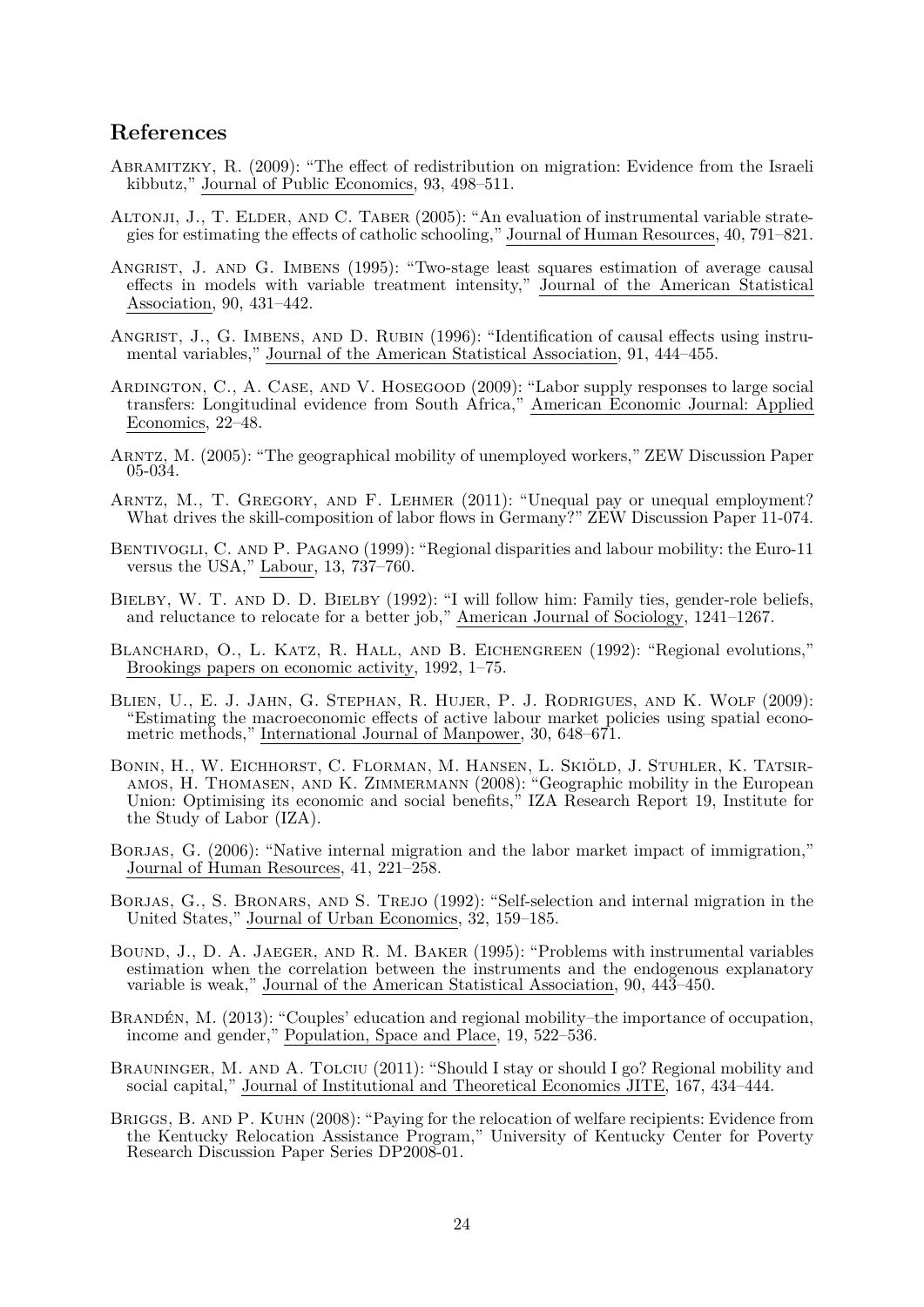## References

Abramitzky, R. (2009): "The effect of redistribution on migration: Evidence from the Israeli kibbutz," Journal of Public Economics, 93, 498–511.

Altonji, J., T. Elder, and C. Taber (2005): "An evaluation of instrumental variable strategies for estimating the effects of catholic schooling," Journal of Human Resources, 40, 791–821.

Angrist, J. and G. Imbens (1995): "Two-stage least squares estimation of average causal effects in models with variable treatment intensity," Journal of the American Statistical Association, 90, 431–442.

Angrist, J., G. Imbens, and D. Rubin (1996): "Identification of causal effects using instrumental variables," Journal of the American Statistical Association, 91, 444–455.

Ardington, C., A. Case, and V. Hosegood (2009): "Labor supply responses to large social transfers: Longitudinal evidence from South Africa," American Economic Journal: Applied Economics, 22–48.

Arntz, M. (2005): "The geographical mobility of unemployed workers," ZEW Discussion Paper 05-034.

Arntz, M., T. Gregory, and F. Lehmer (2011): "Unequal pay or unequal employment? What drives the skill-composition of labor flows in Germany?" ZEW Discussion Paper 11-074.

Bentivogli, C. and P. Pagano (1999): "Regional disparities and labour mobility: the Euro-11 versus the USA," Labour, 13, 737–760.

Bielby, W. T. and D. D. Bielby (1992): "I will follow him: Family ties, gender-role beliefs, and reluctance to relocate for a better job," American Journal of Sociology, 1241–1267.

Blanchard, O., L. Katz, R. Hall, and B. Eichengreen (1992): "Regional evolutions," Brookings papers on economic activity, 1992, 1–75.

Blien, U., E. J. Jahn, G. Stephan, R. Hujer, P. J. Rodrigues, and K. Wolf (2009): "Estimating the macroeconomic effects of active labour market policies using spatial econometric methods," International Journal of Manpower, 30, 648–671.

Bonin, H., W. Eichhorst, C. Florman, M. Hansen, L. Skiöld, J. Stuhler, K. Tatsiramos, H. Thomasen, and K. Zimmermann (2008): "Geographic mobility in the European Union: Optimising its economic and social benefits," IZA Research Report 19, Institute for the Study of Labor (IZA).

Borjas, G. (2006): "Native internal migration and the labor market impact of immigration," Journal of Human Resources, 41, 221–258.

Borjas, G., S. Bronars, and S. Trejo (1992): "Self-selection and internal migration in the United States," Journal of Urban Economics, 32, 159–185.

Bound, J., D. A. Jaeger, and R. M. Baker (1995): "Problems with instrumental variables estimation when the correlation between the instruments and the endogenous explanatory variable is weak," Journal of the American Statistical Association, 90, 443–450.

Brandén, M. (2013): "Couples' education and regional mobility–the importance of occupation, income and gender," Population, Space and Place, 19, 522–536.

Brauninger, M. and A. Tolciu (2011): "Should I stay or should I go? Regional mobility and social capital," Journal of Institutional and Theoretical Economics JITE, 167, 434–444.

Briggs, B. and P. Kuhn (2008): "Paying for the relocation of welfare recipients: Evidence from the Kentucky Relocation Assistance Program," University of Kentucky Center for Poverty Research Discussion Paper Series DP2008-01.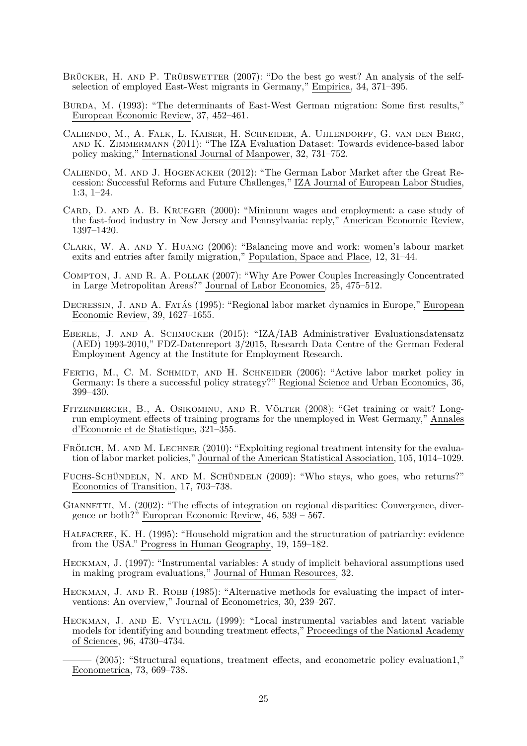Brücker, H. and P. Trübswetter (2007): "Do the best go west? An analysis of the self-selection of employed East-West migrants in Germany," Empirica, 34, 371–395.

Burda, M. (1993): "The determinants of East-West German migration: Some first results," European Economic Review, 37, 452–461.

Caliendo, M., A. Falk, L. Kaiser, H. Schneider, A. Uhlendorff, G. van den Berg, and K. Zimmermann (2011): "The IZA Evaluation Dataset: Towards evidence-based labor policy making," International Journal of Manpower, 32, 731–752.

Caliendo, M. and J. Hogenacker (2012): "The German Labor Market after the Great Recession: Successful Reforms and Future Challenges," IZA Journal of European Labor Studies, 1:3, 1–24.

Card, D. and A. B. Krueger (2000): "Minimum wages and employment: a case study of the fast-food industry in New Jersey and Pennsylvania: reply," American Economic Review, 1397–1420.

Clark, W. A. and Y. Huang (2006): "Balancing move and work: women's labour market exits and entries after family migration," Population, Space and Place, 12, 31–44.

Compton, J. and R. A. Pollak (2007): "Why Are Power Couples Increasingly Concentrated in Large Metropolitan Areas?" Journal of Labor Economics, 25, 475–512.

Decressin, J. and A. Fatás (1995): "Regional labor market dynamics in Europe," European Economic Review, 39, 1627–1655.

Eberle, J. and A. Schmucker (2015): "IZA/IAB Administrativer Evaluationsdatensatz (AED) 1993-2010," FDZ-Datenreport 3/2015, Research Data Centre of the German Federal Employment Agency at the Institute for Employment Research.

Fertig, M., C. M. Schmidt, and H. Schneider (2006): "Active labor market policy in Germany: Is there a successful policy strategy?" Regional Science and Urban Economics, 36, 399–430.

Fitzenberger, B., A. Osikominu, and R. Völter (2008): "Get training or wait? Long-run employment effects of training programs for the unemployed in West Germany," Annales d'Economie et de Statistique, 321–355.

Frölich, M. and M. Lechner (2010): "Exploiting regional treatment intensity for the evaluation of labor market policies," Journal of the American Statistical Association, 105, 1014–1029.

Fuchs-Schündeln, N. and M. Schündeln (2009): "Who stays, who goes, who returns?" Economics of Transition, 17, 703–738.

Giannetti, M. (2002): "The effects of integration on regional disparities: Convergence, divergence or both?" European Economic Review, 46, 539 – 567.

Halfacree, K. H. (1995): "Household migration and the structuration of patriarchy: evidence from the USA." Progress in Human Geography, 19, 159–182.

Heckman, J. (1997): "Instrumental variables: A study of implicit behavioral assumptions used in making program evaluations," Journal of Human Resources, 32.

Heckman, J. and R. Robb (1985): "Alternative methods for evaluating the impact of interventions: An overview," Journal of Econometrics, 30, 239–267.

Heckman, J. and E. Vytlacil (1999): "Local instrumental variables and latent variable models for identifying and bounding treatment effects," Proceedings of the National Academy of Sciences, 96, 4730–4734.

——— (2005): "Structural equations, treatment effects, and econometric policy evaluation1," Econometrica, 73, 669–738.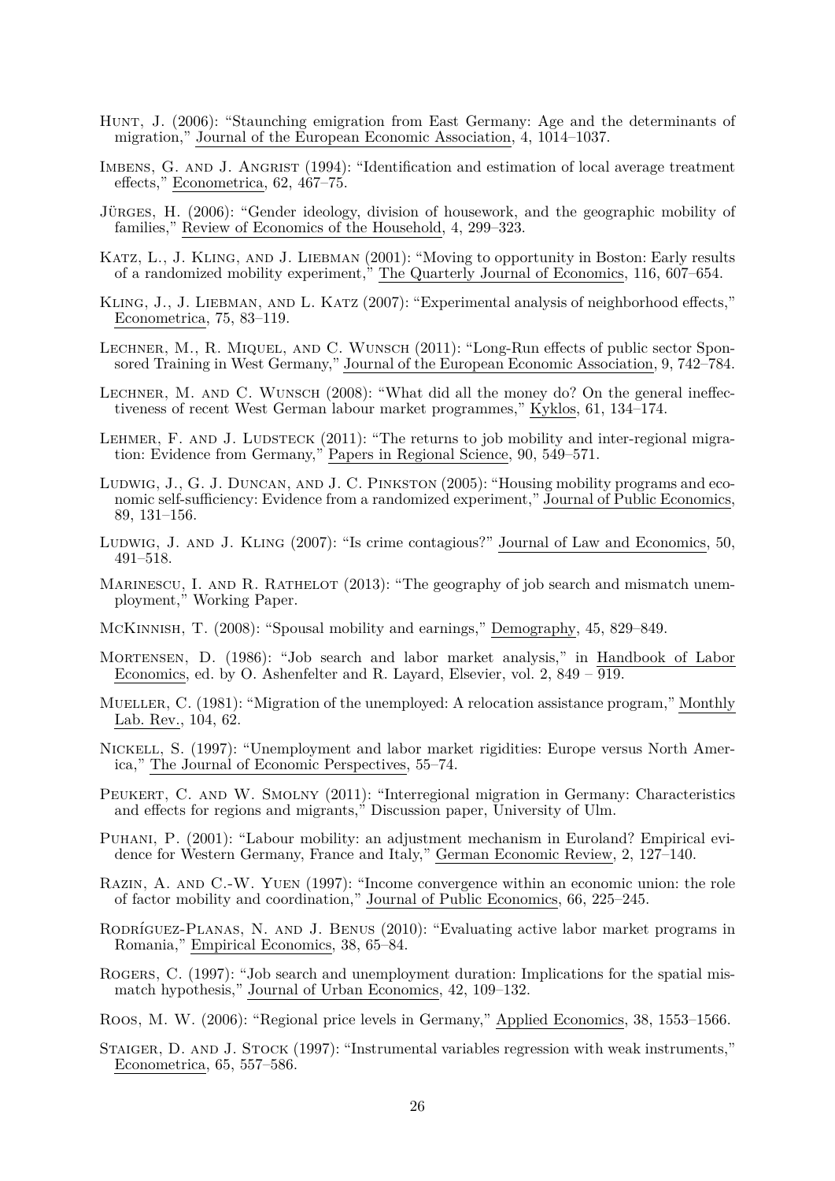Hunt, J. (2006): "Staunching emigration from East Germany: Age and the determinants of migration," Journal of the European Economic Association, 4, 1014–1037.

Imbens, G. and J. Angrist (1994): "Identification and estimation of local average treatment effects," Econometrica, 62, 467–75.

Jürges, H. (2006): "Gender ideology, division of housework, and the geographic mobility of families," Review of Economics of the Household, 4, 299–323.

Katz, L., J. Kling, and J. Liebman (2001): "Moving to opportunity in Boston: Early results of a randomized mobility experiment," The Quarterly Journal of Economics, 116, 607–654.

Kling, J., J. Liebman, and L. Katz (2007): "Experimental analysis of neighborhood effects," Econometrica, 75, 83–119.

Lechner, M., R. Miquel, and C. Wunsch (2011): "Long-Run effects of public sector Sponsored Training in West Germany," Journal of the European Economic Association, 9, 742–784.

Lechner, M. and C. Wunsch (2008): "What did all the money do? On the general ineffectiveness of recent West German labour market programmes," Kyklos, 61, 134–174.

Lehmer, F. and J. Ludsteck (2011): "The returns to job mobility and inter-regional migration: Evidence from Germany," Papers in Regional Science, 90, 549–571.

Ludwig, J., G. J. Duncan, and J. C. Pinkston (2005): "Housing mobility programs and economic self-sufficiency: Evidence from a randomized experiment," Journal of Public Economics, 89, 131–156.

Ludwig, J. and J. Kling (2007): "Is crime contagious?" Journal of Law and Economics, 50, 491–518.

Marinescu, I. and R. Rathelot (2013): "The geography of job search and mismatch unemployment," Working Paper.

McKinnish, T. (2008): "Spousal mobility and earnings," Demography, 45, 829–849.

Mortensen, D. (1986): "Job search and labor market analysis," in Handbook of Labor Economics, ed. by O. Ashenfelter and R. Layard, Elsevier, vol. 2, 849 – 919.

Mueller, C. (1981): "Migration of the unemployed: A relocation assistance program," Monthly Lab. Rev., 104, 62.

Nickell, S. (1997): "Unemployment and labor market rigidities: Europe versus North America," The Journal of Economic Perspectives, 55–74.

Peukert, C. and W. Smolny (2011): "Interregional migration in Germany: Characteristics and effects for regions and migrants," Discussion paper, University of Ulm.

Puhani, P. (2001): "Labour mobility: an adjustment mechanism in Euroland? Empirical evidence for Western Germany, France and Italy," German Economic Review, 2, 127–140.

Razin, A. and C.-W. Yuen (1997): "Income convergence within an economic union: the role of factor mobility and coordination," Journal of Public Economics, 66, 225–245.

Rodríguez-Planas, N. and J. Benus (2010): "Evaluating active labor market programs in Romania," Empirical Economics, 38, 65–84.

Rogers, C. (1997): "Job search and unemployment duration: Implications for the spatial mismatch hypothesis," Journal of Urban Economics, 42, 109–132.

Roos, M. W. (2006): "Regional price levels in Germany," Applied Economics, 38, 1553–1566.

Staiger, D. and J. Stock (1997): "Instrumental variables regression with weak instruments," Econometrica, 65, 557–586.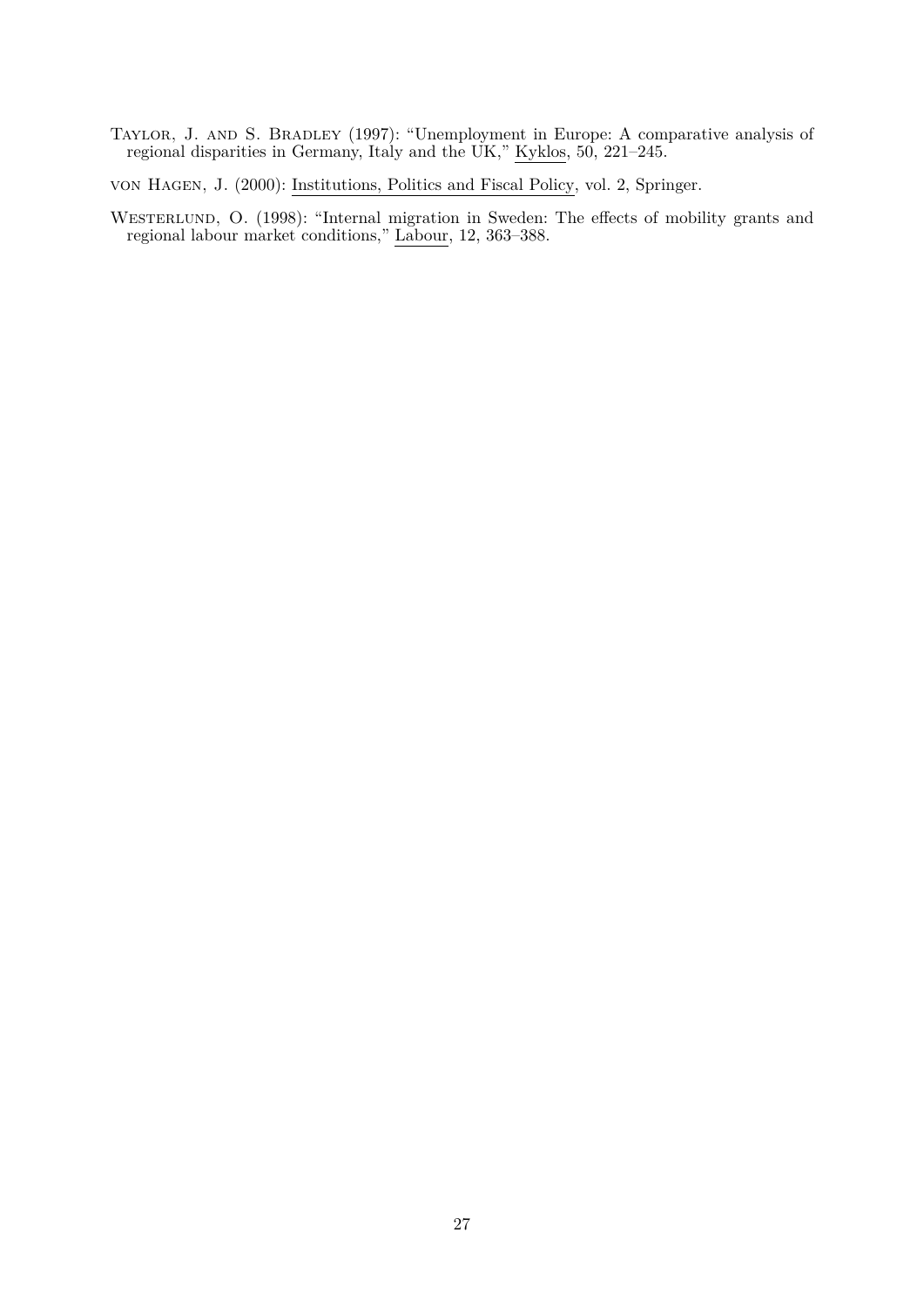Taylor, J. and S. Bradley (1997): "Unemployment in Europe: A comparative analysis of regional disparities in Germany, Italy and the UK," Kyklos, 50, 221–245.

von Hagen, J. (2000): Institutions, Politics and Fiscal Policy, vol. 2, Springer.

Westerlund, O. (1998): "Internal migration in Sweden: The effects of mobility grants and regional labour market conditions," Labour, 12, 363–388.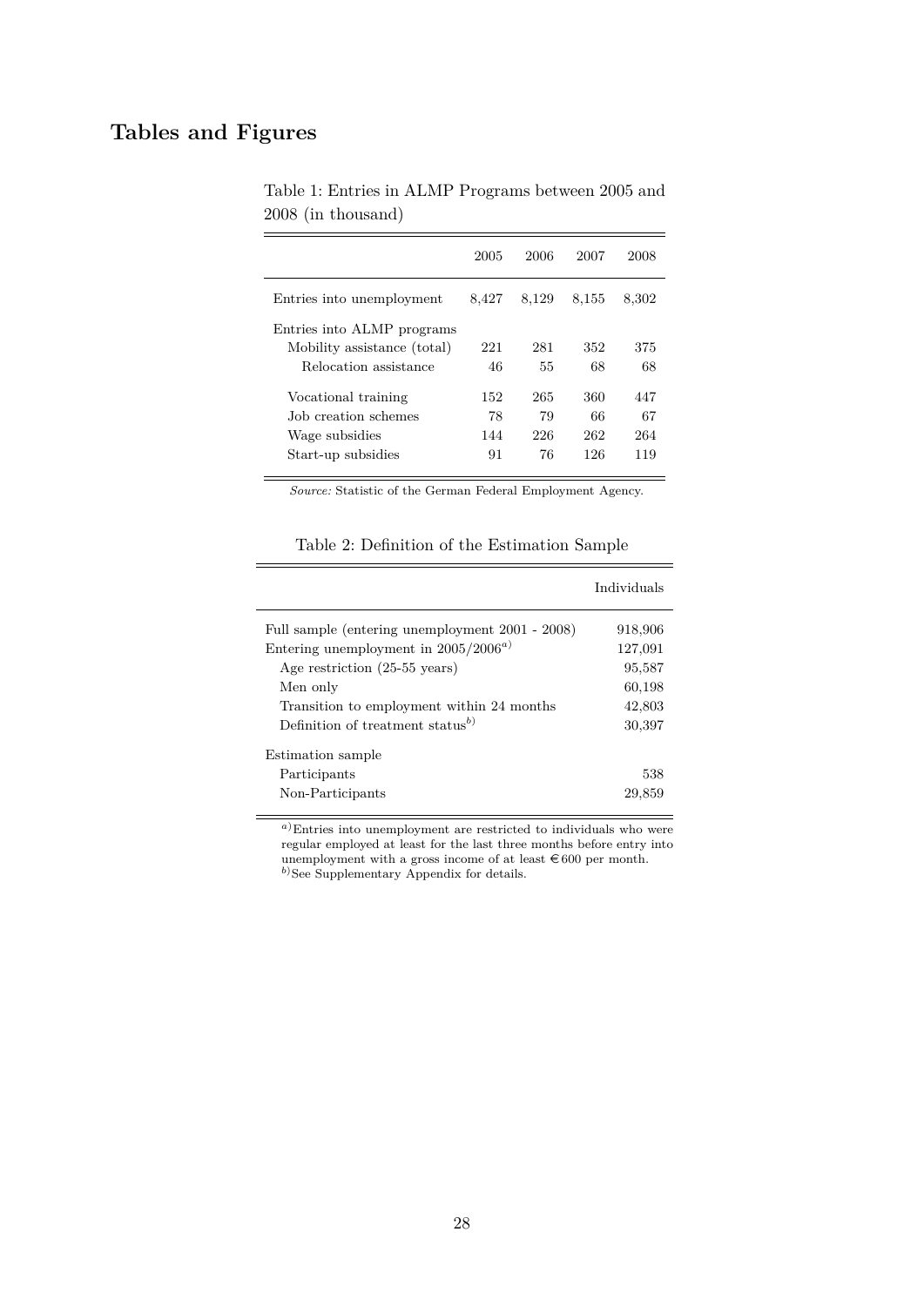# Tables and Figures

Table 1: Entries in ALMP Programs between 2005 and 2008 (in thousand)

| | 2005 | 2006 | 2007 | 2008 |
|---|---|---|---|---|
| Entries into unemployment | 8,427 | 8,129 | 8,155 | 8,302 |
| Entries into ALMP programs | | | | |
| Mobility assistance (total) | 221 | 281 | 352 | 375 |
| Relocation assistance | 46 | 55 | 68 | 68 |
| Vocational training | 152 | 265 | 360 | 447 |
| Job creation schemes | 78 | 79 | 66 | 67 |
| Wage subsidies | 144 | 226 | 262 | 264 |
| Start-up subsidies | 91 | 76 | 126 | 119 |

*Source:* Statistic of the German Federal Employment Agency.

Table 2: Definition of the Estimation Sample

| | Individuals |
|---|---|
| Full sample (entering unemployment 2001 - 2008) | 918,906 |
| Entering unemployment in 2005/2006[a)] | 127,091 |
| Age restriction (25-55 years) | 95,587 |
| Men only | 60,198 |
| Transition to employment within 24 months | 42,803 |
| Definition of treatment status[b)] | 30,397 |
| Estimation sample | |
| Participants | 538 |
| Non-Participants | 29,859 |

[a)] Entries into unemployment are restricted to individuals who were regular employed at least for the last three months before entry into unemployment with a gross income of at least €600 per month.
[b)] See Supplementary Appendix for details.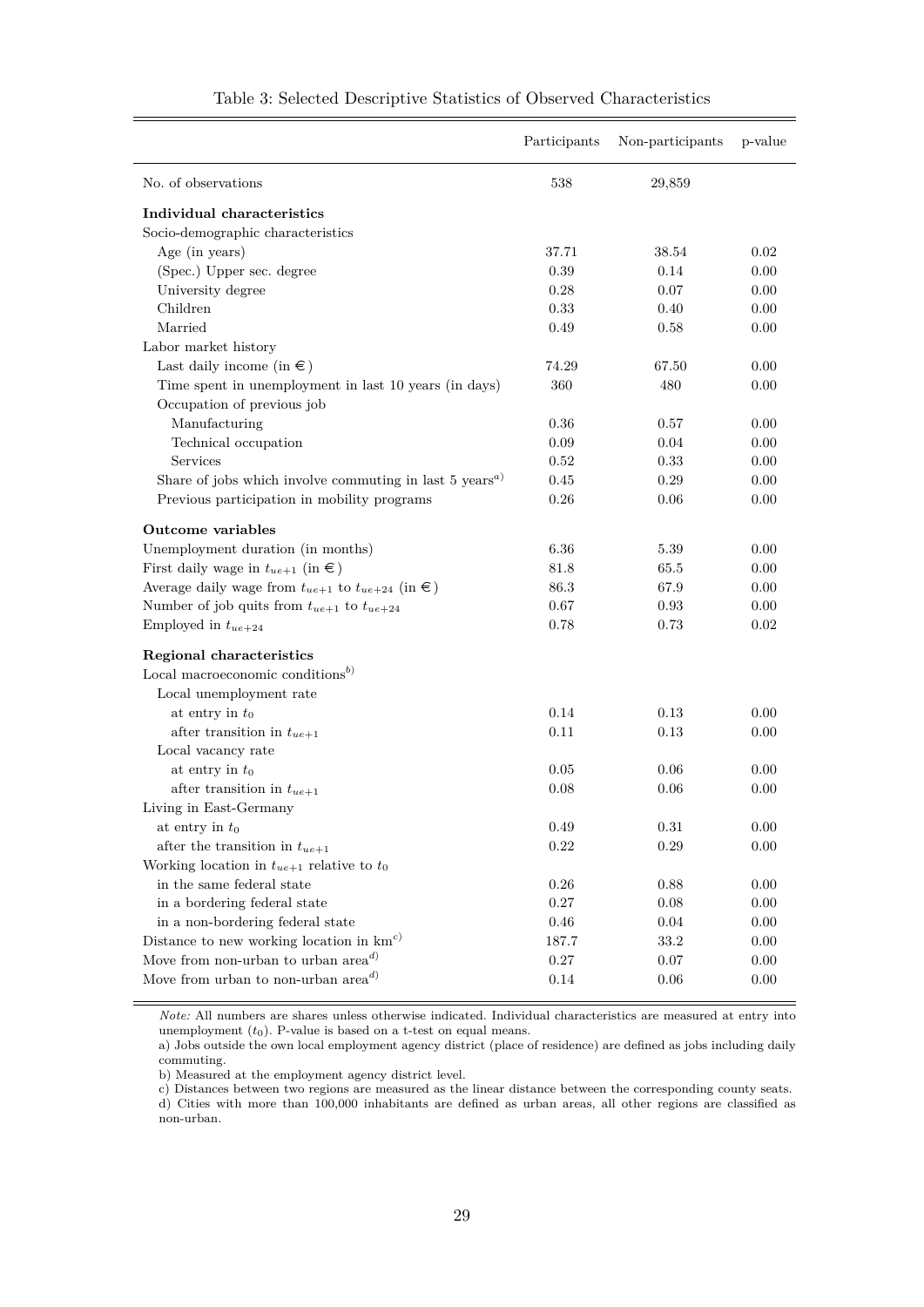Table 3: Selected Descriptive Statistics of Observed Characteristics

| | Participants | Non-participants | p-value |
|---|---|---|---|
| No. of observations | 538 | 29,859 | |
| **Individual characteristics** | | | |
| Socio-demographic characteristics | | | |
| Age (in years) | 37.71 | 38.54 | 0.02 |
| (Spec.) Upper sec. degree | 0.39 | 0.14 | 0.00 |
| University degree | 0.28 | 0.07 | 0.00 |
| Children | 0.33 | 0.40 | 0.00 |
| Married | 0.49 | 0.58 | 0.00 |
| Labor market history | | | |
| Last daily income (in €) | 74.29 | 67.50 | 0.00 |
| Time spent in unemployment in last 10 years (in days) | 360 | 480 | 0.00 |
| Occupation of previous job | | | |
| Manufacturing | 0.36 | 0.57 | 0.00 |
| Technical occupation | 0.09 | 0.04 | 0.00 |
| Services | 0.52 | 0.33 | 0.00 |
| Share of jobs which involve commuting in last 5 years[a)] | 0.45 | 0.29 | 0.00 |
| Previous participation in mobility programs | 0.26 | 0.06 | 0.00 |
| **Outcome variables** | | | |
| Unemployment duration (in months) | 6.36 | 5.39 | 0.00 |
| First daily wage in $t_{ue+1}$ (in €) | 81.8 | 65.5 | 0.00 |
| Average daily wage from $t_{ue+1}$ to $t_{ue+24}$ (in €) | 86.3 | 67.9 | 0.00 |
| Number of job quits from $t_{ue+1}$ to $t_{ue+24}$ | 0.67 | 0.93 | 0.00 |
| Employed in $t_{ue+24}$ | 0.78 | 0.73 | 0.02 |
| **Regional characteristics** | | | |
| Local macroeconomic conditions[b)] | | | |
| Local unemployment rate | | | |
| at entry in $t_0$ | 0.14 | 0.13 | 0.00 |
| after transition in $t_{ue+1}$ | 0.11 | 0.13 | 0.00 |
| Local vacancy rate | | | |
| at entry in $t_0$ | 0.05 | 0.06 | 0.00 |
| after transition in $t_{ue+1}$ | 0.08 | 0.06 | 0.00 |
| Living in East-Germany | | | |
| at entry in $t_0$ | 0.49 | 0.31 | 0.00 |
| after the transition in $t_{ue+1}$ | 0.22 | 0.29 | 0.00 |
| Working location in $t_{ue+1}$ relative to $t_0$ | | | |
| in the same federal state | 0.26 | 0.88 | 0.00 |
| in a bordering federal state | 0.27 | 0.08 | 0.00 |
| in a non-bordering federal state | 0.46 | 0.04 | 0.00 |
| Distance to new working location in km[c)] | 187.7 | 33.2 | 0.00 |
| Move from non-urban to urban area[d)] | 0.27 | 0.07 | 0.00 |
| Move from urban to non-urban area[d)] | 0.14 | 0.06 | 0.00 |

*Note:* All numbers are shares unless otherwise indicated. Individual characteristics are measured at entry into unemployment ($t_0$). P-value is based on a t-test on equal means.

a) Jobs outside the own local employment agency district (place of residence) are defined as jobs including daily commuting.

b) Measured at the employment agency district level.

c) Distances between two regions are measured as the linear distance between the corresponding county seats.

d) Cities with more than 100,000 inhabitants are defined as urban areas, all other regions are classified as non-urban.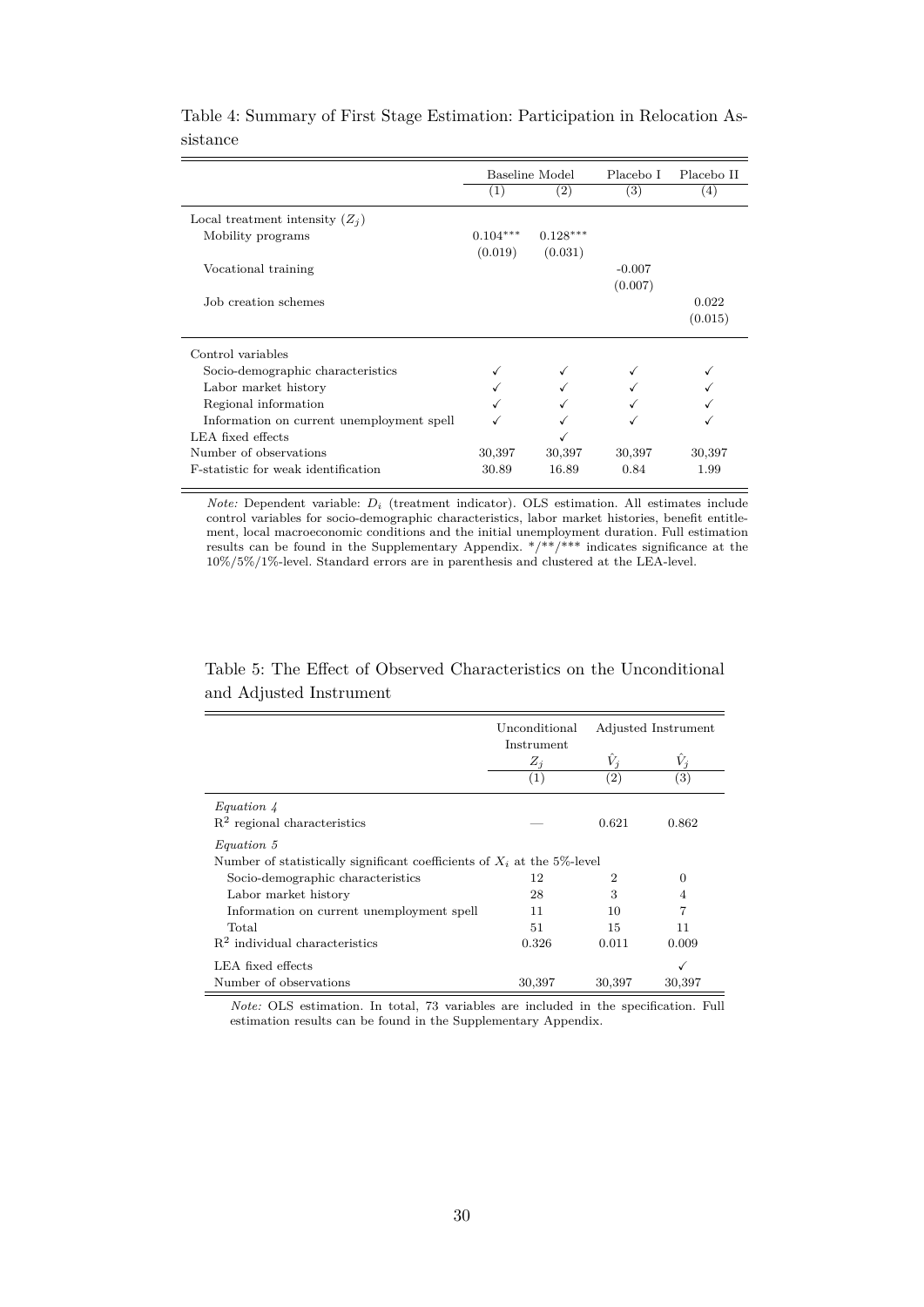Table 4: Summary of First Stage Estimation: Participation in Relocation Assistance

| | Baseline Model | | Placebo I | Placebo II |
|---|---|---|---|---|
| | (1) | (2) | (3) | (4) |
| Local treatment intensity ($Z_j$) | | | | |
| Mobility programs | $0.104^{***}$ | $0.128^{***}$ | | |
| | (0.019) | (0.031) | | |
| Vocational training | | | -0.007 | |
| | | | (0.007) | |
| Job creation schemes | | | | 0.022 |
| | | | | (0.015) |
| Control variables | | | | |
| Socio-demographic characteristics | ✓ | ✓ | ✓ | ✓ |
| Labor market history | ✓ | ✓ | ✓ | ✓ |
| Regional information | ✓ | ✓ | ✓ | ✓ |
| Information on current unemployment spell | ✓ | ✓ | ✓ | ✓ |
| LEA fixed effects | | ✓ | | |
| Number of observations | 30,397 | 30,397 | 30,397 | 30,397 |
| F-statistic for weak identification | 30.89 | 16.89 | 0.84 | 1.99 |

*Note:* Dependent variable: $D_i$ (treatment indicator). OLS estimation. All estimates include control variables for socio-demographic characteristics, labor market histories, benefit entitlement, local macroeconomic conditions and the initial unemployment duration. Full estimation results can be found in the Supplementary Appendix. */**/*** indicates significance at the 10%/5%/1%-level. Standard errors are in parenthesis and clustered at the LEA-level.

Table 5: The Effect of Observed Characteristics on the Unconditional and Adjusted Instrument

| | Unconditional Instrument | Adjusted Instrument | |
|---|---|---|---|
| | $Z_j$ | $\hat{V}_j$ | $\hat{V}_j$ |
| | (1) | (2) | (3) |
| *Equation 4* | | | |
| $R^2$ regional characteristics | — | 0.621 | 0.862 |
| *Equation 5* | | | |
| Number of statistically significant coefficients of $X_i$ at the 5%-level | | | |
| Socio-demographic characteristics | 12 | 2 | 0 |
| Labor market history | 28 | 3 | 4 |
| Information on current unemployment spell | 11 | 10 | 7 |
| Total | 51 | 15 | 11 |
| $R^2$ individual characteristics | 0.326 | 0.011 | 0.009 |
| LEA fixed effects | | | ✓ |
| Number of observations | 30,397 | 30,397 | 30,397 |

*Note:* OLS estimation. In total, 73 variables are included in the specification. Full estimation results can be found in the Supplementary Appendix.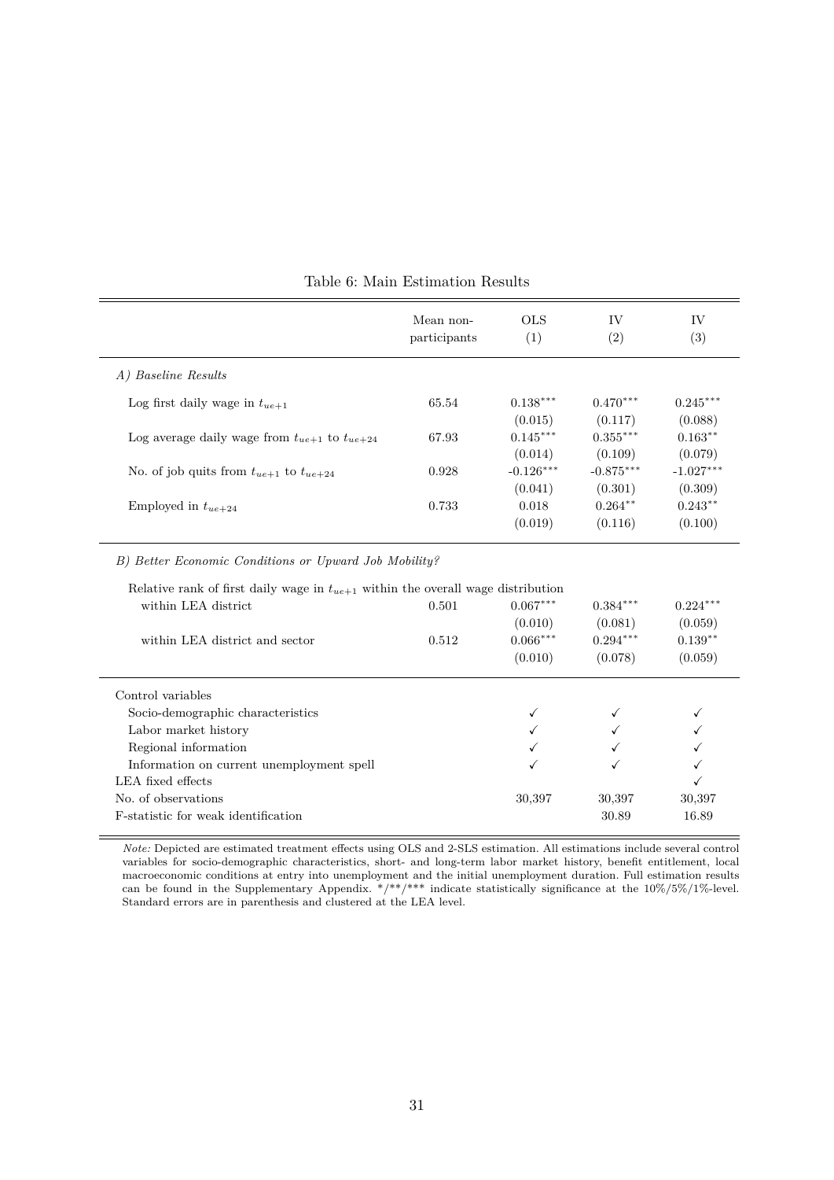Table 6: Main Estimation Results

| | Mean non-participants | OLS (1) | IV (2) | IV (3) |
|---|---|---|---|---|
| *A) Baseline Results* | | | | |
| Log first daily wage in $t_{ue+1}$ | 65.54 | 0.138*** | 0.470*** | 0.245*** |
| | | (0.015) | (0.117) | (0.088) |
| Log average daily wage from $t_{ue+1}$ to $t_{ue+24}$ | 67.93 | 0.145*** | 0.355*** | 0.163** |
| | | (0.014) | (0.109) | (0.079) |
| No. of job quits from $t_{ue+1}$ to $t_{ue+24}$ | 0.928 | -0.126*** | -0.875*** | -1.027*** |
| | | (0.041) | (0.301) | (0.309) |
| Employed in $t_{ue+24}$ | 0.733 | 0.018 | 0.264** | 0.243** |
| | | (0.019) | (0.116) | (0.100) |
| *B) Better Economic Conditions or Upward Job Mobility?* | | | | |
| Relative rank of first daily wage in $t_{ue+1}$ within the overall wage distribution | | | | |
| within LEA district | 0.501 | 0.067*** | 0.384*** | 0.224*** |
| | | (0.010) | (0.081) | (0.059) |
| within LEA district and sector | 0.512 | 0.066*** | 0.294*** | 0.139** |
| | | (0.010) | (0.078) | (0.059) |
| Control variables | | | | |
| Socio-demographic characteristics | | ✓ | ✓ | ✓ |
| Labor market history | | ✓ | ✓ | ✓ |
| Regional information | | ✓ | ✓ | ✓ |
| Information on current unemployment spell | | ✓ | ✓ | ✓ |
| LEA fixed effects | | | | ✓ |
| No. of observations | | 30,397 | 30,397 | 30,397 |
| F-statistic for weak identification | | | 30.89 | 16.89 |

*Note:* Depicted are estimated treatment effects using OLS and 2-SLS estimation. All estimations include several control variables for socio-demographic characteristics, short- and long-term labor market history, benefit entitlement, local macroeconomic conditions at entry into unemployment and the initial unemployment duration. Full estimation results can be found in the Supplementary Appendix. \*/\*\*/\*\*\* indicate statistically significance at the 10%/5%/1%-level. Standard errors are in parenthesis and clustered at the LEA level.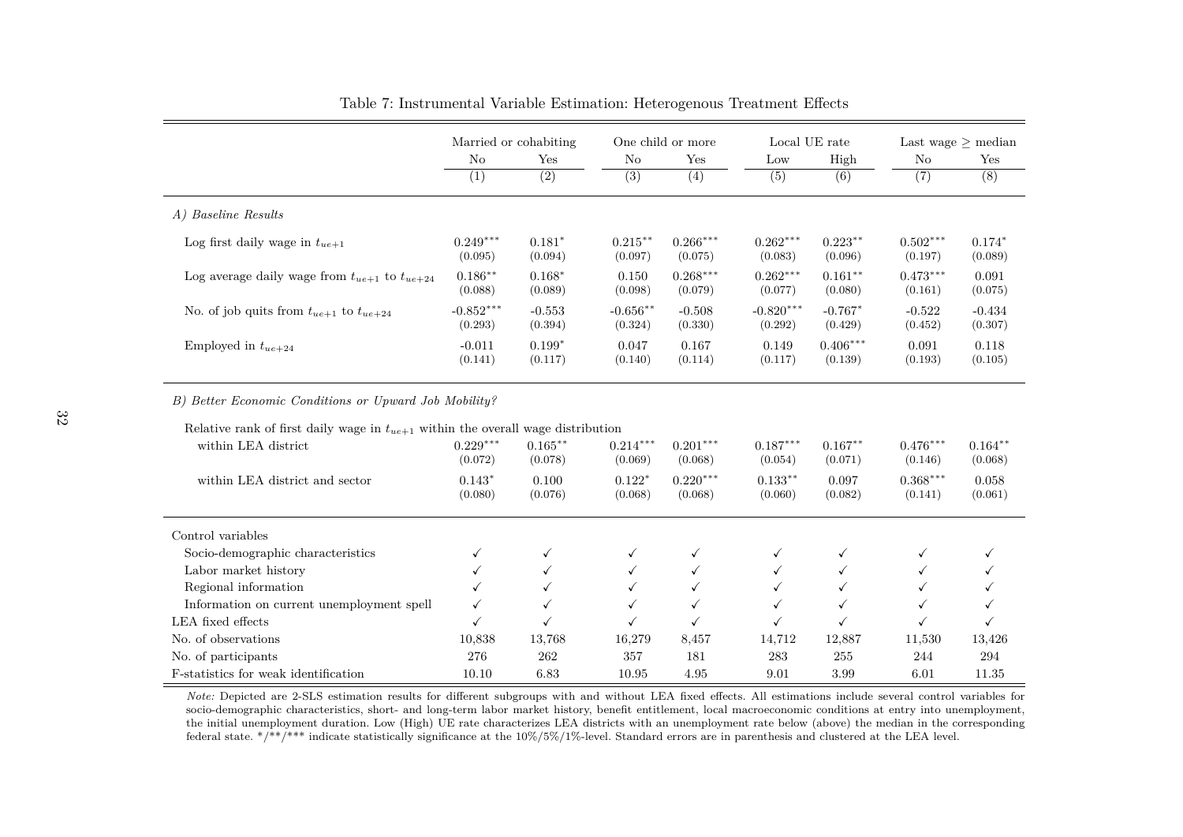Table 7: Instrumental Variable Estimation: Heterogenous Treatment Effects

| | Married or cohabiting | | One child or more | | Local UE rate | | Last wage ≥ median | |
|---|---|---|---|---|---|---|---|---|
| | No | Yes | No | Yes | Low | High | No | Yes |
| | (1) | (2) | (3) | (4) | (5) | (6) | (7) | (8) |
| *A) Baseline Results* | | | | | | | | |
| Log first daily wage in $t_{ue+1}$ | $0.249^{***}$ | $0.181^{*}$ | $0.215^{**}$ | $0.266^{***}$ | $0.262^{***}$ | $0.223^{**}$ | $0.502^{***}$ | $0.174^{*}$ |
| | (0.095) | (0.094) | (0.097) | (0.075) | (0.083) | (0.096) | (0.197) | (0.089) |
| Log average daily wage from $t_{ue+1}$ to $t_{ue+24}$ | $0.186^{**}$ | $0.168^{*}$ | 0.150 | $0.268^{***}$ | $0.262^{***}$ | $0.161^{**}$ | $0.473^{***}$ | 0.091 |
| | (0.088) | (0.089) | (0.098) | (0.079) | (0.077) | (0.080) | (0.161) | (0.075) |
| No. of job quits from $t_{ue+1}$ to $t_{ue+24}$ | $-0.852^{***}$ | -0.553 | $-0.656^{**}$ | -0.508 | $-0.820^{***}$ | $-0.767^{*}$ | -0.522 | -0.434 |
| | (0.293) | (0.394) | (0.324) | (0.330) | (0.292) | (0.429) | (0.452) | (0.307) |
| Employed in $t_{ue+24}$ | -0.011 | $0.199^{*}$ | 0.047 | 0.167 | 0.149 | $0.406^{***}$ | 0.091 | 0.118 |
| | (0.141) | (0.117) | (0.140) | (0.114) | (0.117) | (0.139) | (0.193) | (0.105) |
| *B) Better Economic Conditions or Upward Job Mobility?* | | | | | | | | |
| Relative rank of first daily wage in $t_{ue+1}$ within the overall wage distribution | | | | | | | | |
| within LEA district | $0.229^{***}$ | $0.165^{**}$ | $0.214^{***}$ | $0.201^{***}$ | $0.187^{***}$ | $0.167^{**}$ | $0.476^{***}$ | $0.164^{**}$ |
| | (0.072) | (0.078) | (0.069) | (0.068) | (0.054) | (0.071) | (0.146) | (0.068) |
| within LEA district and sector | $0.143^{*}$ | 0.100 | $0.122^{*}$ | $0.220^{***}$ | $0.133^{**}$ | 0.097 | $0.368^{***}$ | 0.058 |
| | (0.080) | (0.076) | (0.068) | (0.068) | (0.060) | (0.082) | (0.141) | (0.061) |
| Control variables | | | | | | | | |
| Socio-demographic characteristics | ✓ | ✓ | ✓ | ✓ | ✓ | ✓ | ✓ | ✓ |
| Labor market history | ✓ | ✓ | ✓ | ✓ | ✓ | ✓ | ✓ | ✓ |
| Regional information | ✓ | ✓ | ✓ | ✓ | ✓ | ✓ | ✓ | ✓ |
| Information on current unemployment spell | ✓ | ✓ | ✓ | ✓ | ✓ | ✓ | ✓ | ✓ |
| LEA fixed effects | ✓ | ✓ | ✓ | ✓ | ✓ | ✓ | ✓ | ✓ |
| No. of observations | 10,838 | 13,768 | 16,279 | 8,457 | 14,712 | 12,887 | 11,530 | 13,426 |
| No. of participants | 276 | 262 | 357 | 181 | 283 | 255 | 244 | 294 |
| F-statistics for weak identification | 10.10 | 6.83 | 10.95 | 4.95 | 9.01 | 3.99 | 6.01 | 11.35 |

*Note:* Depicted are 2-SLS estimation results for different subgroups with and without LEA fixed effects. All estimations include several control variables for socio-demographic characteristics, short- and long-term labor market history, benefit entitlement, local macroeconomic conditions at entry into unemployment, the initial unemployment duration. Low (High) UE rate characterizes LEA districts with an unemployment rate below (above) the median in the corresponding federal state. */**/*** indicate statistically significance at the 10%/5%/1%-level. Standard errors are in parenthesis and clustered at the LEA level.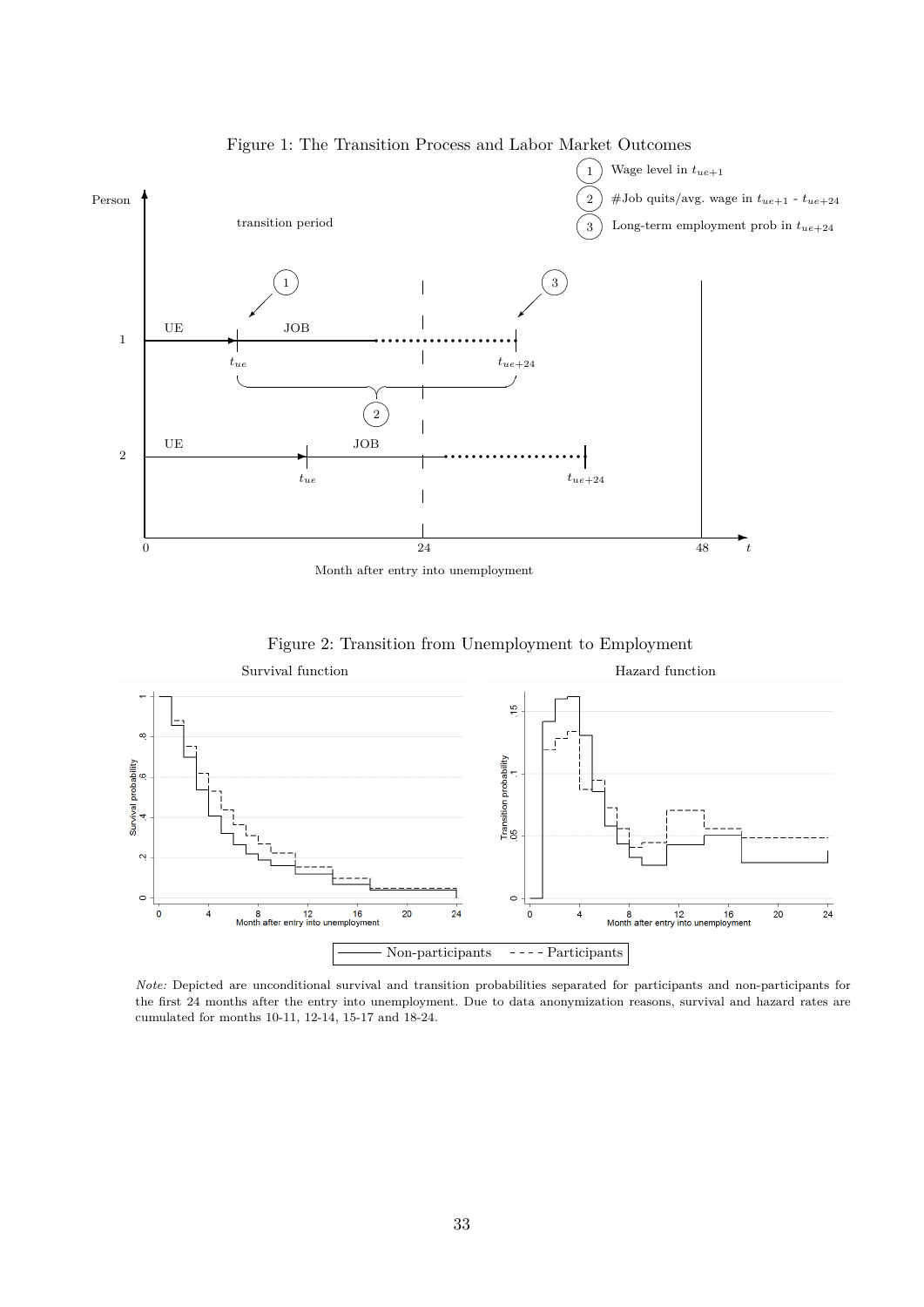Figure 1: The Transition Process and Labor Market Outcomes

1 Wage level in $t_{ue+1}$

2 #Job quits/avg. wage in $t_{ue+1}$ - $t_{ue+24}$

3 Long-term employment prob in $t_{ue+24}$

Person

transition period

1

UE

JOB

$t_{ue}$

$t_{ue+24}$

2

UE

JOB

$t_{ue}$

$t_{ue+24}$

0

24

48

$t$

Month after entry into unemployment

Figure 2: Transition from Unemployment to Employment

Survival function

Survival probability

0 .2 .4 .6 .8 1

0 4 8 12 16 20 24

Month after entry into unemployment

Hazard function

Transition probability

0 .05 .1 .15

0 4 8 12 16 20 24

Month after entry into unemployment

Non-participants
Participants

*Note:* Depicted are unconditional survival and transition probabilities separated for participants and non-participants for the first 24 months after the entry into unemployment. Due to data anonymization reasons, survival and hazard rates are cumulated for months 10-11, 12-14, 15-17 and 18-24.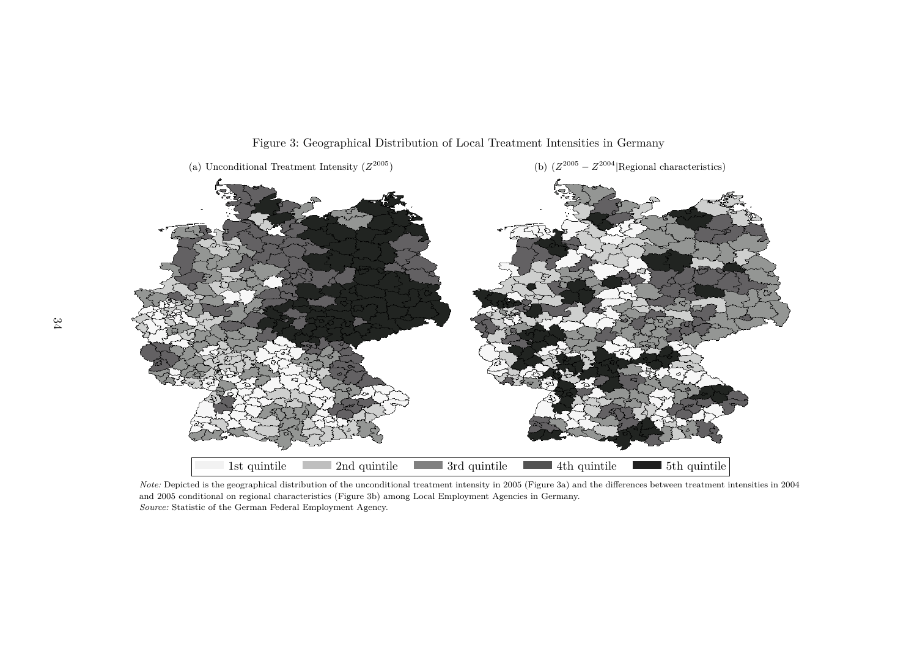Figure 3: Geographical Distribution of Local Treatment Intensities in Germany

(a) Unconditional Treatment Intensity ($Z^{2005}$)

(b) ($Z^{2005} - Z^{2004}$|Regional characteristics)

1st quintile
2nd quintile
3rd quintile
4th quintile
5th quintile

*Note:* Depicted is the geographical distribution of the unconditional treatment intensity in 2005 (Figure 3a) and the differences between treatment intensities in 2004 and 2005 conditional on regional characteristics (Figure 3b) among Local Employment Agencies in Germany.
*Source:* Statistic of the German Federal Employment Agency.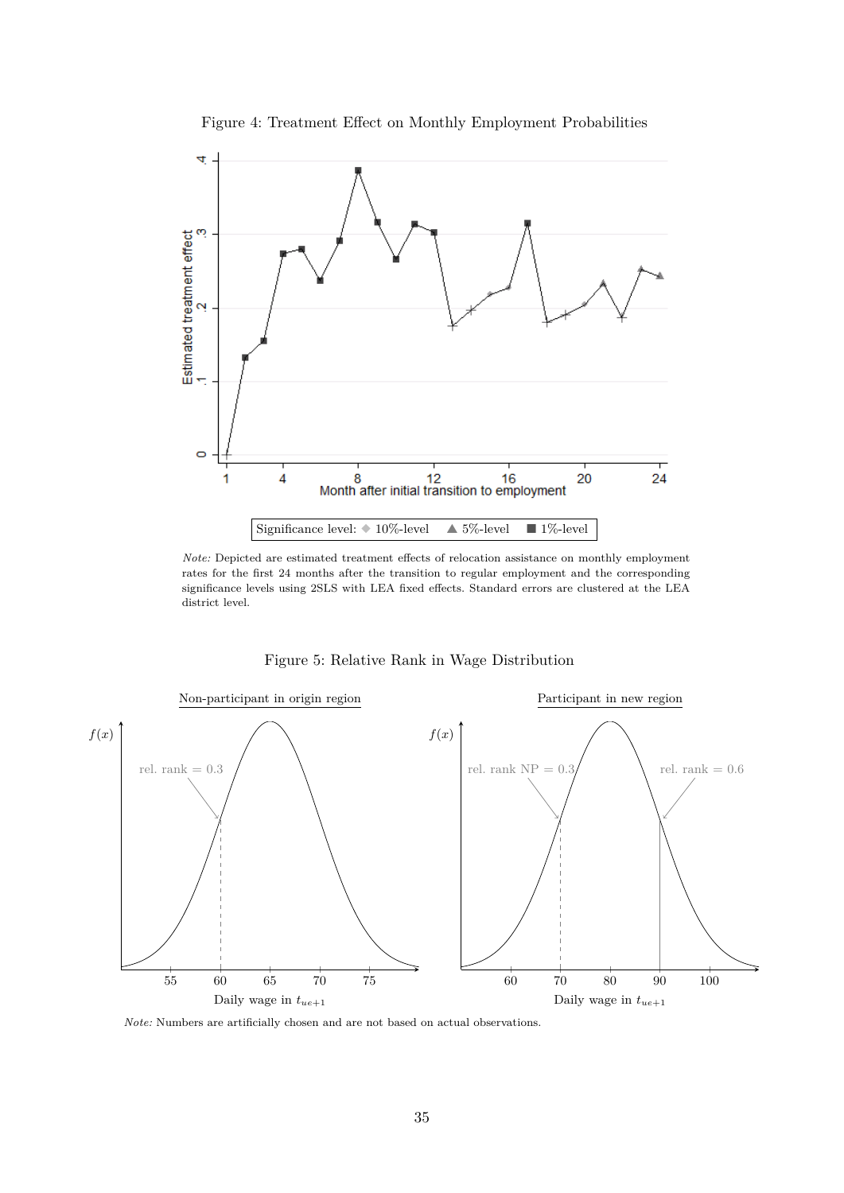Figure 4: Treatment Effect on Monthly Employment Probabilities

Estimated treatment effect

0
.1
.2
.3
.4

1
4
8
12
16
20
24

Month after initial transition to employment

Significance level: ◆ 10%-level ▲ 5%-level ■ 1%-level

*Note:* Depicted are estimated treatment effects of relocation assistance on monthly employment rates for the first 24 months after the transition to regular employment and the corresponding significance levels using 2SLS with LEA fixed effects. Standard errors are clustered at the LEA district level.

Figure 5: Relative Rank in Wage Distribution

Non-participant in origin region

$f(x)$

rel. rank = 0.3

55
60
65
70
75

Daily wage in $t_{ue+1}$

Participant in new region

$f(x)$

rel. rank NP = 0.3

rel. rank = 0.6

60
70
80
90
100

Daily wage in $t_{ue+1}$

*Note:* Numbers are artificially chosen and are not based on actual observations.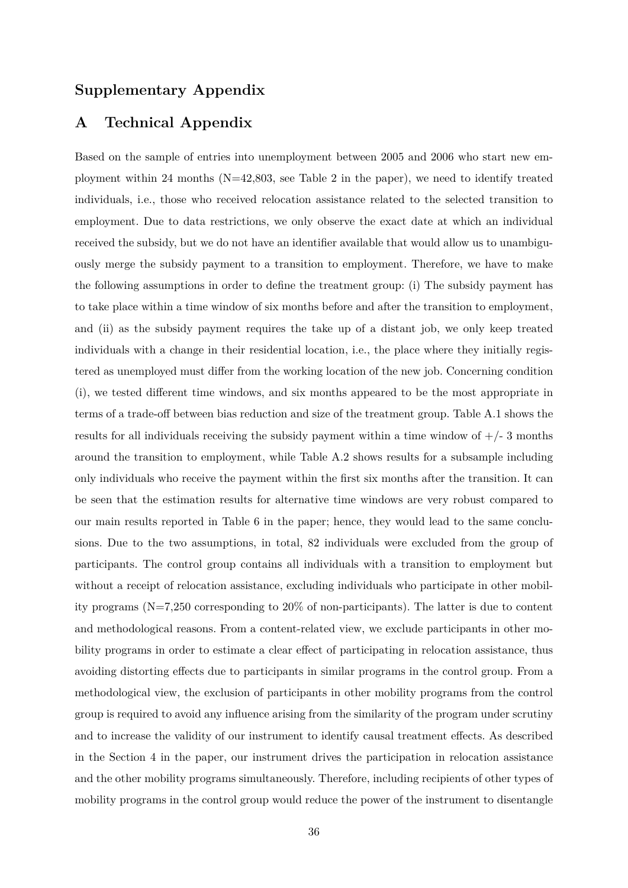## Supplementary Appendix

## A Technical Appendix

Based on the sample of entries into unemployment between 2005 and 2006 who start new employment within 24 months (N=42,803, see Table 2 in the paper), we need to identify treated individuals, i.e., those who received relocation assistance related to the selected transition to employment. Due to data restrictions, we only observe the exact date at which an individual received the subsidy, but we do not have an identifier available that would allow us to unambiguously merge the subsidy payment to a transition to employment. Therefore, we have to make the following assumptions in order to define the treatment group: (i) The subsidy payment has to take place within a time window of six months before and after the transition to employment, and (ii) as the subsidy payment requires the take up of a distant job, we only keep treated individuals with a change in their residential location, i.e., the place where they initially registered as unemployed must differ from the working location of the new job. Concerning condition (i), we tested different time windows, and six months appeared to be the most appropriate in terms of a trade-off between bias reduction and size of the treatment group. Table A.1 shows the results for all individuals receiving the subsidy payment within a time window of +/- 3 months around the transition to employment, while Table A.2 shows results for a subsample including only individuals who receive the payment within the first six months after the transition. It can be seen that the estimation results for alternative time windows are very robust compared to our main results reported in Table 6 in the paper; hence, they would lead to the same conclusions. Due to the two assumptions, in total, 82 individuals were excluded from the group of participants. The control group contains all individuals with a transition to employment but without a receipt of relocation assistance, excluding individuals who participate in other mobility programs (N=7,250 corresponding to 20% of non-participants). The latter is due to content and methodological reasons. From a content-related view, we exclude participants in other mobility programs in order to estimate a clear effect of participating in relocation assistance, thus avoiding distorting effects due to participants in similar programs in the control group. From a methodological view, the exclusion of participants in other mobility programs from the control group is required to avoid any influence arising from the similarity of the program under scrutiny and to increase the validity of our instrument to identify causal treatment effects. As described in the Section 4 in the paper, our instrument drives the participation in relocation assistance and the other mobility programs simultaneously. Therefore, including recipients of other types of mobility programs in the control group would reduce the power of the instrument to disentangle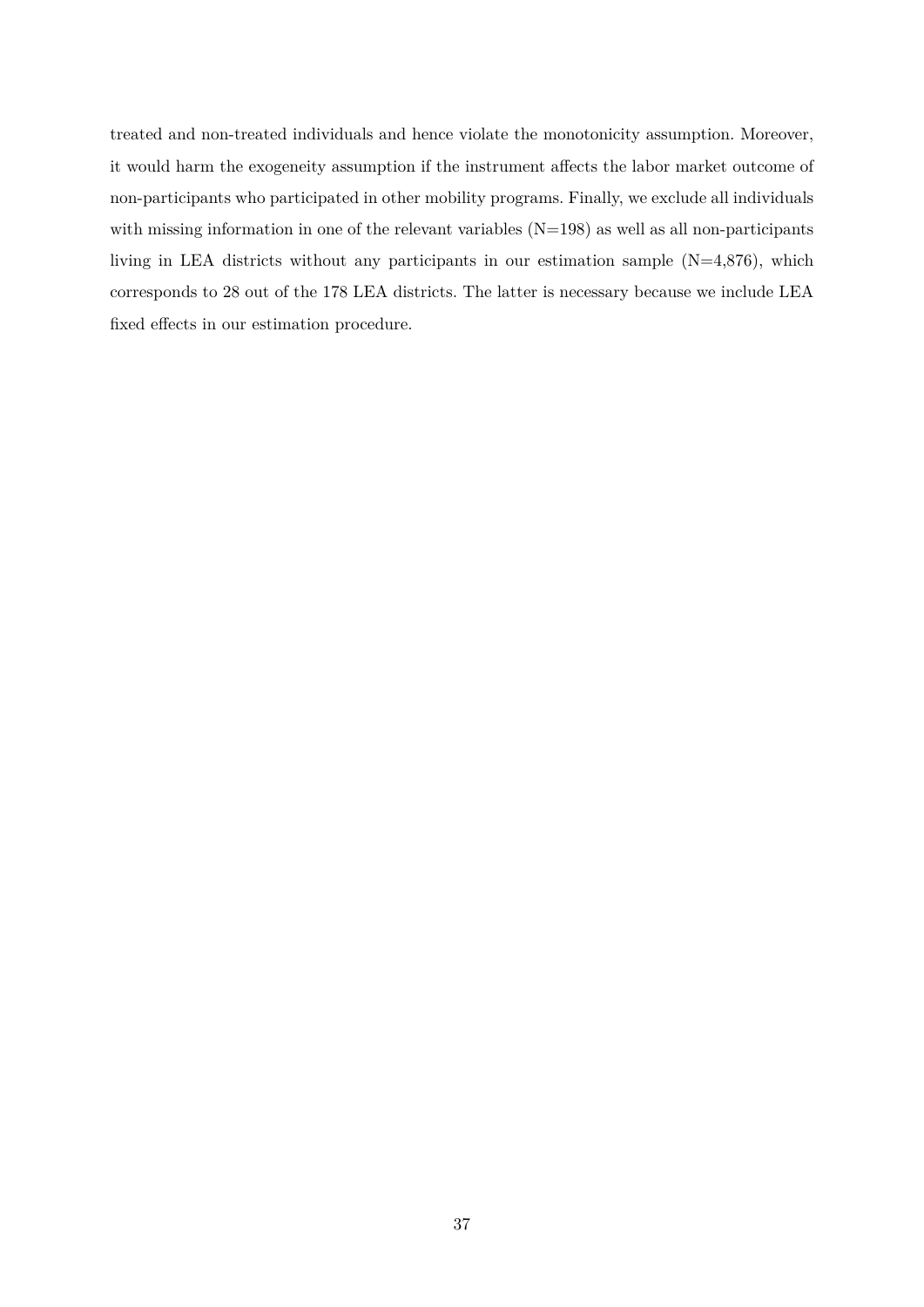treated and non-treated individuals and hence violate the monotonicity assumption. Moreover, it would harm the exogeneity assumption if the instrument affects the labor market outcome of non-participants who participated in other mobility programs. Finally, we exclude all individuals with missing information in one of the relevant variables (N=198) as well as all non-participants living in LEA districts without any participants in our estimation sample (N=4,876), which corresponds to 28 out of the 178 LEA districts. The latter is necessary because we include LEA fixed effects in our estimation procedure.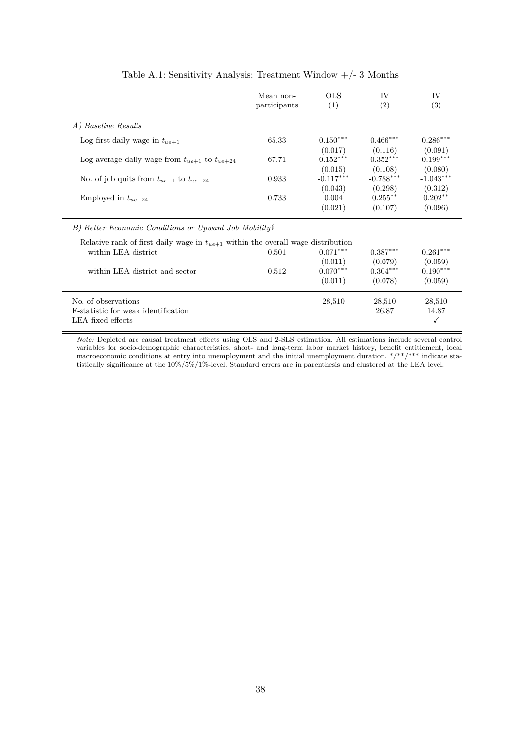Table A.1: Sensitivity Analysis: Treatment Window +/- 3 Months

| | Mean non-participants | OLS (1) | IV (2) | IV (3) |
|---|---|---|---|---|
| *A) Baseline Results* | | | | |
| Log first daily wage in $t_{ue+1}$ | 65.33 | $0.150^{***}$ | $0.466^{***}$ | $0.286^{***}$ |
| | | (0.017) | (0.116) | (0.091) |
| Log average daily wage from $t_{ue+1}$ to $t_{ue+24}$ | 67.71 | $0.152^{***}$ | $0.352^{***}$ | $0.199^{***}$ |
| | | (0.015) | (0.108) | (0.080) |
| No. of job quits from $t_{ue+1}$ to $t_{ue+24}$ | 0.933 | $-0.117^{***}$ | $-0.788^{***}$ | $-1.043^{***}$ |
| | | (0.043) | (0.298) | (0.312) |
| Employed in $t_{ue+24}$ | 0.733 | 0.004 | $0.255^{**}$ | $0.202^{**}$ |
| | | (0.021) | (0.107) | (0.096) |
| *B) Better Economic Conditions or Upward Job Mobility?* | | | | |
| Relative rank of first daily wage in $t_{ue+1}$ within the overall wage distribution | | | | |
| within LEA district | 0.501 | $0.071^{***}$ | $0.387^{***}$ | $0.261^{***}$ |
| | | (0.011) | (0.079) | (0.059) |
| within LEA district and sector | 0.512 | $0.070^{***}$ | $0.304^{***}$ | $0.190^{***}$ |
| | | (0.011) | (0.078) | (0.059) |
| No. of observations | | 28,510 | 28,510 | 28,510 |
| F-statistic for weak identification | | | 26.87 | 14.87 |
| LEA fixed effects | | | | ✓ |

*Note:* Depicted are causal treatment effects using OLS and 2-SLS estimation. All estimations include several control variables for socio-demographic characteristics, short- and long-term labor market history, benefit entitlement, local macroeconomic conditions at entry into unemployment and the initial unemployment duration. */**/*** indicate statistically significance at the 10%/5%/1%-level. Standard errors are in parenthesis and clustered at the LEA level.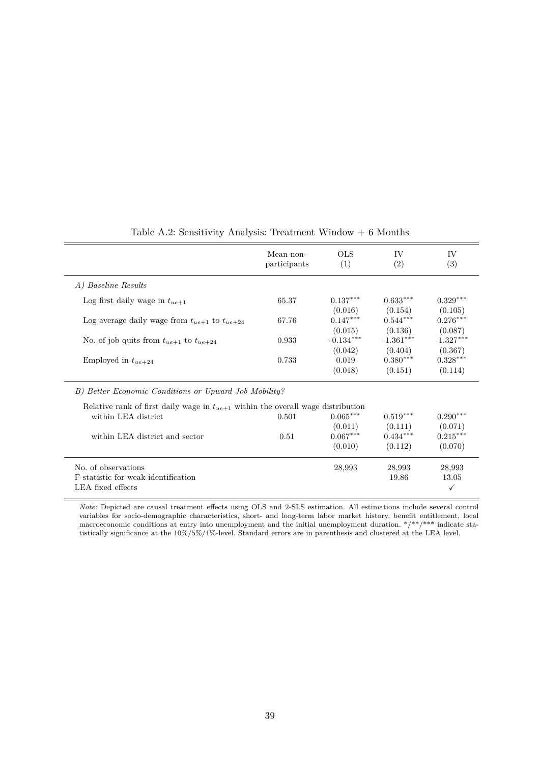Table A.2: Sensitivity Analysis: Treatment Window + 6 Months

| | Mean non-participants | OLS (1) | IV (2) | IV (3) |
|---|---|---|---|---|
| *A) Baseline Results* | | | | |
| Log first daily wage in $t_{ue+1}$ | 65.37 | $0.137^{***}$ | $0.633^{***}$ | $0.329^{***}$ |
| | | (0.016) | (0.154) | (0.105) |
| Log average daily wage from $t_{ue+1}$ to $t_{ue+24}$ | 67.76 | $0.147^{***}$ | $0.544^{***}$ | $0.276^{***}$ |
| | | (0.015) | (0.136) | (0.087) |
| No. of job quits from $t_{ue+1}$ to $t_{ue+24}$ | 0.933 | $-0.134^{***}$ | $-1.361^{***}$ | $-1.327^{***}$ |
| | | (0.042) | (0.404) | (0.367) |
| Employed in $t_{ue+24}$ | 0.733 | 0.019 | $0.380^{***}$ | $0.328^{***}$ |
| | | (0.018) | (0.151) | (0.114) |
| *B) Better Economic Conditions or Upward Job Mobility?* | | | | |
| Relative rank of first daily wage in $t_{ue+1}$ within the overall wage distribution | | | | |
| within LEA district | 0.501 | $0.065^{***}$ | $0.519^{***}$ | $0.290^{***}$ |
| | | (0.011) | (0.111) | (0.071) |
| within LEA district and sector | 0.51 | $0.067^{***}$ | $0.434^{***}$ | $0.215^{***}$ |
| | | (0.010) | (0.112) | (0.070) |
| No. of observations | | 28,993 | 28,993 | 28,993 |
| F-statistic for weak identification | | | 19.86 | 13.05 |
| LEA fixed effects | | | | ✓ |

*Note:* Depicted are causal treatment effects using OLS and 2-SLS estimation. All estimations include several control variables for socio-demographic characteristics, short- and long-term labor market history, benefit entitlement, local macroeconomic conditions at entry into unemployment and the initial unemployment duration. \*/\*\*/\*\*\* indicate statistically significance at the 10%/5%/1%-level. Standard errors are in parenthesis and clustered at the LEA level.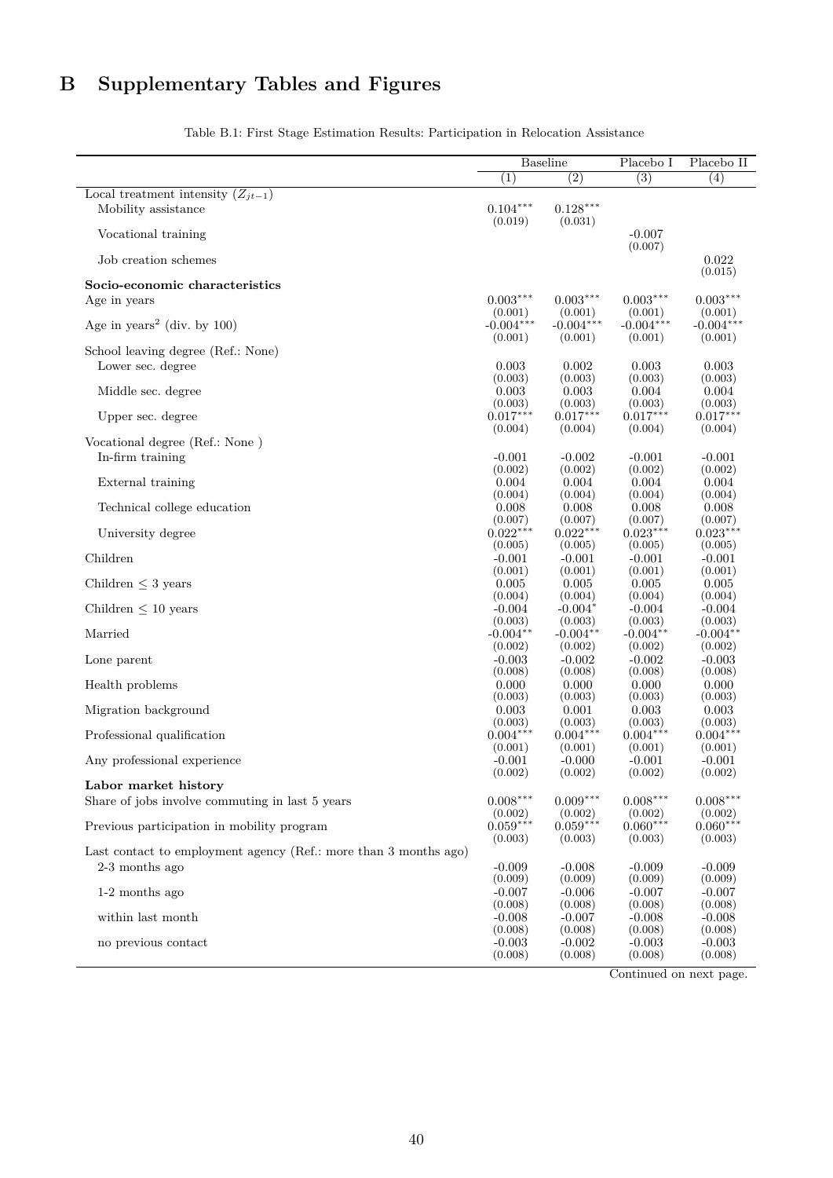# B Supplementary Tables and Figures

Table B.1: First Stage Estimation Results: Participation in Relocation Assistance

| | Baseline | | Placebo I | Placebo II |
|---|---|---|---|---|
| | (1) | (2) | (3) | (4) |
| Local treatment intensity ($Z_{jt-1}$) | | | | |
| Mobility assistance | $0.104^{***}$ | $0.128^{***}$ | | |
| | (0.019) | (0.031) | | |
| Vocational training | | | -0.007 | |
| | | | (0.007) | |
| Job creation schemes | | | | 0.022 |
| | | | | (0.015) |
| **Socio-economic characteristics** | | | | |
| Age in years | $0.003^{***}$ | $0.003^{***}$ | $0.003^{***}$ | $0.003^{***}$ |
| | (0.001) | (0.001) | (0.001) | (0.001) |
| Age in years$^2$ (div. by 100) | $-0.004^{***}$ | $-0.004^{***}$ | $-0.004^{***}$ | $-0.004^{***}$ |
| | (0.001) | (0.001) | (0.001) | (0.001) |
| School leaving degree (Ref.: None) | | | | |
| Lower sec. degree | 0.003 | 0.002 | 0.003 | 0.003 |
| | (0.003) | (0.003) | (0.003) | (0.003) |
| Middle sec. degree | 0.003 | 0.003 | 0.004 | 0.004 |
| | (0.003) | (0.003) | (0.003) | (0.003) |
| Upper sec. degree | $0.017^{***}$ | $0.017^{***}$ | $0.017^{***}$ | $0.017^{***}$ |
| | (0.004) | (0.004) | (0.004) | (0.004) |
| Vocational degree (Ref.: None ) | | | | |
| In-firm training | -0.001 | -0.002 | -0.001 | -0.001 |
| | (0.002) | (0.002) | (0.002) | (0.002) |
| External training | 0.004 | 0.004 | 0.004 | 0.004 |
| | (0.004) | (0.004) | (0.004) | (0.004) |
| Technical college education | 0.008 | 0.008 | 0.008 | 0.008 |
| | (0.007) | (0.007) | (0.007) | (0.007) |
| University degree | $0.022^{***}$ | $0.022^{***}$ | $0.023^{***}$ | $0.023^{***}$ |
| | (0.005) | (0.005) | (0.005) | (0.005) |
| Children | -0.001 | -0.001 | -0.001 | -0.001 |
| | (0.001) | (0.001) | (0.001) | (0.001) |
| Children $\leq$ 3 years | 0.005 | 0.005 | 0.005 | 0.005 |
| | (0.004) | (0.004) | (0.004) | (0.004) |
| Children $\leq$ 10 years | -0.004 | $-0.004^{*}$ | -0.004 | -0.004 |
| | (0.003) | (0.003) | (0.003) | (0.003) |
| Married | $-0.004^{**}$ | $-0.004^{**}$ | $-0.004^{**}$ | $-0.004^{**}$ |
| | (0.002) | (0.002) | (0.002) | (0.002) |
| Lone parent | -0.003 | -0.002 | -0.002 | -0.003 |
| | (0.008) | (0.008) | (0.008) | (0.008) |
| Health problems | 0.000 | 0.000 | 0.000 | 0.000 |
| | (0.003) | (0.003) | (0.003) | (0.003) |
| Migration background | 0.003 | 0.001 | 0.003 | 0.003 |
| | (0.003) | (0.003) | (0.003) | (0.003) |
| Professional qualification | $0.004^{***}$ | $0.004^{***}$ | $0.004^{***}$ | $0.004^{***}$ |
| | (0.001) | (0.001) | (0.001) | (0.001) |
| Any professional experience | -0.001 | -0.000 | -0.001 | -0.001 |
| | (0.002) | (0.002) | (0.002) | (0.002) |
| **Labor market history** | | | | |
| Share of jobs involve commuting in last 5 years | $0.008^{***}$ | $0.009^{***}$ | $0.008^{***}$ | $0.008^{***}$ |
| | (0.002) | (0.002) | (0.002) | (0.002) |
| Previous participation in mobility program | $0.059^{***}$ | $0.059^{***}$ | $0.060^{***}$ | $0.060^{***}$ |
| | (0.003) | (0.003) | (0.003) | (0.003) |
| Last contact to employment agency (Ref.: more than 3 months ago) | | | | |
| 2-3 months ago | -0.009 | -0.008 | -0.009 | -0.009 |
| | (0.009) | (0.009) | (0.009) | (0.009) |
| 1-2 months ago | -0.007 | -0.006 | -0.007 | -0.007 |
| | (0.008) | (0.008) | (0.008) | (0.008) |
| within last month | -0.008 | -0.007 | -0.008 | -0.008 |
| | (0.008) | (0.008) | (0.008) | (0.008) |
| no previous contact | -0.003 | -0.002 | -0.003 | -0.003 |
| | (0.008) | (0.008) | (0.008) | (0.008) |

Continued on next page.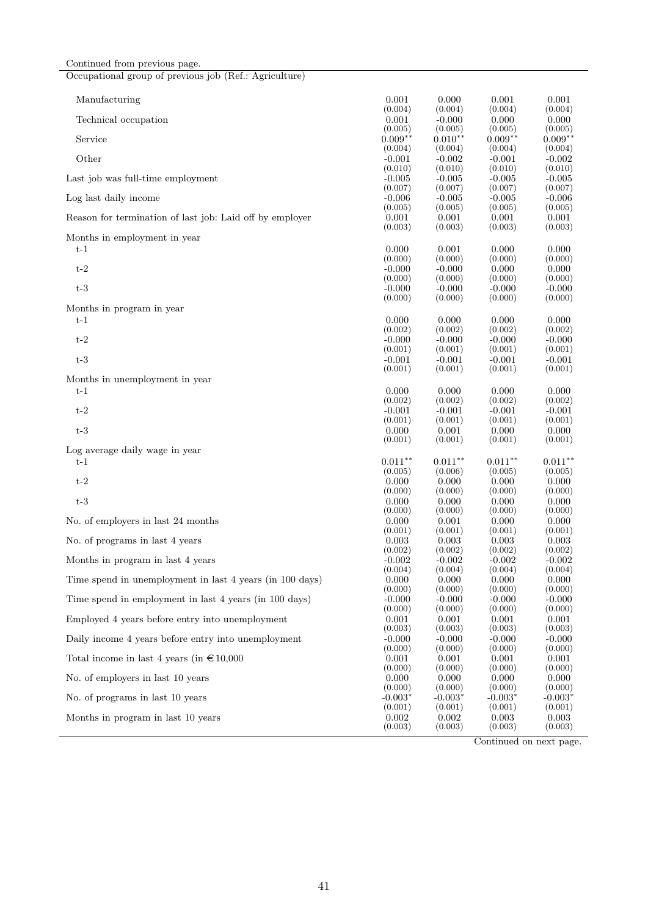Continued from previous page.

| Occupational group of previous job (Ref.: Agriculture) | | | | |
|---|---|---|---|---|
| Manufacturing | 0.001 | 0.000 | 0.001 | 0.001 |
| | (0.004) | (0.004) | (0.004) | (0.004) |
| Technical occupation | 0.001 | -0.000 | 0.000 | 0.000 |
| | (0.005) | (0.005) | (0.005) | (0.005) |
| Service | $0.009^{**}$ | $0.010^{**}$ | $0.009^{**}$ | $0.009^{**}$ |
| | (0.004) | (0.004) | (0.004) | (0.004) |
| Other | -0.001 | -0.002 | -0.001 | -0.002 |
| | (0.010) | (0.010) | (0.010) | (0.010) |
| Last job was full-time employment | -0.005 | -0.005 | -0.005 | -0.005 |
| | (0.007) | (0.007) | (0.007) | (0.007) |
| Log last daily income | -0.006 | -0.005 | -0.005 | -0.006 |
| | (0.005) | (0.005) | (0.005) | (0.005) |
| Reason for termination of last job: Laid off by employer | 0.001 | 0.001 | 0.001 | 0.001 |
| | (0.003) | (0.003) | (0.003) | (0.003) |
| Months in employment in year | | | | |
| t-1 | 0.000 | 0.001 | 0.000 | 0.000 |
| | (0.000) | (0.000) | (0.000) | (0.000) |
| t-2 | -0.000 | -0.000 | 0.000 | 0.000 |
| | (0.000) | (0.000) | (0.000) | (0.000) |
| t-3 | -0.000 | -0.000 | -0.000 | -0.000 |
| | (0.000) | (0.000) | (0.000) | (0.000) |
| Months in program in year | | | | |
| t-1 | 0.000 | 0.000 | 0.000 | 0.000 |
| | (0.002) | (0.002) | (0.002) | (0.002) |
| t-2 | -0.000 | -0.000 | -0.000 | -0.000 |
| | (0.001) | (0.001) | (0.001) | (0.001) |
| t-3 | -0.001 | -0.001 | -0.001 | -0.001 |
| | (0.001) | (0.001) | (0.001) | (0.001) |
| Months in unemployment in year | | | | |
| t-1 | 0.000 | 0.000 | 0.000 | 0.000 |
| | (0.002) | (0.002) | (0.002) | (0.002) |
| t-2 | -0.001 | -0.001 | -0.001 | -0.001 |
| | (0.001) | (0.001) | (0.001) | (0.001) |
| t-3 | 0.000 | 0.001 | 0.000 | 0.000 |
| | (0.001) | (0.001) | (0.001) | (0.001) |
| Log average daily wage in year | | | | |
| t-1 | $0.011^{**}$ | $0.011^{**}$ | $0.011^{**}$ | $0.011^{**}$ |
| | (0.005) | (0.006) | (0.005) | (0.005) |
| t-2 | 0.000 | 0.000 | 0.000 | 0.000 |
| | (0.000) | (0.000) | (0.000) | (0.000) |
| t-3 | 0.000 | 0.000 | 0.000 | 0.000 |
| | (0.000) | (0.000) | (0.000) | (0.000) |
| No. of employers in last 24 months | 0.000 | 0.001 | 0.000 | 0.000 |
| | (0.001) | (0.001) | (0.001) | (0.001) |
| No. of programs in last 4 years | 0.003 | 0.003 | 0.003 | 0.003 |
| | (0.002) | (0.002) | (0.002) | (0.002) |
| Months in program in last 4 years | -0.002 | -0.002 | -0.002 | -0.002 |
| | (0.004) | (0.004) | (0.004) | (0.004) |
| Time spend in unemployment in last 4 years (in 100 days) | 0.000 | 0.000 | 0.000 | 0.000 |
| | (0.000) | (0.000) | (0.000) | (0.000) |
| Time spend in employment in last 4 years (in 100 days) | -0.000 | -0.000 | -0.000 | -0.000 |
| | (0.000) | (0.000) | (0.000) | (0.000) |
| Employed 4 years before entry into unemployment | 0.001 | 0.001 | 0.001 | 0.001 |
| | (0.003) | (0.003) | (0.003) | (0.003) |
| Daily income 4 years before entry into unemployment | -0.000 | -0.000 | -0.000 | -0.000 |
| | (0.000) | (0.000) | (0.000) | (0.000) |
| Total income in last 4 years (in €10,000 | 0.001 | 0.001 | 0.001 | 0.001 |
| | (0.000) | (0.000) | (0.000) | (0.000) |
| No. of employers in last 10 years | 0.000 | 0.000 | 0.000 | 0.000 |
| | (0.000) | (0.000) | (0.000) | (0.000) |
| No. of programs in last 10 years | $-0.003^{*}$ | $-0.003^{*}$ | $-0.003^{*}$ | $-0.003^{*}$ |
| | (0.001) | (0.001) | (0.001) | (0.001) |
| Months in program in last 10 years | 0.002 | 0.002 | 0.003 | 0.003 |
| | (0.003) | (0.003) | (0.003) | (0.003) |

Continued on next page.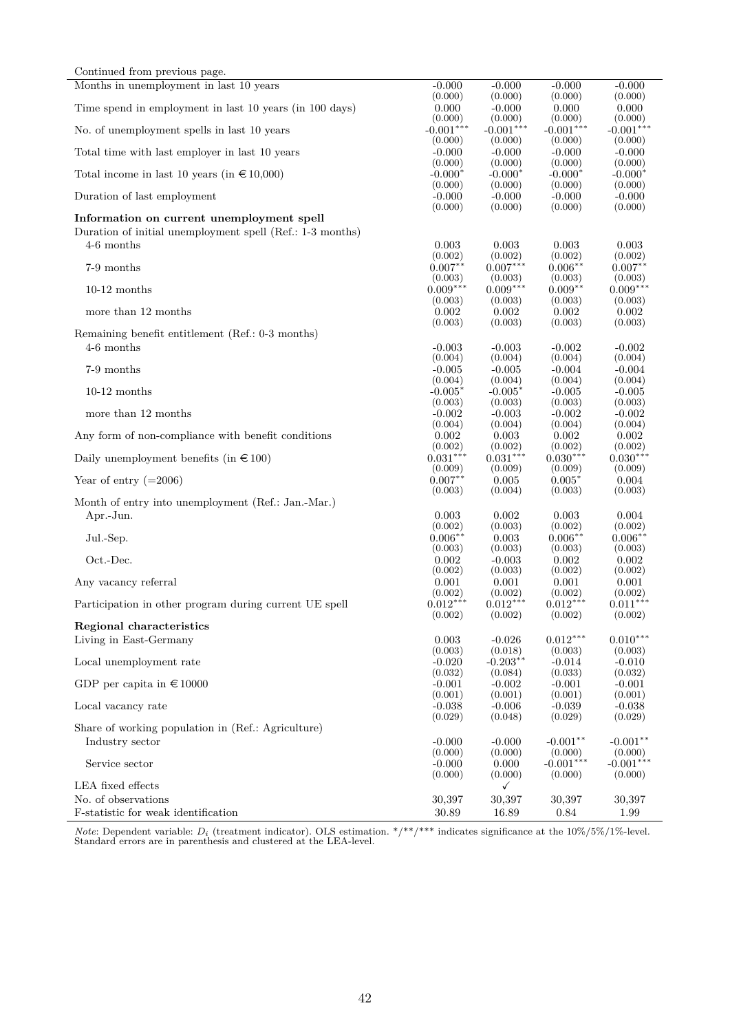Continued from previous page.

| | | | | |
|---|---|---|---|---|
| Months in unemployment in last 10 years | -0.000 | -0.000 | -0.000 | -0.000 |
| | (0.000) | (0.000) | (0.000) | (0.000) |
| Time spend in employment in last 10 years (in 100 days) | 0.000 | -0.000 | 0.000 | 0.000 |
| | (0.000) | (0.000) | (0.000) | (0.000) |
| No. of unemployment spells in last 10 years | -0.001*** | -0.001*** | -0.001*** | -0.001*** |
| | (0.000) | (0.000) | (0.000) | (0.000) |
| Total time with last employer in last 10 years | -0.000 | -0.000 | -0.000 | -0.000 |
| | (0.000) | (0.000) | (0.000) | (0.000) |
| Total income in last 10 years (in €10,000) | -0.000* | -0.000* | -0.000* | -0.000* |
| | (0.000) | (0.000) | (0.000) | (0.000) |
| Duration of last employment | -0.000 | -0.000 | -0.000 | -0.000 |
| | (0.000) | (0.000) | (0.000) | (0.000) |
| **Information on current unemployment spell** | | | | |
| Duration of initial unemployment spell (Ref.: 1-3 months) | | | | |
| 4-6 months | 0.003 | 0.003 | 0.003 | 0.003 |
| | (0.002) | (0.002) | (0.002) | (0.002) |
| 7-9 months | 0.007** | 0.007*** | 0.006** | 0.007** |
| | (0.003) | (0.003) | (0.003) | (0.003) |
| 10-12 months | 0.009*** | 0.009*** | 0.009** | 0.009*** |
| | (0.003) | (0.003) | (0.003) | (0.003) |
| more than 12 months | 0.002 | 0.002 | 0.002 | 0.002 |
| | (0.003) | (0.003) | (0.003) | (0.003) |
| Remaining benefit entitlement (Ref.: 0-3 months) | | | | |
| 4-6 months | -0.003 | -0.003 | -0.002 | -0.002 |
| | (0.004) | (0.004) | (0.004) | (0.004) |
| 7-9 months | -0.005 | -0.005 | -0.004 | -0.004 |
| | (0.004) | (0.004) | (0.004) | (0.004) |
| 10-12 months | -0.005* | -0.005* | -0.005 | -0.005 |
| | (0.003) | (0.003) | (0.003) | (0.003) |
| more than 12 months | -0.002 | -0.003 | -0.002 | -0.002 |
| | (0.004) | (0.004) | (0.004) | (0.004) |
| Any form of non-compliance with benefit conditions | 0.002 | 0.003 | 0.002 | 0.002 |
| | (0.002) | (0.002) | (0.002) | (0.002) |
| Daily unemployment benefits (in €100) | 0.031*** | 0.031*** | 0.030*** | 0.030*** |
| | (0.009) | (0.009) | (0.009) | (0.009) |
| Year of entry (=2006) | 0.007** | 0.005 | 0.005* | 0.004 |
| | (0.003) | (0.004) | (0.003) | (0.003) |
| Month of entry into unemployment (Ref.: Jan.-Mar.) | | | | |
| Apr.-Jun. | 0.003 | 0.002 | 0.003 | 0.004 |
| | (0.002) | (0.003) | (0.002) | (0.002) |
| Jul.-Sep. | 0.006** | 0.003 | 0.006** | 0.006** |
| | (0.003) | (0.003) | (0.003) | (0.003) |
| Oct.-Dec. | 0.002 | -0.003 | 0.002 | 0.002 |
| | (0.002) | (0.003) | (0.002) | (0.002) |
| Any vacancy referral | 0.001 | 0.001 | 0.001 | 0.001 |
| | (0.002) | (0.002) | (0.002) | (0.002) |
| Participation in other program during current UE spell | 0.012*** | 0.012*** | 0.012*** | 0.011*** |
| | (0.002) | (0.002) | (0.002) | (0.002) |
| **Regional characteristics** | | | | |
| Living in East-Germany | 0.003 | -0.026 | 0.012*** | 0.010*** |
| | (0.003) | (0.018) | (0.003) | (0.003) |
| Local unemployment rate | -0.020 | -0.203** | -0.014 | -0.010 |
| | (0.032) | (0.084) | (0.033) | (0.032) |
| GDP per capita in €10000 | -0.001 | -0.002 | -0.001 | -0.001 |
| | (0.001) | (0.001) | (0.001) | (0.001) |
| Local vacancy rate | -0.038 | -0.006 | -0.039 | -0.038 |
| | (0.029) | (0.048) | (0.029) | (0.029) |
| Share of working population in (Ref.: Agriculture) | | | | |
| Industry sector | -0.000 | -0.000 | -0.001** | -0.001** |
| | (0.000) | (0.000) | (0.000) | (0.000) |
| Service sector | -0.000 | 0.000 | -0.001*** | -0.001*** |
| | (0.000) | (0.000) | (0.000) | (0.000) |
| LEA fixed effects | | ✓ | | |
| No. of observations | 30,397 | 30,397 | 30,397 | 30,397 |
| F-statistic for weak identification | 30.89 | 16.89 | 0.84 | 1.99 |

*Note*: Dependent variable: $D_i$ (treatment indicator). OLS estimation. */**/*** indicates significance at the 10%/5%/1%-level. Standard errors are in parenthesis and clustered at the LEA-level.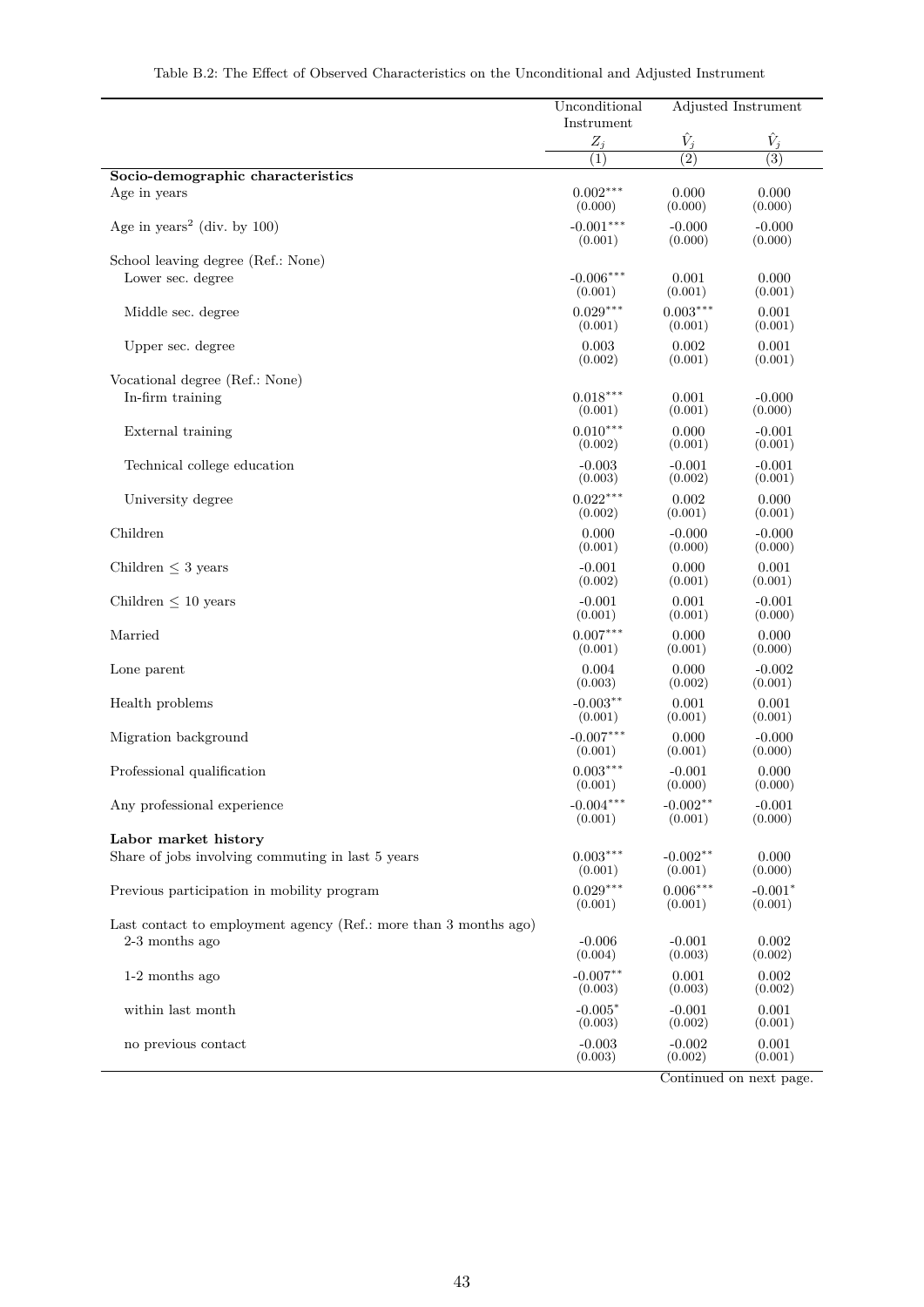Table B.2: The Effect of Observed Characteristics on the Unconditional and Adjusted Instrument

| | Unconditional Instrument | Adjusted Instrument | |
|---|---|---|---|
| | $Z_j$ | $\hat{V}_j$ | $\hat{V}_j$ |
| | (1) | (2) | (3) |
| **Socio-demographic characteristics** | | | |
| Age in years | 0.002*** | 0.000 | 0.000 |
| | (0.000) | (0.000) | (0.000) |
| Age in years$^2$ (div. by 100) | -0.001*** | -0.000 | -0.000 |
| | (0.001) | (0.000) | (0.000) |
| School leaving degree (Ref.: None) | | | |
| Lower sec. degree | -0.006*** | 0.001 | 0.000 |
| | (0.001) | (0.001) | (0.001) |
| Middle sec. degree | 0.029*** | 0.003*** | 0.001 |
| | (0.001) | (0.001) | (0.001) |
| Upper sec. degree | 0.003 | 0.002 | 0.001 |
| | (0.002) | (0.001) | (0.001) |
| Vocational degree (Ref.: None) | | | |
| In-firm training | 0.018*** | 0.001 | -0.000 |
| | (0.001) | (0.001) | (0.000) |
| External training | 0.010*** | 0.000 | -0.001 |
| | (0.002) | (0.001) | (0.001) |
| Technical college education | -0.003 | -0.001 | -0.001 |
| | (0.003) | (0.002) | (0.001) |
| University degree | 0.022*** | 0.002 | 0.000 |
| | (0.002) | (0.001) | (0.001) |
| Children | 0.000 | -0.000 | -0.000 |
| | (0.001) | (0.000) | (0.000) |
| Children ≤ 3 years | -0.001 | 0.000 | 0.001 |
| | (0.002) | (0.001) | (0.001) |
| Children ≤ 10 years | -0.001 | 0.001 | -0.001 |
| | (0.001) | (0.001) | (0.000) |
| Married | 0.007*** | 0.000 | 0.000 |
| | (0.001) | (0.001) | (0.000) |
| Lone parent | 0.004 | 0.000 | -0.002 |
| | (0.003) | (0.002) | (0.001) |
| Health problems | -0.003** | 0.001 | 0.001 |
| | (0.001) | (0.001) | (0.001) |
| Migration background | -0.007*** | 0.000 | -0.000 |
| | (0.001) | (0.001) | (0.000) |
| Professional qualification | 0.003*** | -0.001 | 0.000 |
| | (0.001) | (0.000) | (0.000) |
| Any professional experience | -0.004*** | -0.002** | -0.001 |
| | (0.001) | (0.001) | (0.000) |
| **Labor market history** | | | |
| Share of jobs involving commuting in last 5 years | 0.003*** | -0.002** | 0.000 |
| | (0.001) | (0.001) | (0.000) |
| Previous participation in mobility program | 0.029*** | 0.006*** | -0.001* |
| | (0.001) | (0.001) | (0.001) |
| Last contact to employment agency (Ref.: more than 3 months ago) | | | |
| 2-3 months ago | -0.006 | -0.001 | 0.002 |
| | (0.004) | (0.003) | (0.002) |
| 1-2 months ago | -0.007** | 0.001 | 0.002 |
| | (0.003) | (0.003) | (0.002) |
| within last month | -0.005* | -0.001 | 0.001 |
| | (0.003) | (0.002) | (0.001) |
| no previous contact | -0.003 | -0.002 | 0.001 |
| | (0.003) | (0.002) | (0.001) |

Continued on next page.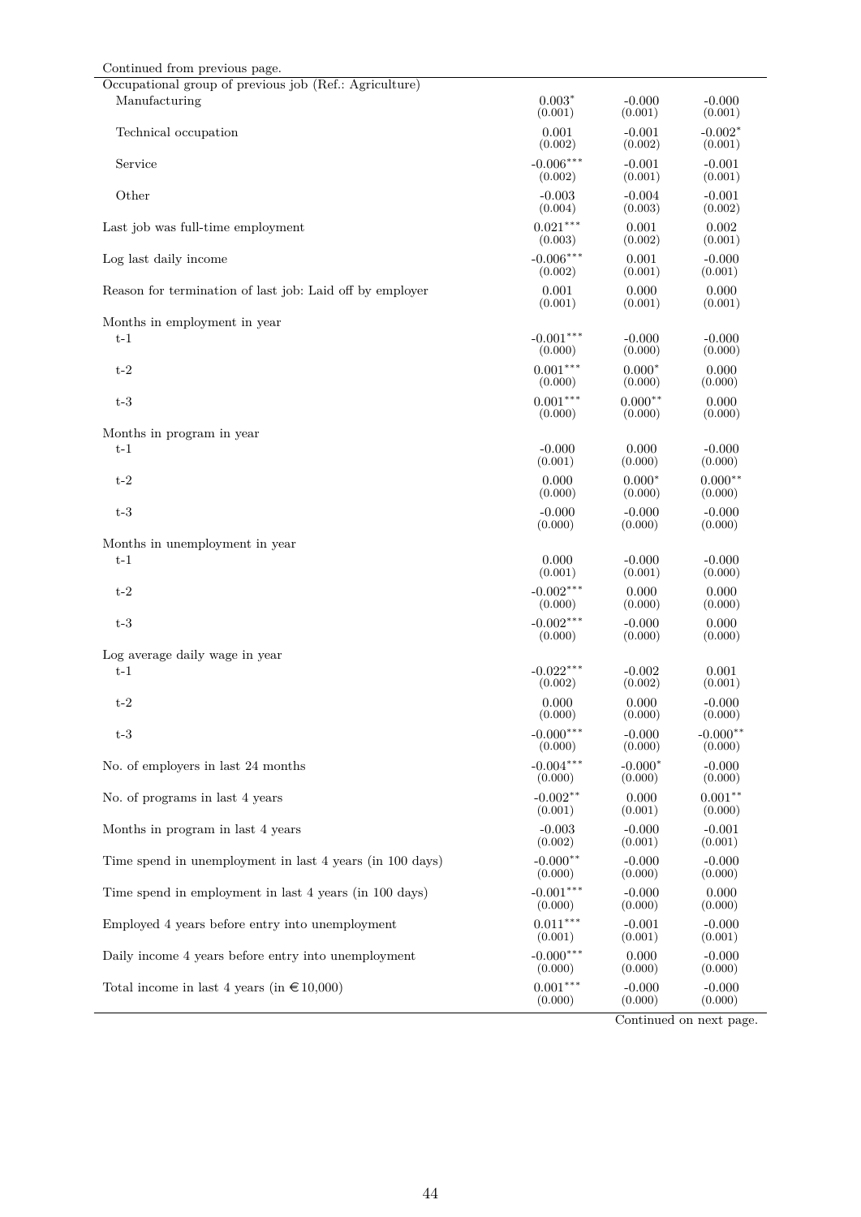Continued from previous page.

| | | | |
|---|---|---|---|
| Occupational group of previous job (Ref.: Agriculture) | | | |
| Manufacturing | 0.003* | -0.000 | -0.000 |
| | (0.001) | (0.001) | (0.001) |
| Technical occupation | 0.001 | -0.001 | -0.002* |
| | (0.002) | (0.002) | (0.001) |
| Service | -0.006*** | -0.001 | -0.001 |
| | (0.002) | (0.001) | (0.001) |
| Other | -0.003 | -0.004 | -0.001 |
| | (0.004) | (0.003) | (0.002) |
| Last job was full-time employment | 0.021*** | 0.001 | 0.002 |
| | (0.003) | (0.002) | (0.001) |
| Log last daily income | -0.006*** | 0.001 | -0.000 |
| | (0.002) | (0.001) | (0.001) |
| Reason for termination of last job: Laid off by employer | 0.001 | 0.000 | 0.000 |
| | (0.001) | (0.001) | (0.001) |
| Months in employment in year | | | |
| t-1 | -0.001*** | -0.000 | -0.000 |
| | (0.000) | (0.000) | (0.000) |
| t-2 | 0.001*** | 0.000* | 0.000 |
| | (0.000) | (0.000) | (0.000) |
| t-3 | 0.001*** | 0.000** | 0.000 |
| | (0.000) | (0.000) | (0.000) |
| Months in program in year | | | |
| t-1 | -0.000 | 0.000 | -0.000 |
| | (0.001) | (0.000) | (0.000) |
| t-2 | 0.000 | 0.000* | 0.000** |
| | (0.000) | (0.000) | (0.000) |
| t-3 | -0.000 | -0.000 | -0.000 |
| | (0.000) | (0.000) | (0.000) |
| Months in unemployment in year | | | |
| t-1 | 0.000 | -0.000 | -0.000 |
| | (0.001) | (0.001) | (0.000) |
| t-2 | -0.002*** | 0.000 | 0.000 |
| | (0.000) | (0.000) | (0.000) |
| t-3 | -0.002*** | -0.000 | 0.000 |
| | (0.000) | (0.000) | (0.000) |
| Log average daily wage in year | | | |
| t-1 | -0.022*** | -0.002 | 0.001 |
| | (0.002) | (0.002) | (0.001) |
| t-2 | 0.000 | 0.000 | -0.000 |
| | (0.000) | (0.000) | (0.000) |
| t-3 | -0.000*** | -0.000 | -0.000** |
| | (0.000) | (0.000) | (0.000) |
| No. of employers in last 24 months | -0.004*** | -0.000* | -0.000 |
| | (0.000) | (0.000) | (0.000) |
| No. of programs in last 4 years | -0.002** | 0.000 | 0.001** |
| | (0.001) | (0.001) | (0.000) |
| Months in program in last 4 years | -0.003 | -0.000 | -0.001 |
| | (0.002) | (0.001) | (0.001) |
| Time spend in unemployment in last 4 years (in 100 days) | -0.000** | -0.000 | -0.000 |
| | (0.000) | (0.000) | (0.000) |
| Time spend in employment in last 4 years (in 100 days) | -0.001*** | -0.000 | 0.000 |
| | (0.000) | (0.000) | (0.000) |
| Employed 4 years before entry into unemployment | 0.011*** | -0.001 | -0.000 |
| | (0.001) | (0.001) | (0.001) |
| Daily income 4 years before entry into unemployment | -0.000*** | 0.000 | -0.000 |
| | (0.000) | (0.000) | (0.000) |
| Total income in last 4 years (in €10,000) | 0.001*** | -0.000 | -0.000 |
| | (0.000) | (0.000) | (0.000) |

Continued on next page.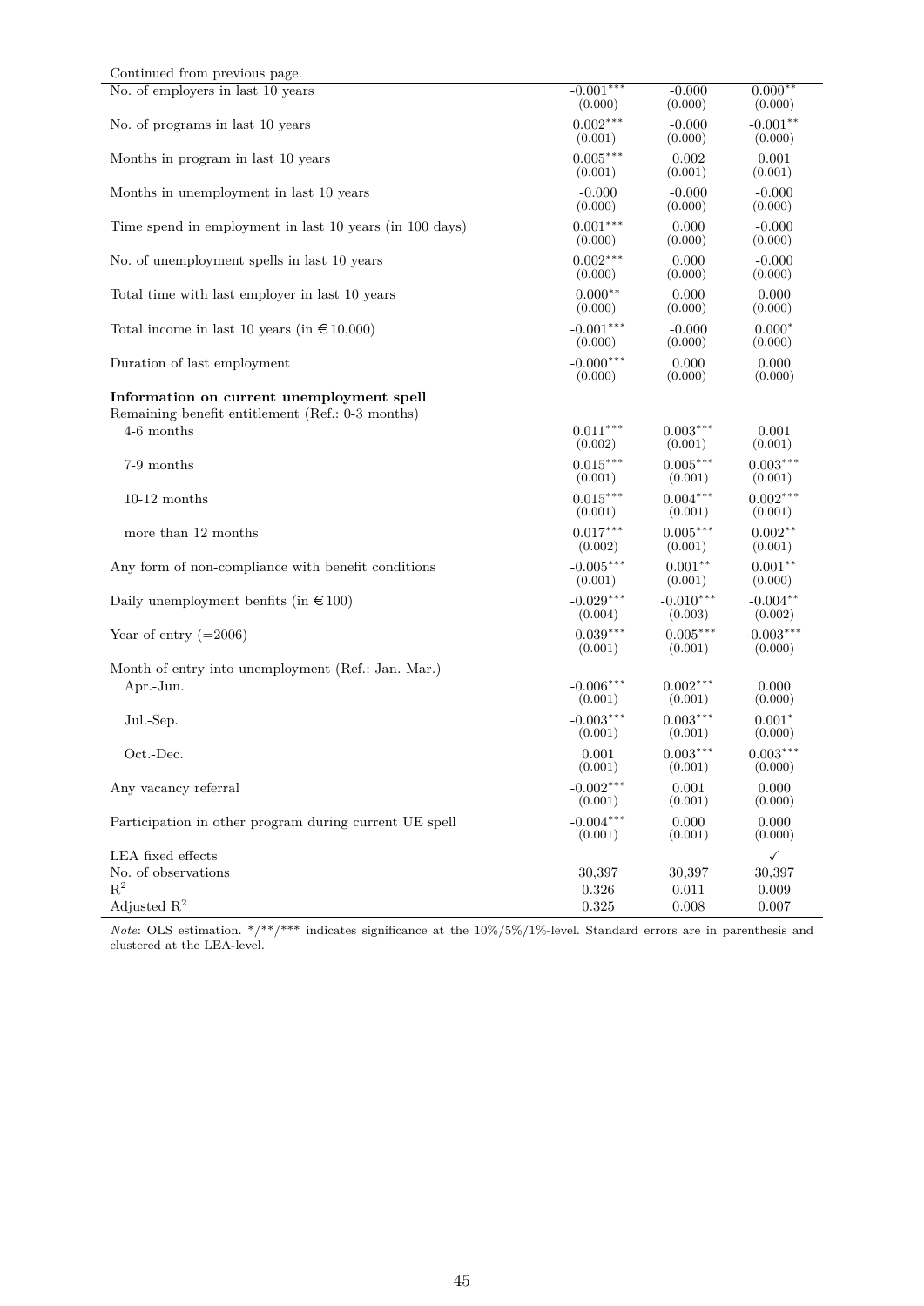Continued from previous page.

| | | | |
|---|---|---|---|
| No. of employers in last 10 years | -0.001*** | -0.000 | 0.000** |
| | (0.000) | (0.000) | (0.000) |
| No. of programs in last 10 years | 0.002*** | -0.000 | -0.001** |
| | (0.001) | (0.000) | (0.000) |
| Months in program in last 10 years | 0.005*** | 0.002 | 0.001 |
| | (0.001) | (0.001) | (0.001) |
| Months in unemployment in last 10 years | -0.000 | -0.000 | -0.000 |
| | (0.000) | (0.000) | (0.000) |
| Time spend in employment in last 10 years (in 100 days) | 0.001*** | 0.000 | -0.000 |
| | (0.000) | (0.000) | (0.000) |
| No. of unemployment spells in last 10 years | 0.002*** | 0.000 | -0.000 |
| | (0.000) | (0.000) | (0.000) |
| Total time with last employer in last 10 years | 0.000** | 0.000 | 0.000 |
| | (0.000) | (0.000) | (0.000) |
| Total income in last 10 years (in €10,000) | -0.001*** | -0.000 | 0.000* |
| | (0.000) | (0.000) | (0.000) |
| Duration of last employment | -0.000*** | 0.000 | 0.000 |
| | (0.000) | (0.000) | (0.000) |
| **Information on current unemployment spell** | | | |
| Remaining benefit entitlement (Ref.: 0-3 months) | | | |
| 4-6 months | 0.011*** | 0.003*** | 0.001 |
| | (0.002) | (0.001) | (0.001) |
| 7-9 months | 0.015*** | 0.005*** | 0.003*** |
| | (0.001) | (0.001) | (0.001) |
| 10-12 months | 0.015*** | 0.004*** | 0.002*** |
| | (0.001) | (0.001) | (0.001) |
| more than 12 months | 0.017*** | 0.005*** | 0.002** |
| | (0.002) | (0.001) | (0.001) |
| Any form of non-compliance with benefit conditions | -0.005*** | 0.001** | 0.001** |
| | (0.001) | (0.001) | (0.000) |
| Daily unemployment benfits (in €100) | -0.029*** | -0.010*** | -0.004** |
| | (0.004) | (0.003) | (0.002) |
| Year of entry (=2006) | -0.039*** | -0.005*** | -0.003*** |
| | (0.001) | (0.001) | (0.000) |
| Month of entry into unemployment (Ref.: Jan.-Mar.) | | | |
| Apr.-Jun. | -0.006*** | 0.002*** | 0.000 |
| | (0.001) | (0.001) | (0.000) |
| Jul.-Sep. | -0.003*** | 0.003*** | 0.001* |
| | (0.001) | (0.001) | (0.000) |
| Oct.-Dec. | 0.001 | 0.003*** | 0.003*** |
| | (0.001) | (0.001) | (0.000) |
| Any vacancy referral | -0.002*** | 0.001 | 0.000 |
| | (0.001) | (0.001) | (0.000) |
| Participation in other program during current UE spell | -0.004*** | 0.000 | 0.000 |
| | (0.001) | (0.001) | (0.000) |
| LEA fixed effects | | | ✓ |
| No. of observations | 30,397 | 30,397 | 30,397 |
| $R^2$ | 0.326 | 0.011 | 0.009 |
| Adjusted $R^2$ | 0.325 | 0.008 | 0.007 |

*Note*: OLS estimation. \*/\*\*/\*\*\* indicates significance at the 10%/5%/1%-level. Standard errors are in parenthesis and clustered at the LEA-level.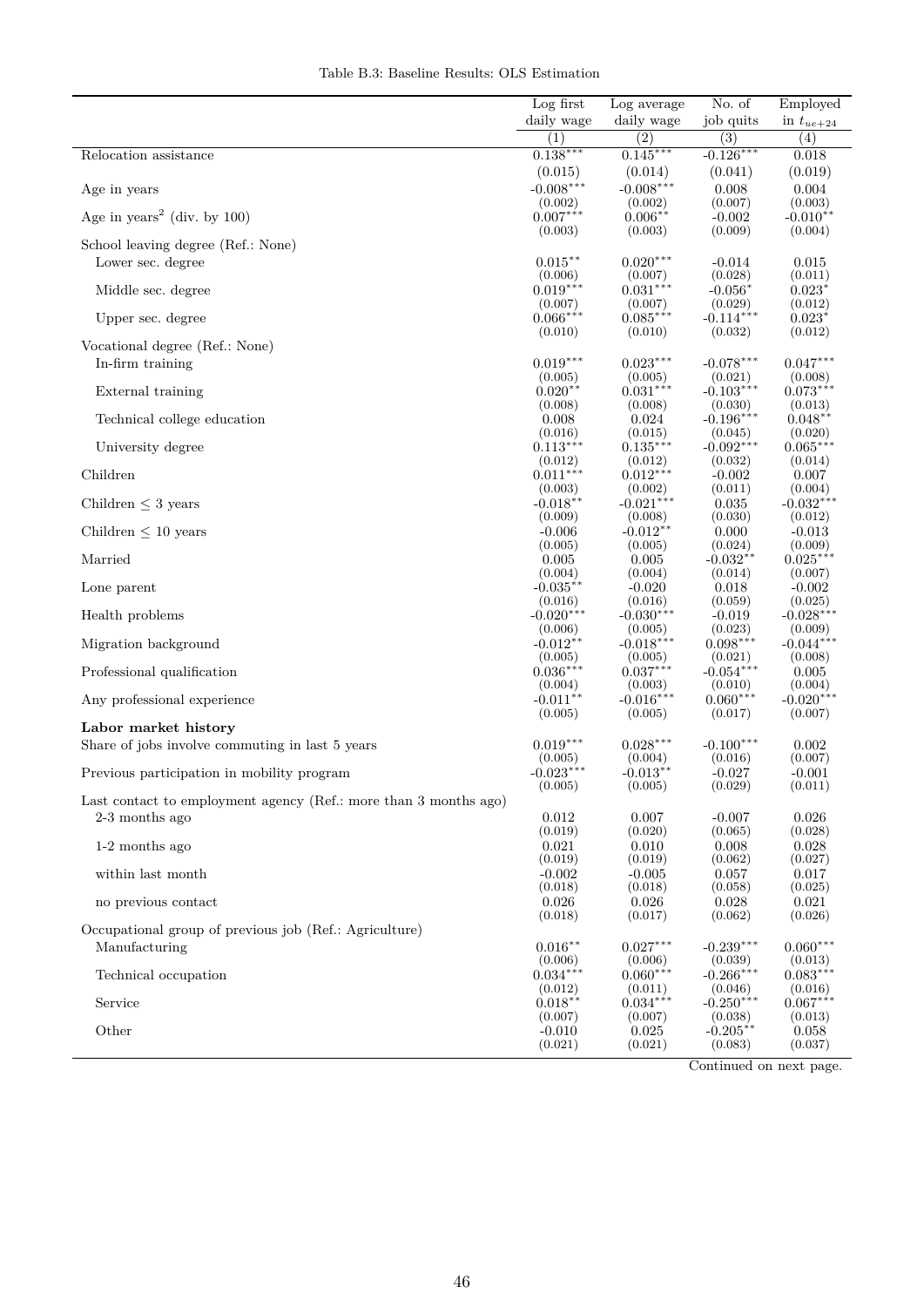Table B.3: Baseline Results: OLS Estimation

| | Log first daily wage | Log average daily wage | No. of job quits | Employed in $t_{ue+24}$ |
|---|---|---|---|---|
| | (1) | (2) | (3) | (4) |
| Relocation assistance | 0.138*** | 0.145*** | -0.126*** | 0.018 |
| | (0.015) | (0.014) | (0.041) | (0.019) |
| Age in years | -0.008*** | -0.008*** | 0.008 | 0.004 |
| | (0.002) | (0.002) | (0.007) | (0.003) |
| Age in years$^2$ (div. by 100) | 0.007*** | 0.006** | -0.002 | -0.010** |
| | (0.003) | (0.003) | (0.009) | (0.004) |
| School leaving degree (Ref.: None) | | | | |
| Lower sec. degree | 0.015** | 0.020*** | -0.014 | 0.015 |
| | (0.006) | (0.007) | (0.028) | (0.011) |
| Middle sec. degree | 0.019*** | 0.031*** | -0.056* | 0.023* |
| | (0.007) | (0.007) | (0.029) | (0.012) |
| Upper sec. degree | 0.066*** | 0.085*** | -0.114*** | 0.023* |
| | (0.010) | (0.010) | (0.032) | (0.012) |
| Vocational degree (Ref.: None) | | | | |
| In-firm training | 0.019*** | 0.023*** | -0.078*** | 0.047*** |
| | (0.005) | (0.005) | (0.021) | (0.008) |
| External training | 0.020** | 0.031*** | -0.103*** | 0.073*** |
| | (0.008) | (0.008) | (0.030) | (0.013) |
| Technical college education | 0.008 | 0.024 | -0.196*** | 0.048** |
| | (0.016) | (0.015) | (0.045) | (0.020) |
| University degree | 0.113*** | 0.135*** | -0.092*** | 0.065*** |
| | (0.012) | (0.012) | (0.032) | (0.014) |
| Children | 0.011*** | 0.012*** | -0.002 | 0.007 |
| | (0.003) | (0.002) | (0.011) | (0.004) |
| Children $\leq$ 3 years | -0.018** | -0.021*** | 0.035 | -0.032*** |
| | (0.009) | (0.008) | (0.030) | (0.012) |
| Children $\leq$ 10 years | -0.006 | -0.012** | 0.000 | -0.013 |
| | (0.005) | (0.005) | (0.024) | (0.009) |
| Married | 0.005 | 0.005 | -0.032** | 0.025*** |
| | (0.004) | (0.004) | (0.014) | (0.007) |
| Lone parent | -0.035** | -0.020 | 0.018 | -0.002 |
| | (0.016) | (0.016) | (0.059) | (0.025) |
| Health problems | -0.020*** | -0.030*** | -0.019 | -0.028*** |
| | (0.006) | (0.005) | (0.023) | (0.009) |
| Migration background | -0.012** | -0.018*** | 0.098*** | -0.044*** |
| | (0.005) | (0.005) | (0.021) | (0.008) |
| Professional qualification | 0.036*** | 0.037*** | -0.054*** | 0.005 |
| | (0.004) | (0.003) | (0.010) | (0.004) |
| Any professional experience | -0.011** | -0.016*** | 0.060*** | -0.020*** |
| | (0.005) | (0.005) | (0.017) | (0.007) |
| **Labor market history** | | | | |
| Share of jobs involve commuting in last 5 years | 0.019*** | 0.028*** | -0.100*** | 0.002 |
| | (0.005) | (0.004) | (0.016) | (0.007) |
| Previous participation in mobility program | -0.023*** | -0.013** | -0.027 | -0.001 |
| | (0.005) | (0.005) | (0.029) | (0.011) |
| Last contact to employment agency (Ref.: more than 3 months ago) | | | | |
| 2-3 months ago | 0.012 | 0.007 | -0.007 | 0.026 |
| | (0.019) | (0.020) | (0.065) | (0.028) |
| 1-2 months ago | 0.021 | 0.010 | 0.008 | 0.028 |
| | (0.019) | (0.019) | (0.062) | (0.027) |
| within last month | -0.002 | -0.005 | 0.057 | 0.017 |
| | (0.018) | (0.018) | (0.058) | (0.025) |
| no previous contact | 0.026 | 0.026 | 0.028 | 0.021 |
| | (0.018) | (0.017) | (0.062) | (0.026) |
| Occupational group of previous job (Ref.: Agriculture) | | | | |
| Manufacturing | 0.016** | 0.027*** | -0.239*** | 0.060*** |
| | (0.006) | (0.006) | (0.039) | (0.013) |
| Technical occupation | 0.034*** | 0.060*** | -0.266*** | 0.083*** |
| | (0.012) | (0.011) | (0.046) | (0.016) |
| Service | 0.018** | 0.034*** | -0.250*** | 0.067*** |
| | (0.007) | (0.007) | (0.038) | (0.013) |
| Other | -0.010 | 0.025 | -0.205** | 0.058 |
| | (0.021) | (0.021) | (0.083) | (0.037) |

Continued on next page.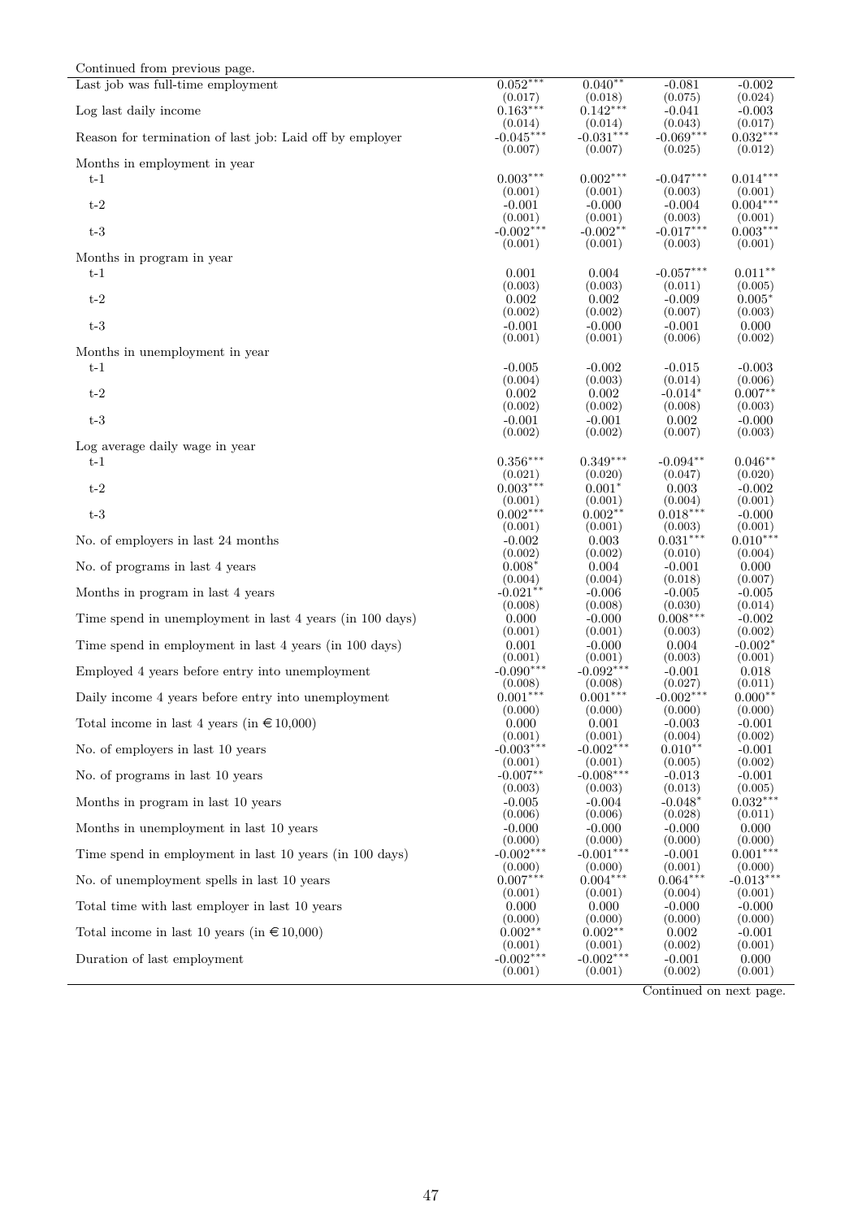Continued from previous page.

| | | | | |
|---|---|---|---|---|
| Last job was full-time employment | 0.052*** | 0.040** | -0.081 | -0.002 |
| | (0.017) | (0.018) | (0.075) | (0.024) |
| Log last daily income | 0.163*** | 0.142*** | -0.041 | -0.003 |
| | (0.014) | (0.014) | (0.043) | (0.017) |
| Reason for termination of last job: Laid off by employer | -0.045*** | -0.031*** | -0.069*** | 0.032*** |
| | (0.007) | (0.007) | (0.025) | (0.012) |
| Months in employment in year | | | | |
| t-1 | 0.003*** | 0.002*** | -0.047*** | 0.014*** |
| | (0.001) | (0.001) | (0.003) | (0.001) |
| t-2 | -0.001 | -0.000 | -0.004 | 0.004*** |
| | (0.001) | (0.001) | (0.003) | (0.001) |
| t-3 | -0.002*** | -0.002** | -0.017*** | 0.003*** |
| | (0.001) | (0.001) | (0.003) | (0.001) |
| Months in program in year | | | | |
| t-1 | 0.001 | 0.004 | -0.057*** | 0.011** |
| | (0.003) | (0.003) | (0.011) | (0.005) |
| t-2 | 0.002 | 0.002 | -0.009 | 0.005* |
| | (0.002) | (0.002) | (0.007) | (0.003) |
| t-3 | -0.001 | -0.000 | -0.001 | 0.000 |
| | (0.001) | (0.001) | (0.006) | (0.002) |
| Months in unemployment in year | | | | |
| t-1 | -0.005 | -0.002 | -0.015 | -0.003 |
| | (0.004) | (0.003) | (0.014) | (0.006) |
| t-2 | 0.002 | 0.002 | -0.014* | 0.007** |
| | (0.002) | (0.002) | (0.008) | (0.003) |
| t-3 | -0.001 | -0.001 | 0.002 | -0.000 |
| | (0.002) | (0.002) | (0.007) | (0.003) |
| Log average daily wage in year | | | | |
| t-1 | 0.356*** | 0.349*** | -0.094** | 0.046** |
| | (0.021) | (0.020) | (0.047) | (0.020) |
| t-2 | 0.003*** | 0.001* | 0.003 | -0.002 |
| | (0.001) | (0.001) | (0.004) | (0.001) |
| t-3 | 0.002*** | 0.002** | 0.018*** | -0.000 |
| | (0.001) | (0.001) | (0.003) | (0.001) |
| No. of employers in last 24 months | -0.002 | 0.003 | 0.031*** | 0.010*** |
| | (0.002) | (0.002) | (0.010) | (0.004) |
| No. of programs in last 4 years | 0.008* | 0.004 | -0.001 | 0.000 |
| | (0.004) | (0.004) | (0.018) | (0.007) |
| Months in program in last 4 years | -0.021** | -0.006 | -0.005 | -0.005 |
| | (0.008) | (0.008) | (0.030) | (0.014) |
| Time spend in unemployment in last 4 years (in 100 days) | 0.000 | -0.000 | 0.008*** | -0.002 |
| | (0.001) | (0.001) | (0.003) | (0.002) |
| Time spend in employment in last 4 years (in 100 days) | 0.001 | -0.000 | 0.004 | -0.002* |
| | (0.001) | (0.001) | (0.003) | (0.001) |
| Employed 4 years before entry into unemployment | -0.090*** | -0.092*** | -0.001 | 0.018 |
| | (0.008) | (0.008) | (0.027) | (0.011) |
| Daily income 4 years before entry into unemployment | 0.001*** | 0.001*** | -0.002*** | 0.000** |
| | (0.000) | (0.000) | (0.000) | (0.000) |
| Total income in last 4 years (in €10,000) | 0.000 | 0.001 | -0.003 | -0.001 |
| | (0.001) | (0.001) | (0.004) | (0.002) |
| No. of employers in last 10 years | -0.003*** | -0.002*** | 0.010** | -0.001 |
| | (0.001) | (0.001) | (0.005) | (0.002) |
| No. of programs in last 10 years | -0.007** | -0.008*** | -0.013 | -0.001 |
| | (0.003) | (0.003) | (0.013) | (0.005) |
| Months in program in last 10 years | -0.005 | -0.004 | -0.048* | 0.032*** |
| | (0.006) | (0.006) | (0.028) | (0.011) |
| Months in unemployment in last 10 years | -0.000 | -0.000 | -0.000 | 0.000 |
| | (0.000) | (0.000) | (0.000) | (0.000) |
| Time spend in employment in last 10 years (in 100 days) | -0.002*** | -0.001*** | -0.001 | 0.001*** |
| | (0.000) | (0.000) | (0.001) | (0.000) |
| No. of unemployment spells in last 10 years | 0.007*** | 0.004*** | 0.064*** | -0.013*** |
| | (0.001) | (0.001) | (0.004) | (0.001) |
| Total time with last employer in last 10 years | 0.000 | 0.000 | -0.000 | -0.000 |
| | (0.000) | (0.000) | (0.000) | (0.000) |
| Total income in last 10 years (in €10,000) | 0.002** | 0.002** | 0.002 | -0.001 |
| | (0.001) | (0.001) | (0.002) | (0.001) |
| Duration of last employment | -0.002*** | -0.002*** | -0.001 | 0.000 |
| | (0.001) | (0.001) | (0.002) | (0.001) |

Continued on next page.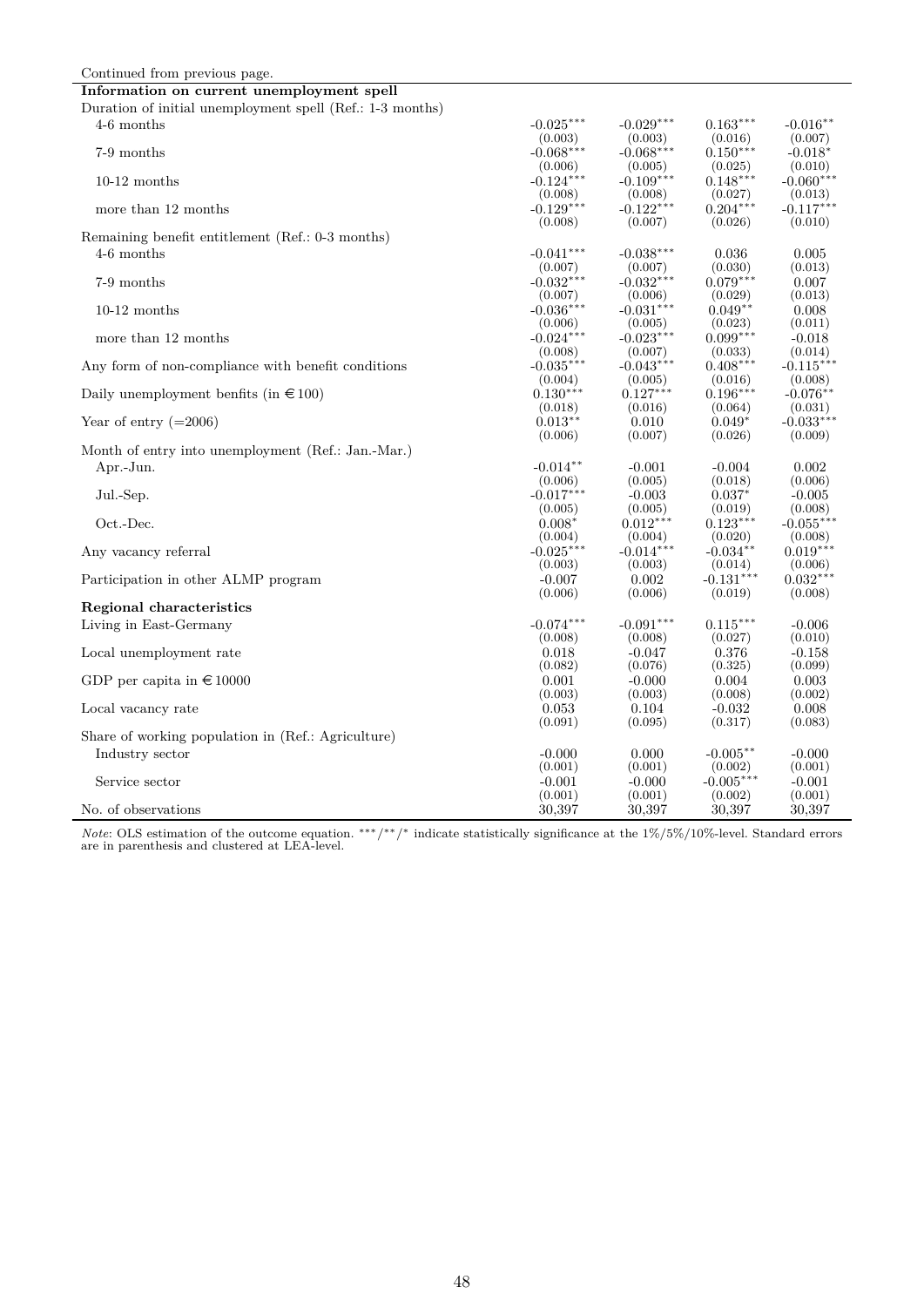Continued from previous page.

| | | | | |
|---|---|---|---|---|
| **Information on current unemployment spell** | | | | |
| Duration of initial unemployment spell (Ref.: 1-3 months) | | | | |
| 4-6 months | -0.025*** | -0.029*** | 0.163*** | -0.016** |
| | (0.003) | (0.003) | (0.016) | (0.007) |
| 7-9 months | -0.068*** | -0.068*** | 0.150*** | -0.018* |
| | (0.006) | (0.005) | (0.025) | (0.010) |
| 10-12 months | -0.124*** | -0.109*** | 0.148*** | -0.060*** |
| | (0.008) | (0.008) | (0.027) | (0.013) |
| more than 12 months | -0.129*** | -0.122*** | 0.204*** | -0.117*** |
| | (0.008) | (0.007) | (0.026) | (0.010) |
| Remaining benefit entitlement (Ref.: 0-3 months) | | | | |
| 4-6 months | -0.041*** | -0.038*** | 0.036 | 0.005 |
| | (0.007) | (0.007) | (0.030) | (0.013) |
| 7-9 months | -0.032*** | -0.032*** | 0.079*** | 0.007 |
| | (0.007) | (0.006) | (0.029) | (0.013) |
| 10-12 months | -0.036*** | -0.031*** | 0.049** | 0.008 |
| | (0.006) | (0.005) | (0.023) | (0.011) |
| more than 12 months | -0.024*** | -0.023*** | 0.099*** | -0.018 |
| | (0.008) | (0.007) | (0.033) | (0.014) |
| Any form of non-compliance with benefit conditions | -0.035*** | -0.043*** | 0.408*** | -0.115*** |
| | (0.004) | (0.005) | (0.016) | (0.008) |
| Daily unemployment benfits (in €100) | 0.130*** | 0.127*** | 0.196*** | -0.076** |
| | (0.018) | (0.016) | (0.064) | (0.031) |
| Year of entry (=2006) | 0.013** | 0.010 | 0.049* | -0.033*** |
| | (0.006) | (0.007) | (0.026) | (0.009) |
| Month of entry into unemployment (Ref.: Jan.-Mar.) | | | | |
| Apr.-Jun. | -0.014** | -0.001 | -0.004 | 0.002 |
| | (0.006) | (0.005) | (0.018) | (0.006) |
| Jul.-Sep. | -0.017*** | -0.003 | 0.037* | -0.005 |
| | (0.005) | (0.005) | (0.019) | (0.008) |
| Oct.-Dec. | 0.008* | 0.012*** | 0.123*** | -0.055*** |
| | (0.004) | (0.004) | (0.020) | (0.008) |
| Any vacancy referral | -0.025*** | -0.014*** | -0.034** | 0.019*** |
| | (0.003) | (0.003) | (0.014) | (0.006) |
| Participation in other ALMP program | -0.007 | 0.002 | -0.131*** | 0.032*** |
| | (0.006) | (0.006) | (0.019) | (0.008) |
| **Regional characteristics** | | | | |
| Living in East-Germany | -0.074*** | -0.091*** | 0.115*** | -0.006 |
| | (0.008) | (0.008) | (0.027) | (0.010) |
| Local unemployment rate | 0.018 | -0.047 | 0.376 | -0.158 |
| | (0.082) | (0.076) | (0.325) | (0.099) |
| GDP per capita in €10000 | 0.001 | -0.000 | 0.004 | 0.003 |
| | (0.003) | (0.003) | (0.008) | (0.002) |
| Local vacancy rate | 0.053 | 0.104 | -0.032 | 0.008 |
| | (0.091) | (0.095) | (0.317) | (0.083) |
| Share of working population in (Ref.: Agriculture) | | | | |
| Industry sector | -0.000 | 0.000 | -0.005** | -0.000 |
| | (0.001) | (0.001) | (0.002) | (0.001) |
| Service sector | -0.001 | -0.000 | -0.005*** | -0.001 |
| | (0.001) | (0.001) | (0.002) | (0.001) |
| No. of observations | 30,397 | 30,397 | 30,397 | 30,397 |

*Note*: OLS estimation of the outcome equation. ***/**/* indicate statistically significance at the 1%/5%/10%-level. Standard errors are in parenthesis and clustered at LEA-level.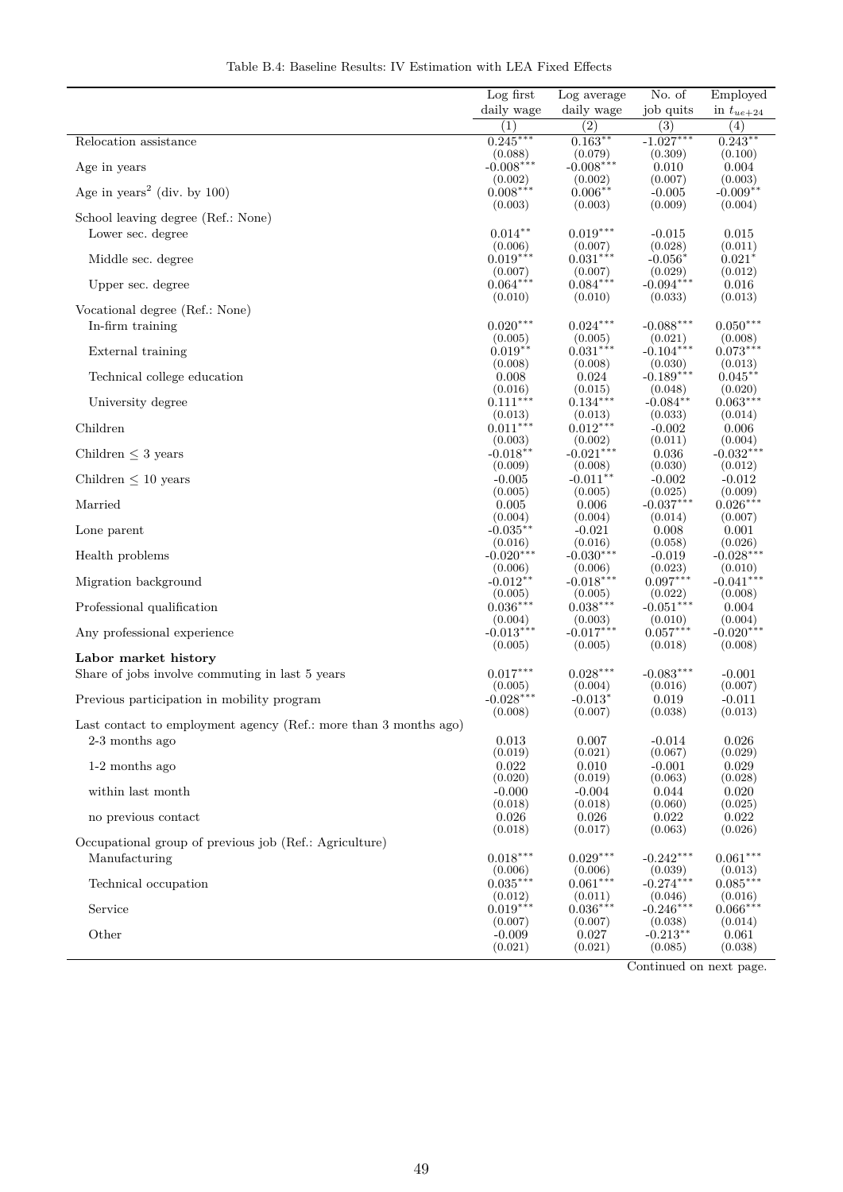Table B.4: Baseline Results: IV Estimation with LEA Fixed Effects

| | Log first daily wage | Log average daily wage | No. of job quits | Employed in $t_{ue+24}$ |
|---|---|---|---|---|
| | (1) | (2) | (3) | (4) |
| Relocation assistance | 0.245*** | 0.163** | -1.027*** | 0.243** |
| | (0.088) | (0.079) | (0.309) | (0.100) |
| Age in years | -0.008*** | -0.008*** | 0.010 | 0.004 |
| | (0.002) | (0.002) | (0.007) | (0.003) |
| Age in years$^2$ (div. by 100) | 0.008*** | 0.006** | -0.005 | -0.009** |
| | (0.003) | (0.003) | (0.009) | (0.004) |
| School leaving degree (Ref.: None) | | | | |
| Lower sec. degree | 0.014** | 0.019*** | -0.015 | 0.015 |
| | (0.006) | (0.007) | (0.028) | (0.011) |
| Middle sec. degree | 0.019*** | 0.031*** | -0.056* | 0.021* |
| | (0.007) | (0.007) | (0.029) | (0.012) |
| Upper sec. degree | 0.064*** | 0.084*** | -0.094*** | 0.016 |
| | (0.010) | (0.010) | (0.033) | (0.013) |
| Vocational degree (Ref.: None) | | | | |
| In-firm training | 0.020*** | 0.024*** | -0.088*** | 0.050*** |
| | (0.005) | (0.005) | (0.021) | (0.008) |
| External training | 0.019** | 0.031*** | -0.104*** | 0.073*** |
| | (0.008) | (0.008) | (0.030) | (0.013) |
| Technical college education | 0.008 | 0.024 | -0.189*** | 0.045** |
| | (0.016) | (0.015) | (0.048) | (0.020) |
| University degree | 0.111*** | 0.134*** | -0.084** | 0.063*** |
| | (0.013) | (0.013) | (0.033) | (0.014) |
| Children | 0.011*** | 0.012*** | -0.002 | 0.006 |
| | (0.003) | (0.002) | (0.011) | (0.004) |
| Children ≤ 3 years | -0.018** | -0.021*** | 0.036 | -0.032*** |
| | (0.009) | (0.008) | (0.030) | (0.012) |
| Children ≤ 10 years | -0.005 | -0.011** | -0.002 | -0.012 |
| | (0.005) | (0.005) | (0.025) | (0.009) |
| Married | 0.005 | 0.006 | -0.037*** | 0.026*** |
| | (0.004) | (0.004) | (0.014) | (0.007) |
| Lone parent | -0.035** | -0.021 | 0.008 | 0.001 |
| | (0.016) | (0.016) | (0.058) | (0.026) |
| Health problems | -0.020*** | -0.030*** | -0.019 | -0.028*** |
| | (0.006) | (0.006) | (0.023) | (0.010) |
| Migration background | -0.012** | -0.018*** | 0.097*** | -0.041*** |
| | (0.005) | (0.005) | (0.022) | (0.008) |
| Professional qualification | 0.036*** | 0.038*** | -0.051*** | 0.004 |
| | (0.004) | (0.003) | (0.010) | (0.004) |
| Any professional experience | -0.013*** | -0.017*** | 0.057*** | -0.020*** |
| | (0.005) | (0.005) | (0.018) | (0.008) |
| **Labor market history** | | | | |
| Share of jobs involve commuting in last 5 years | 0.017*** | 0.028*** | -0.083*** | -0.001 |
| | (0.005) | (0.004) | (0.016) | (0.007) |
| Previous participation in mobility program | -0.028*** | -0.013* | 0.019 | -0.011 |
| | (0.008) | (0.007) | (0.038) | (0.013) |
| Last contact to employment agency (Ref.: more than 3 months ago) | | | | |
| 2-3 months ago | 0.013 | 0.007 | -0.014 | 0.026 |
| | (0.019) | (0.021) | (0.067) | (0.029) |
| 1-2 months ago | 0.022 | 0.010 | -0.001 | 0.029 |
| | (0.020) | (0.019) | (0.063) | (0.028) |
| within last month | -0.000 | -0.004 | 0.044 | 0.020 |
| | (0.018) | (0.018) | (0.060) | (0.025) |
| no previous contact | 0.026 | 0.026 | 0.022 | 0.022 |
| | (0.018) | (0.017) | (0.063) | (0.026) |
| Occupational group of previous job (Ref.: Agriculture) | | | | |
| Manufacturing | 0.018*** | 0.029*** | -0.242*** | 0.061*** |
| | (0.006) | (0.006) | (0.039) | (0.013) |
| Technical occupation | 0.035*** | 0.061*** | -0.274*** | 0.085*** |
| | (0.012) | (0.011) | (0.046) | (0.016) |
| Service | 0.019*** | 0.036*** | -0.246*** | 0.066*** |
| | (0.007) | (0.007) | (0.038) | (0.014) |
| Other | -0.009 | 0.027 | -0.213** | 0.061 |
| | (0.021) | (0.021) | (0.085) | (0.038) |

Continued on next page.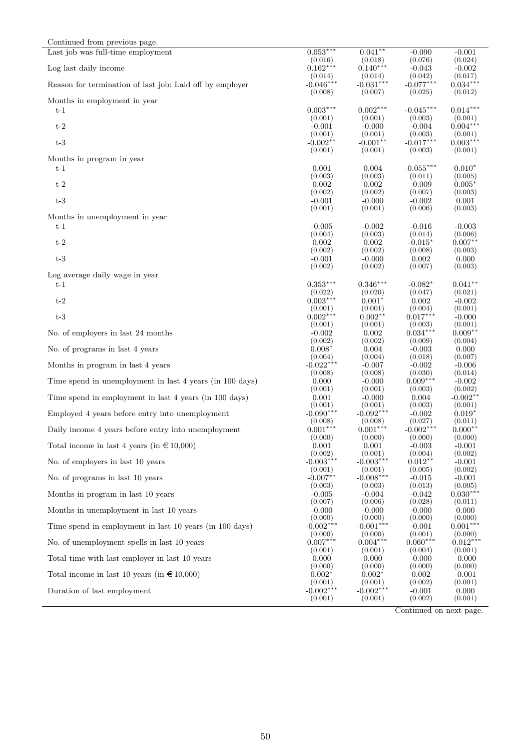Continued from previous page.

| | | | | |
|---|---|---|---|---|
| Last job was full-time employment | 0.053*** | 0.041** | -0.090 | -0.001 |
| | (0.016) | (0.018) | (0.076) | (0.024) |
| Log last daily income | 0.162*** | 0.140*** | -0.043 | -0.002 |
| | (0.014) | (0.014) | (0.042) | (0.017) |
| Reason for termination of last job: Laid off by employer | -0.046*** | -0.031*** | -0.077*** | 0.034*** |
| | (0.008) | (0.007) | (0.025) | (0.012) |
| Months in employment in year | | | | |
| t-1 | 0.003*** | 0.002*** | -0.045*** | 0.014*** |
| | (0.001) | (0.001) | (0.003) | (0.001) |
| t-2 | -0.001 | -0.000 | -0.004 | 0.004*** |
| | (0.001) | (0.001) | (0.003) | (0.001) |
| t-3 | -0.002** | -0.001** | -0.017*** | 0.003*** |
| | (0.001) | (0.001) | (0.003) | (0.001) |
| Months in program in year | | | | |
| t-1 | 0.001 | 0.004 | -0.055*** | 0.010* |
| | (0.003) | (0.003) | (0.011) | (0.005) |
| t-2 | 0.002 | 0.002 | -0.009 | 0.005* |
| | (0.002) | (0.002) | (0.007) | (0.003) |
| t-3 | -0.001 | -0.000 | -0.002 | 0.001 |
| | (0.001) | (0.001) | (0.006) | (0.003) |
| Months in unemployment in year | | | | |
| t-1 | -0.005 | -0.002 | -0.016 | -0.003 |
| | (0.004) | (0.003) | (0.014) | (0.006) |
| t-2 | 0.002 | 0.002 | -0.015* | 0.007** |
| | (0.002) | (0.002) | (0.008) | (0.003) |
| t-3 | -0.001 | -0.000 | 0.002 | 0.000 |
| | (0.002) | (0.002) | (0.007) | (0.003) |
| Log average daily wage in year | | | | |
| t-1 | 0.353*** | 0.346*** | -0.082* | 0.041** |
| | (0.022) | (0.020) | (0.047) | (0.021) |
| t-2 | 0.003*** | 0.001* | 0.002 | -0.002 |
| | (0.001) | (0.001) | (0.004) | (0.001) |
| t-3 | 0.002*** | 0.002** | 0.017*** | -0.000 |
| | (0.001) | (0.001) | (0.003) | (0.001) |
| No. of employers in last 24 months | -0.002 | 0.002 | 0.034*** | 0.009** |
| | (0.002) | (0.002) | (0.009) | (0.004) |
| No. of programs in last 4 years | 0.008* | 0.004 | -0.003 | 0.000 |
| | (0.004) | (0.004) | (0.018) | (0.007) |
| Months in program in last 4 years | -0.022*** | -0.007 | -0.002 | -0.006 |
| | (0.008) | (0.008) | (0.030) | (0.014) |
| Time spend in unemployment in last 4 years (in 100 days) | 0.000 | -0.000 | 0.009*** | -0.002 |
| | (0.001) | (0.001) | (0.003) | (0.002) |
| Time spend in employment in last 4 years (in 100 days) | 0.001 | -0.000 | 0.004 | -0.002** |
| | (0.001) | (0.001) | (0.003) | (0.001) |
| Employed 4 years before entry into unemployment | -0.090*** | -0.092*** | -0.002 | 0.019* |
| | (0.008) | (0.008) | (0.027) | (0.011) |
| Daily income 4 years before entry into unemployment | 0.001*** | 0.001*** | -0.002*** | 0.000** |
| | (0.000) | (0.000) | (0.000) | (0.000) |
| Total income in last 4 years (in €10,000) | 0.001 | 0.001 | -0.003 | -0.001 |
| | (0.002) | (0.001) | (0.004) | (0.002) |
| No. of employers in last 10 years | -0.003*** | -0.003*** | 0.012** | -0.001 |
| | (0.001) | (0.001) | (0.005) | (0.002) |
| No. of programs in last 10 years | -0.007** | -0.008*** | -0.015 | -0.001 |
| | (0.003) | (0.003) | (0.013) | (0.005) |
| Months in program in last 10 years | -0.005 | -0.004 | -0.042 | 0.030*** |
| | (0.007) | (0.006) | (0.028) | (0.011) |
| Months in unemployment in last 10 years | -0.000 | -0.000 | -0.000 | 0.000 |
| | (0.000) | (0.000) | (0.000) | (0.000) |
| Time spend in employment in last 10 years (in 100 days) | -0.002*** | -0.001*** | -0.001 | 0.001*** |
| | (0.000) | (0.000) | (0.001) | (0.000) |
| No. of unemployment spells in last 10 years | 0.007*** | 0.004*** | 0.060*** | -0.012*** |
| | (0.001) | (0.001) | (0.004) | (0.001) |
| Total time with last employer in last 10 years | 0.000 | 0.000 | -0.000 | -0.000 |
| | (0.000) | (0.000) | (0.000) | (0.000) |
| Total income in last 10 years (in €10,000) | 0.002* | 0.002* | 0.002 | -0.001 |
| | (0.001) | (0.001) | (0.002) | (0.001) |
| Duration of last employment | -0.002*** | -0.002*** | -0.001 | 0.000 |
| | (0.001) | (0.001) | (0.002) | (0.001) |

Continued on next page.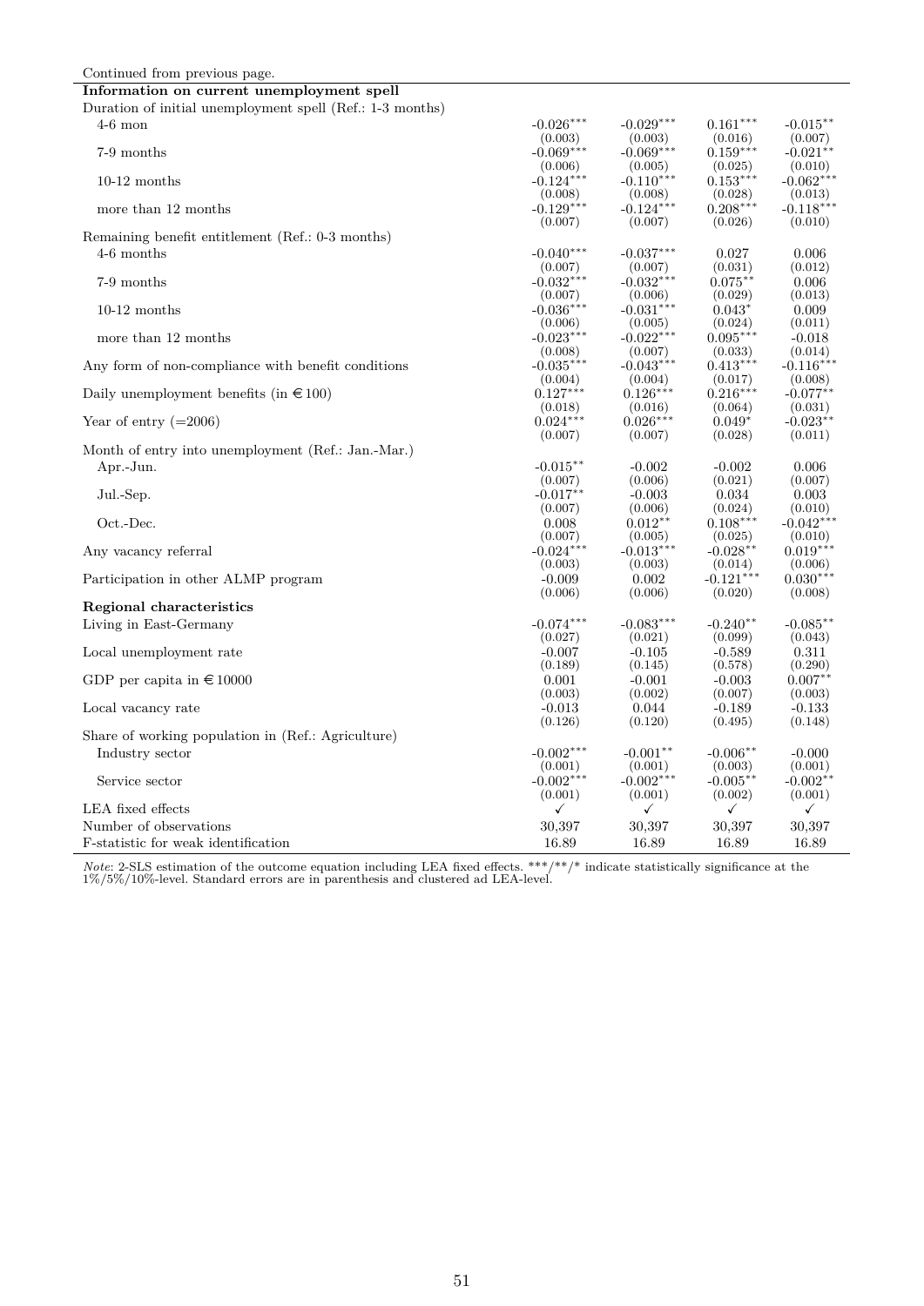Continued from previous page.

| | | | | |
|---|---|---|---|---|
| **Information on current unemployment spell** | | | | |
| Duration of initial unemployment spell (Ref.: 1-3 months) | | | | |
| 4-6 mon | -0.026*** | -0.029*** | 0.161*** | -0.015** |
| | (0.003) | (0.003) | (0.016) | (0.007) |
| 7-9 months | -0.069*** | -0.069*** | 0.159*** | -0.021** |
| | (0.006) | (0.005) | (0.025) | (0.010) |
| 10-12 months | -0.124*** | -0.110*** | 0.153*** | -0.062*** |
| | (0.008) | (0.008) | (0.028) | (0.013) |
| more than 12 months | -0.129*** | -0.124*** | 0.208*** | -0.118*** |
| | (0.007) | (0.007) | (0.026) | (0.010) |
| Remaining benefit entitlement (Ref.: 0-3 months) | | | | |
| 4-6 months | -0.040*** | -0.037*** | 0.027 | 0.006 |
| | (0.007) | (0.007) | (0.031) | (0.012) |
| 7-9 months | -0.032*** | -0.032*** | 0.075** | 0.006 |
| | (0.007) | (0.006) | (0.029) | (0.013) |
| 10-12 months | -0.036*** | -0.031*** | 0.043* | 0.009 |
| | (0.006) | (0.005) | (0.024) | (0.011) |
| more than 12 months | -0.023*** | -0.022*** | 0.095*** | -0.018 |
| | (0.008) | (0.007) | (0.033) | (0.014) |
| Any form of non-compliance with benefit conditions | -0.035*** | -0.043*** | 0.413*** | -0.116*** |
| | (0.004) | (0.004) | (0.017) | (0.008) |
| Daily unemployment benefits (in €100) | 0.127*** | 0.126*** | 0.216*** | -0.077** |
| | (0.018) | (0.016) | (0.064) | (0.031) |
| Year of entry (=2006) | 0.024*** | 0.026*** | 0.049* | -0.023** |
| | (0.007) | (0.007) | (0.028) | (0.011) |
| Month of entry into unemployment (Ref.: Jan.-Mar.) | | | | |
| Apr.-Jun. | -0.015** | -0.002 | -0.002 | 0.006 |
| | (0.007) | (0.006) | (0.021) | (0.007) |
| Jul.-Sep. | -0.017** | -0.003 | 0.034 | 0.003 |
| | (0.007) | (0.006) | (0.024) | (0.010) |
| Oct.-Dec. | 0.008 | 0.012** | 0.108*** | -0.042*** |
| | (0.007) | (0.005) | (0.025) | (0.010) |
| Any vacancy referral | -0.024*** | -0.013*** | -0.028** | 0.019*** |
| | (0.003) | (0.003) | (0.014) | (0.006) |
| Participation in other ALMP program | -0.009 | 0.002 | -0.121*** | 0.030*** |
| | (0.006) | (0.006) | (0.020) | (0.008) |
| **Regional characteristics** | | | | |
| Living in East-Germany | -0.074*** | -0.083*** | -0.240** | -0.085** |
| | (0.027) | (0.021) | (0.099) | (0.043) |
| Local unemployment rate | -0.007 | -0.105 | -0.589 | 0.311 |
| | (0.189) | (0.145) | (0.578) | (0.290) |
| GDP per capita in €10000 | 0.001 | -0.001 | -0.003 | 0.007** |
| | (0.003) | (0.002) | (0.007) | (0.003) |
| Local vacancy rate | -0.013 | 0.044 | -0.189 | -0.133 |
| | (0.126) | (0.120) | (0.495) | (0.148) |
| Share of working population in (Ref.: Agriculture) | | | | |
| Industry sector | -0.002*** | -0.001** | -0.006** | -0.000 |
| | (0.001) | (0.001) | (0.003) | (0.001) |
| Service sector | -0.002*** | -0.002*** | -0.005** | -0.002** |
| | (0.001) | (0.001) | (0.002) | (0.001) |
| LEA fixed effects | ✓ | ✓ | ✓ | ✓ |
| Number of observations | 30,397 | 30,397 | 30,397 | 30,397 |
| F-statistic for weak identification | 16.89 | 16.89 | 16.89 | 16.89 |

*Note*: 2-SLS estimation of the outcome equation including LEA fixed effects. ***/**/* indicate statistically significance at the 1%/5%/10%-level. Standard errors are in parenthesis and clustered ad LEA-level.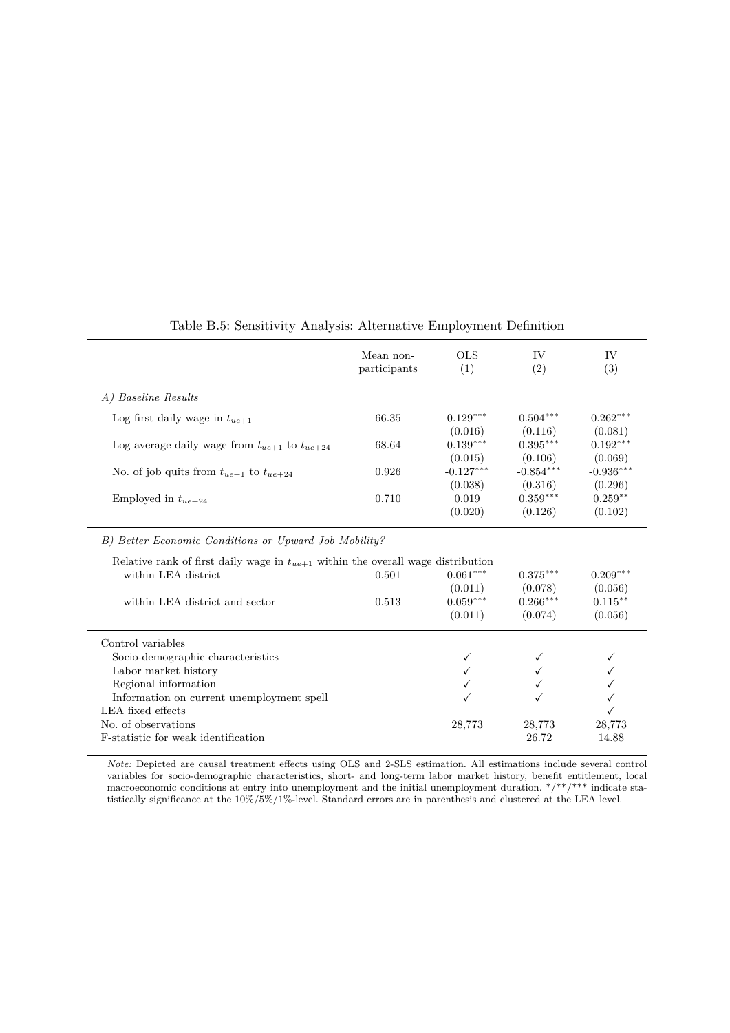Table B.5: Sensitivity Analysis: Alternative Employment Definition

| | Mean non-participants | OLS (1) | IV (2) | IV (3) |
|---|---|---|---|---|
| *A) Baseline Results* | | | | |
| Log first daily wage in $t_{ue+1}$ | 66.35 | $0.129^{***}$ | $0.504^{***}$ | $0.262^{***}$ |
| | | (0.016) | (0.116) | (0.081) |
| Log average daily wage from $t_{ue+1}$ to $t_{ue+24}$ | 68.64 | $0.139^{***}$ | $0.395^{***}$ | $0.192^{***}$ |
| | | (0.015) | (0.106) | (0.069) |
| No. of job quits from $t_{ue+1}$ to $t_{ue+24}$ | 0.926 | $-0.127^{***}$ | $-0.854^{***}$ | $-0.936^{***}$ |
| | | (0.038) | (0.316) | (0.296) |
| Employed in $t_{ue+24}$ | 0.710 | 0.019 | $0.359^{***}$ | $0.259^{**}$ |
| | | (0.020) | (0.126) | (0.102) |
| *B) Better Economic Conditions or Upward Job Mobility?* | | | | |
| Relative rank of first daily wage in $t_{ue+1}$ within the overall wage distribution | | | | |
| within LEA district | 0.501 | $0.061^{***}$ | $0.375^{***}$ | $0.209^{***}$ |
| | | (0.011) | (0.078) | (0.056) |
| within LEA district and sector | 0.513 | $0.059^{***}$ | $0.266^{***}$ | $0.115^{**}$ |
| | | (0.011) | (0.074) | (0.056) |
| Control variables | | | | |
| Socio-demographic characteristics | | ✓ | ✓ | ✓ |
| Labor market history | | ✓ | ✓ | ✓ |
| Regional information | | ✓ | ✓ | ✓ |
| Information on current unemployment spell | | ✓ | ✓ | ✓ |
| LEA fixed effects | | | | ✓ |
| No. of observations | | 28,773 | 28,773 | 28,773 |
| F-statistic for weak identification | | | 26.72 | 14.88 |

*Note:* Depicted are causal treatment effects using OLS and 2-SLS estimation. All estimations include several control variables for socio-demographic characteristics, short- and long-term labor market history, benefit entitlement, local macroeconomic conditions at entry into unemployment and the initial unemployment duration. \*/\*\*/\*\*\* indicate statistically significance at the 10%/5%/1%-level. Standard errors are in parenthesis and clustered at the LEA level.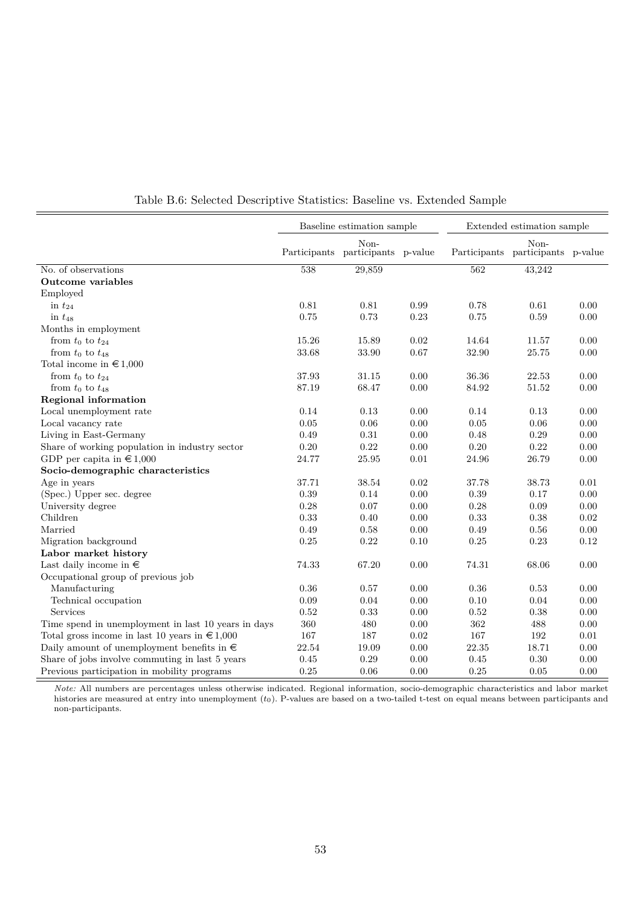Table B.6: Selected Descriptive Statistics: Baseline vs. Extended Sample

| | Baseline estimation sample | | | Extended estimation sample | | |
|---|---|---|---|---|---|---|
| | Participants | Non-participants | p-value | Participants | Non-participants | p-value |
| No. of observations | 538 | 29,859 | | 562 | 43,242 | |
| **Outcome variables** | | | | | | |
| Employed | | | | | | |
| in $t_{24}$ | 0.81 | 0.81 | 0.99 | 0.78 | 0.61 | 0.00 |
| in $t_{48}$ | 0.75 | 0.73 | 0.23 | 0.75 | 0.59 | 0.00 |
| Months in employment | | | | | | |
| from $t_0$ to $t_{24}$ | 15.26 | 15.89 | 0.02 | 14.64 | 11.57 | 0.00 |
| from $t_0$ to $t_{48}$ | 33.68 | 33.90 | 0.67 | 32.90 | 25.75 | 0.00 |
| Total income in €1,000 | | | | | | |
| from $t_0$ to $t_{24}$ | 37.93 | 31.15 | 0.00 | 36.36 | 22.53 | 0.00 |
| from $t_0$ to $t_{48}$ | 87.19 | 68.47 | 0.00 | 84.92 | 51.52 | 0.00 |
| **Regional information** | | | | | | |
| Local unemployment rate | 0.14 | 0.13 | 0.00 | 0.14 | 0.13 | 0.00 |
| Local vacancy rate | 0.05 | 0.06 | 0.00 | 0.05 | 0.06 | 0.00 |
| Living in East-Germany | 0.49 | 0.31 | 0.00 | 0.48 | 0.29 | 0.00 |
| Share of working population in industry sector | 0.20 | 0.22 | 0.00 | 0.20 | 0.22 | 0.00 |
| GDP per capita in €1,000 | 24.77 | 25.95 | 0.01 | 24.96 | 26.79 | 0.00 |
| **Socio-demographic characteristics** | | | | | | |
| Age in years | 37.71 | 38.54 | 0.02 | 37.78 | 38.73 | 0.01 |
| (Spec.) Upper sec. degree | 0.39 | 0.14 | 0.00 | 0.39 | 0.17 | 0.00 |
| University degree | 0.28 | 0.07 | 0.00 | 0.28 | 0.09 | 0.00 |
| Children | 0.33 | 0.40 | 0.00 | 0.33 | 0.38 | 0.02 |
| Married | 0.49 | 0.58 | 0.00 | 0.49 | 0.56 | 0.00 |
| Migration background | 0.25 | 0.22 | 0.10 | 0.25 | 0.23 | 0.12 |
| **Labor market history** | | | | | | |
| Last daily income in € | 74.33 | 67.20 | 0.00 | 74.31 | 68.06 | 0.00 |
| Occupational group of previous job | | | | | | |
| Manufacturing | 0.36 | 0.57 | 0.00 | 0.36 | 0.53 | 0.00 |
| Technical occupation | 0.09 | 0.04 | 0.00 | 0.10 | 0.04 | 0.00 |
| Services | 0.52 | 0.33 | 0.00 | 0.52 | 0.38 | 0.00 |
| Time spend in unemployment in last 10 years in days | 360 | 480 | 0.00 | 362 | 488 | 0.00 |
| Total gross income in last 10 years in €1,000 | 167 | 187 | 0.02 | 167 | 192 | 0.01 |
| Daily amount of unemployment benefits in € | 22.54 | 19.09 | 0.00 | 22.35 | 18.71 | 0.00 |
| Share of jobs involve commuting in last 5 years | 0.45 | 0.29 | 0.00 | 0.45 | 0.30 | 0.00 |
| Previous participation in mobility programs | 0.25 | 0.06 | 0.00 | 0.25 | 0.05 | 0.00 |

*Note:* All numbers are percentages unless otherwise indicated. Regional information, socio-demographic characteristics and labor market histories are measured at entry into unemployment ($t_0$). P-values are based on a two-tailed t-test on equal means between participants and non-participants.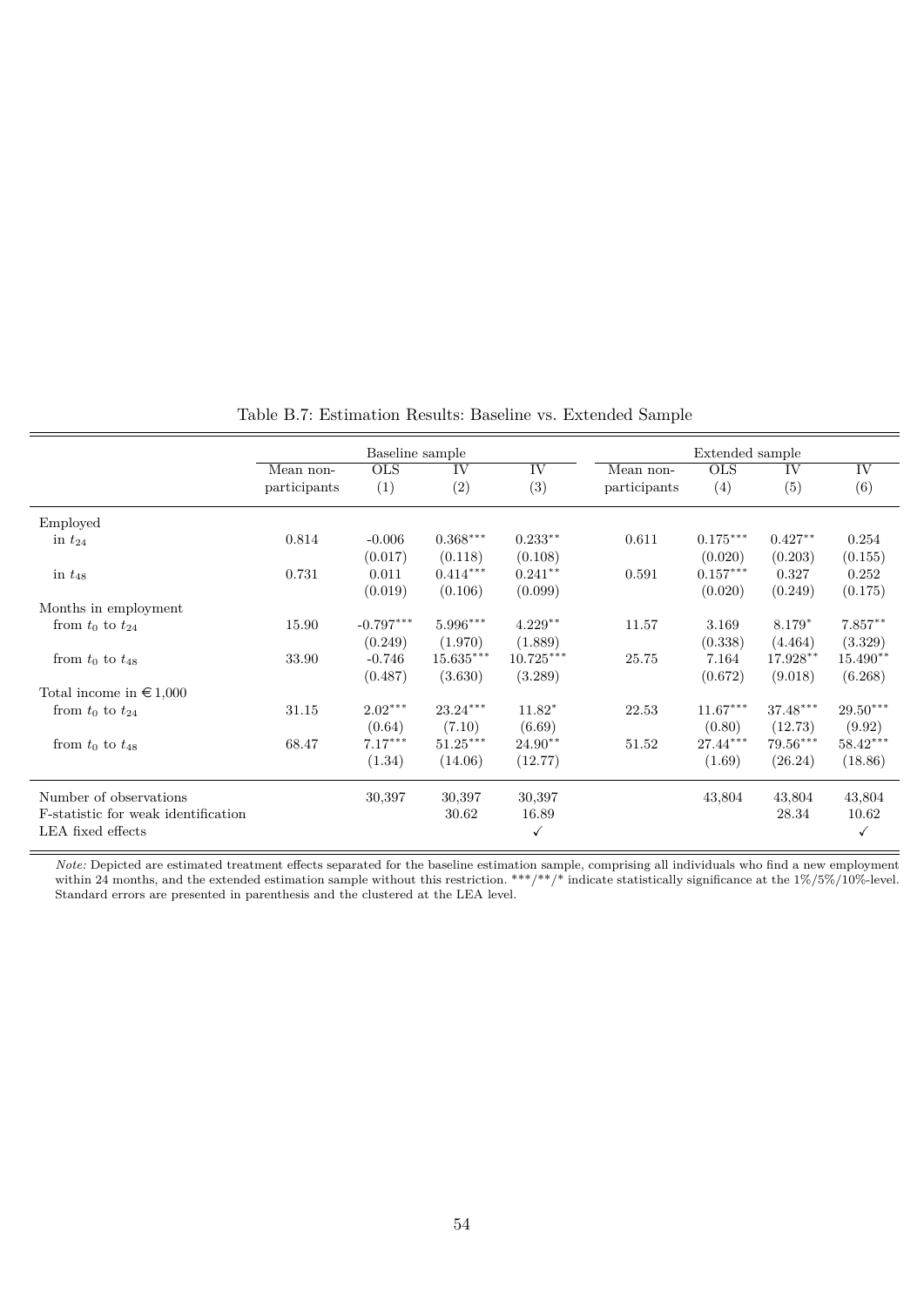Table B.7: Estimation Results: Baseline vs. Extended Sample

| | Baseline sample | | | | Extended sample | | | |
|---|---|---|---|---|---|---|---|---|
| | Mean non-participants | OLS (1) | IV (2) | IV (3) | Mean non-participants | OLS (4) | IV (5) | IV (6) |
| Employed | | | | | | | | |
| in $t_{24}$ | 0.814 | -0.006 | 0.368*** | 0.233** | 0.611 | 0.175*** | 0.427** | 0.254 |
| | | (0.017) | (0.118) | (0.108) | | (0.020) | (0.203) | (0.155) |
| in $t_{48}$ | 0.731 | 0.011 | 0.414*** | 0.241** | 0.591 | 0.157*** | 0.327 | 0.252 |
| | | (0.019) | (0.106) | (0.099) | | (0.020) | (0.249) | (0.175) |
| Months in employment | | | | | | | | |
| from $t_0$ to $t_{24}$ | 15.90 | -0.797*** | 5.996*** | 4.229** | 11.57 | 3.169 | 8.179* | 7.857** |
| | | (0.249) | (1.970) | (1.889) | | (0.338) | (4.464) | (3.329) |
| from $t_0$ to $t_{48}$ | 33.90 | -0.746 | 15.635*** | 10.725*** | 25.75 | 7.164 | 17.928** | 15.490** |
| | | (0.487) | (3.630) | (3.289) | | (0.672) | (9.018) | (6.268) |
| Total income in €1,000 | | | | | | | | |
| from $t_0$ to $t_{24}$ | 31.15 | 2.02*** | 23.24*** | 11.82* | 22.53 | 11.67*** | 37.48*** | 29.50*** |
| | | (0.64) | (7.10) | (6.69) | | (0.80) | (12.73) | (9.92) |
| from $t_0$ to $t_{48}$ | 68.47 | 7.17*** | 51.25*** | 24.90** | 51.52 | 27.44*** | 79.56*** | 58.42*** |
| | | (1.34) | (14.06) | (12.77) | | (1.69) | (26.24) | (18.86) |
| Number of observations | | 30,397 | 30,397 | 30,397 | | 43,804 | 43,804 | 43,804 |
| F-statistic for weak identification | | | 30.62 | 16.89 | | | 28.34 | 10.62 |
| LEA fixed effects | | | | ✓ | | | | ✓ |

*Note:* Depicted are estimated treatment effects separated for the baseline estimation sample, comprising all individuals who find a new employment within 24 months, and the extended estimation sample without this restriction. ***/**/* indicate statistically significance at the 1%/5%/10%-level. Standard errors are presented in parenthesis and the clustered at the LEA level.